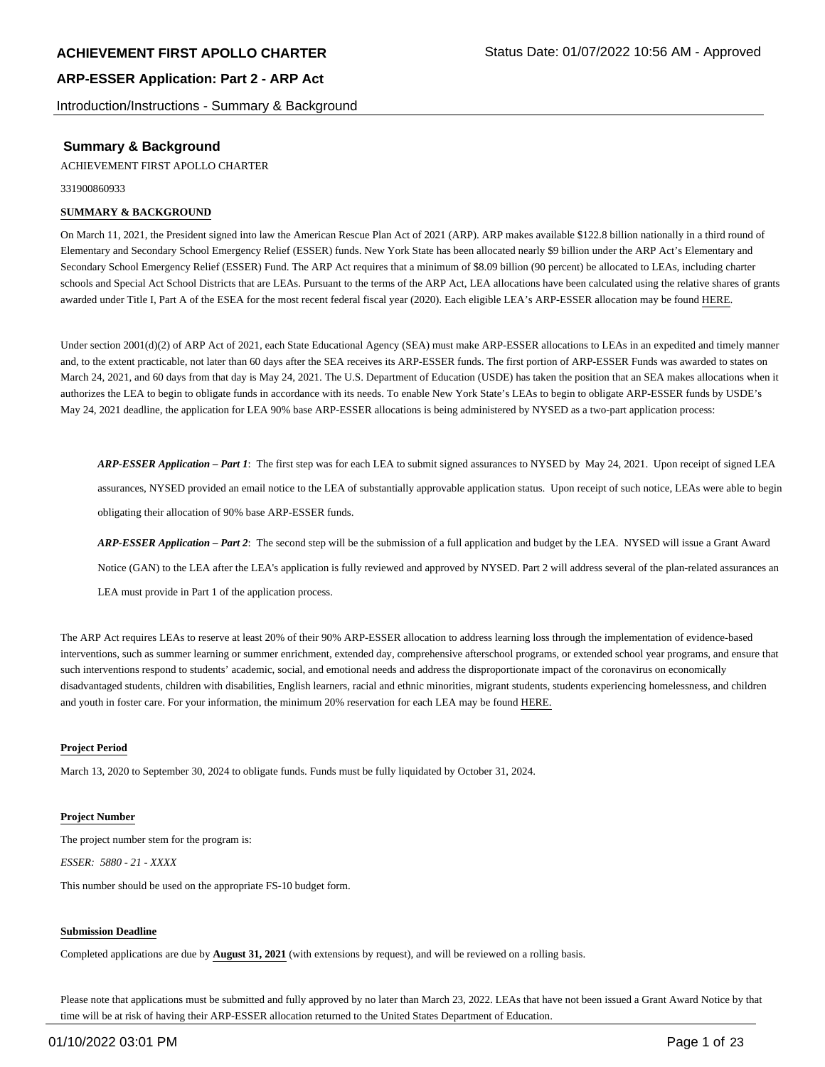**ACHIEVEMENT FIRST APOLLO CHARTER** Status Date: 01/07/2022 10:56 AM - Approved

**ARP-ESSER Application: Part 2 - ARP Act**

Introduction/Instructions - Summary & Background

## Summary & Background

ACHIEVEMENT FIRST APOLLO CHARTER

331900860933

**SUMMARY & BACKGROUND**

On March 11, 2021, the President signed into law the American Rescue Plan Act of 2021 (ARP). ARP makes available $122.8 billion nationally in a third round of Elementary and Secondary School Emergency Relief (ESSER) funds. New York State has been allocated nearly $9 billion under the ARP Act's Elementary and Secondary School Emergency Relief (ESSER) Fund. The ARP Act requires that a minimum of $8.09 billion (90 percent) be allocated to LEAs, including charter schools and Special Act School Districts that are LEAs. Pursuant to the terms of the ARP Act, LEA allocations have been calculated using the relative shares of grants awarded under Title I, Part A of the ESEA for the most recent federal fiscal year (2020). Each eligible LEA's ARP-ESSER allocation may be found HERE.

Under section 2001(d)(2) of ARP Act of 2021, each State Educational Agency (SEA) must make ARP-ESSER allocations to LEAs in an expedited and timely manner and, to the extent practicable, not later than 60 days after the SEA receives its ARP-ESSER funds. The first portion of ARP-ESSER Funds was awarded to states on March 24, 2021, and 60 days from that day is May 24, 2021. The U.S. Department of Education (USDE) has taken the position that an SEA makes allocations when it authorizes the LEA to begin to obligate funds in accordance with its needs. To enable New York State's LEAs to begin to obligate ARP-ESSER funds by USDE's May 24, 2021 deadline, the application for LEA 90% base ARP-ESSER allocations is being administered by NYSED as a two-part application process:

> ***ARP-ESSER Application – Part 1***: The first step was for each LEA to submit signed assurances to NYSED by May 24, 2021. Upon receipt of signed LEA assurances, NYSED provided an email notice to the LEA of substantially approvable application status. Upon receipt of such notice, LEAs were able to begin obligating their allocation of 90% base ARP-ESSER funds.
>
> ***ARP-ESSER Application – Part 2***: The second step will be the submission of a full application and budget by the LEA. NYSED will issue a Grant Award Notice (GAN) to the LEA after the LEA's application is fully reviewed and approved by NYSED. Part 2 will address several of the plan-related assurances an LEA must provide in Part 1 of the application process.

The ARP Act requires LEAs to reserve at least 20% of their 90% ARP-ESSER allocation to address learning loss through the implementation of evidence-based interventions, such as summer learning or summer enrichment, extended day, comprehensive afterschool programs, or extended school year programs, and ensure that such interventions respond to students' academic, social, and emotional needs and address the disproportionate impact of the coronavirus on economically disadvantaged students, children with disabilities, English learners, racial and ethnic minorities, migrant students, students experiencing homelessness, and children and youth in foster care. For your information, the minimum 20% reservation for each LEA may be found HERE.

**Project Period**

March 13, 2020 to September 30, 2024 to obligate funds. Funds must be fully liquidated by October 31, 2024.

**Project Number**

The project number stem for the program is:

*ESSER: 5880 - 21 - XXXX*

This number should be used on the appropriate FS-10 budget form.

**Submission Deadline**

Completed applications are due by **August 31, 2021** (with extensions by request), and will be reviewed on a rolling basis.

Please note that applications must be submitted and fully approved by no later than March 23, 2022. LEAs that have not been issued a Grant Award Notice by that time will be at risk of having their ARP-ESSER allocation returned to the United States Department of Education.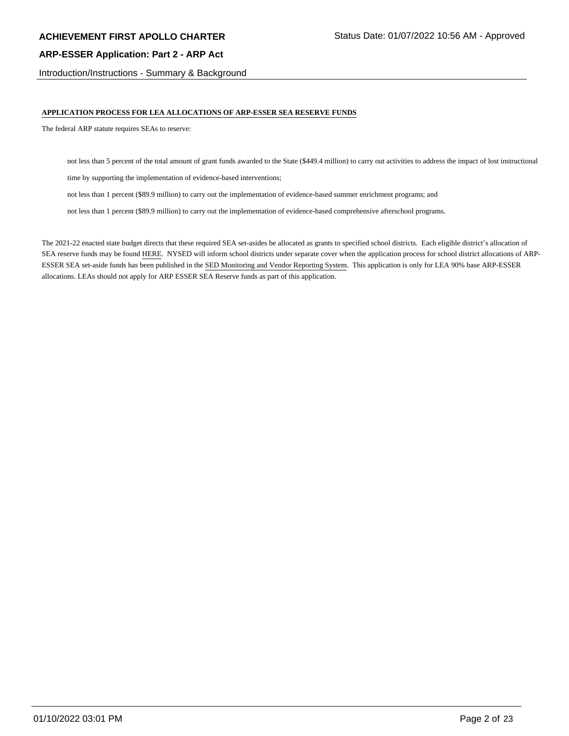**APPLICATION PROCESS FOR LEA ALLOCATIONS OF ARP-ESSER SEA RESERVE FUNDS**

The federal ARP statute requires SEAs to reserve:

- not less than 5 percent of the total amount of grant funds awarded to the State ($449.4 million) to carry out activities to address the impact of lost instructional time by supporting the implementation of evidence-based interventions;
- not less than 1 percent ($89.9 million) to carry out the implementation of evidence-based summer enrichment programs; and
- not less than 1 percent ($89.9 million) to carry out the implementation of evidence-based comprehensive afterschool programs.

The 2021-22 enacted state budget directs that these required SEA set-asides be allocated as grants to specified school districts. Each eligible district's allocation of SEA reserve funds may be found HERE. NYSED will inform school districts under separate cover when the application process for school district allocations of ARP-ESSER SEA set-aside funds has been published in the SED Monitoring and Vendor Reporting System. This application is only for LEA 90% base ARP-ESSER allocations. LEAs should not apply for ARP ESSER SEA Reserve funds as part of this application.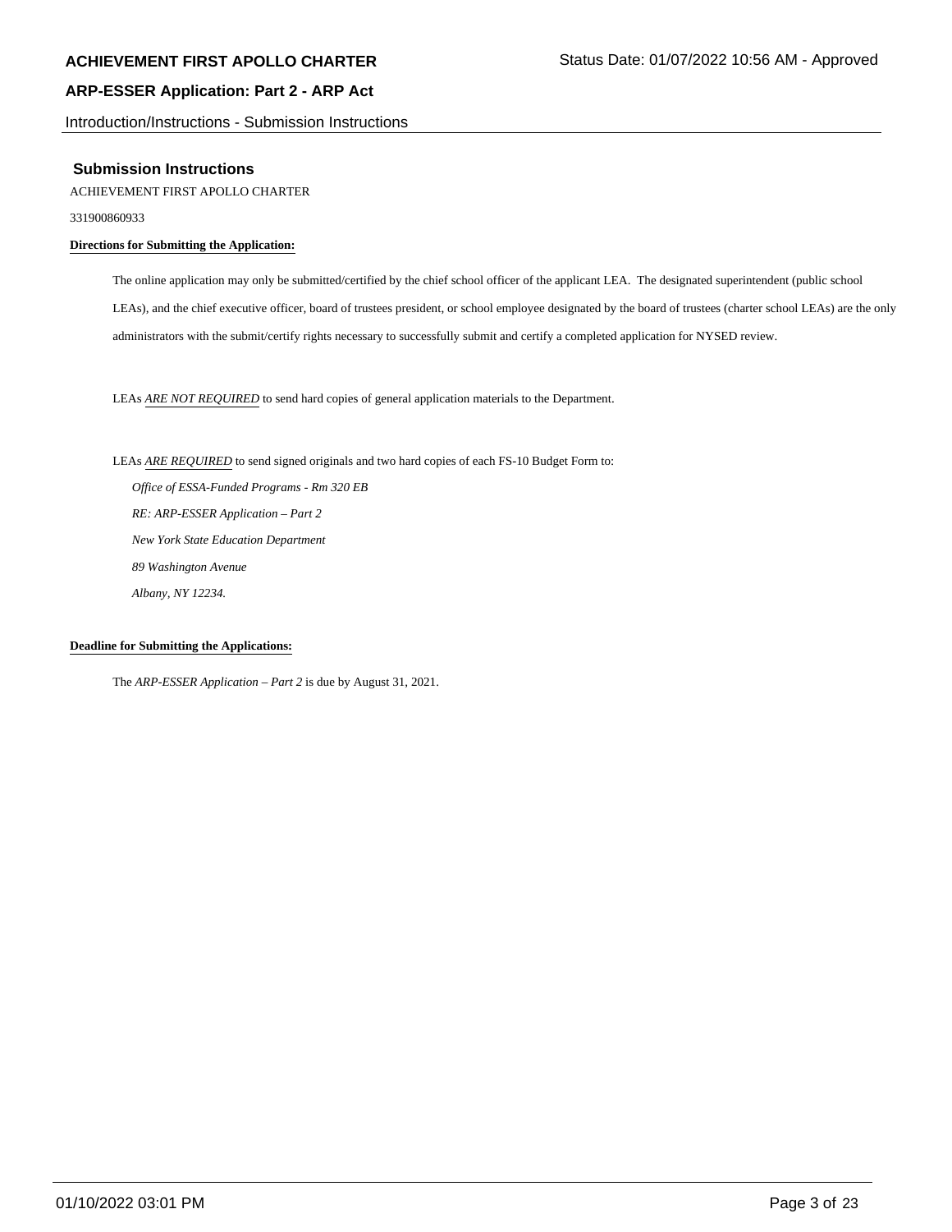## Submission Instructions

ACHIEVEMENT FIRST APOLLO CHARTER

331900860933

**Directions for Submitting the Application:**

The online application may only be submitted/certified by the chief school officer of the applicant LEA. The designated superintendent (public school LEAs), and the chief executive officer, board of trustees president, or school employee designated by the board of trustees (charter school LEAs) are the only administrators with the submit/certify rights necessary to successfully submit and certify a completed application for NYSED review.

LEAs *ARE NOT REQUIRED* to send hard copies of general application materials to the Department.

LEAs *ARE REQUIRED* to send signed originals and two hard copies of each FS-10 Budget Form to:

*Office of ESSA-Funded Programs - Rm 320 EB*
*RE: ARP-ESSER Application – Part 2*
*New York State Education Department*
*89 Washington Avenue*
*Albany, NY 12234.*

**Deadline for Submitting the Applications:**

The *ARP-ESSER Application – Part 2* is due by August 31, 2021.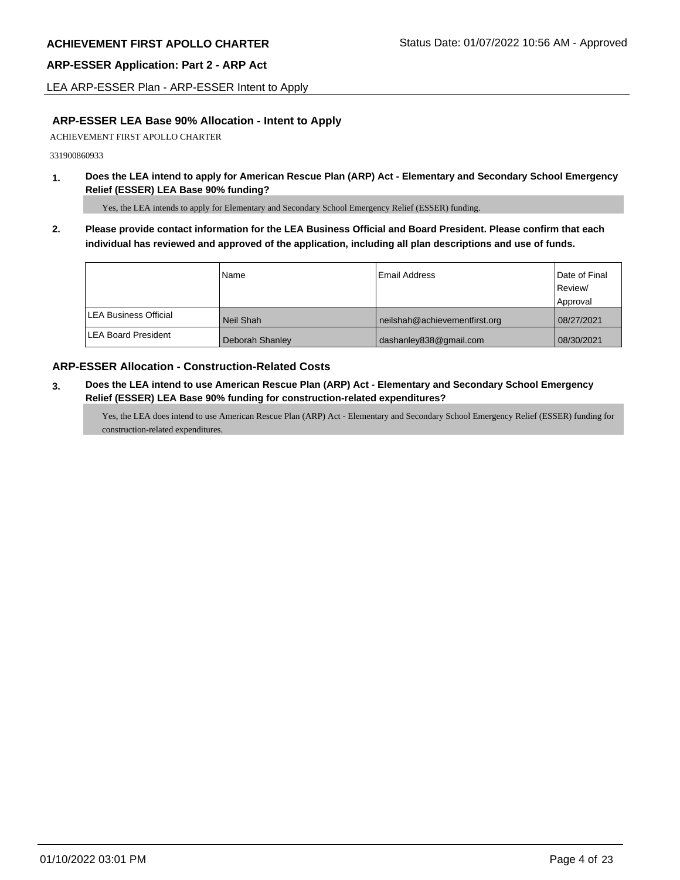## ARP-ESSER LEA Base 90% Allocation - Intent to Apply

ACHIEVEMENT FIRST APOLLO CHARTER

331900860933

**1. Does the LEA intend to apply for American Rescue Plan (ARP) Act - Elementary and Secondary School Emergency Relief (ESSER) LEA Base 90% funding?**

Yes, the LEA intends to apply for Elementary and Secondary School Emergency Relief (ESSER) funding.

**2. Please provide contact information for the LEA Business Official and Board President. Please confirm that each individual has reviewed and approved of the application, including all plan descriptions and use of funds.**

| | Name | Email Address | Date of Final Review/ Approval |
|---|---|---|---|
| LEA Business Official | Neil Shah | neilshah@achievementfirst.org | 08/27/2021 |
| LEA Board President | Deborah Shanley | dashanley838@gmail.com | 08/30/2021 |

## ARP-ESSER Allocation - Construction-Related Costs

**3. Does the LEA intend to use American Rescue Plan (ARP) Act - Elementary and Secondary School Emergency Relief (ESSER) LEA Base 90% funding for construction-related expenditures?**

Yes, the LEA does intend to use American Rescue Plan (ARP) Act - Elementary and Secondary School Emergency Relief (ESSER) funding for construction-related expenditures.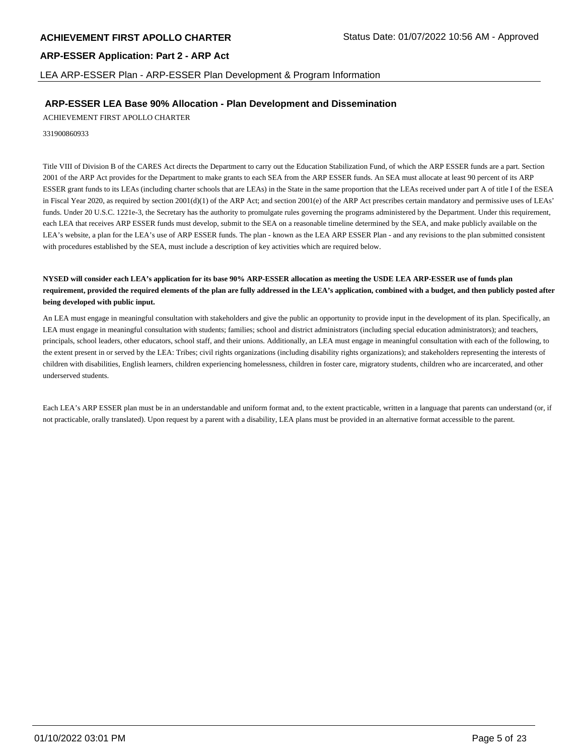## ARP-ESSER LEA Base 90% Allocation - Plan Development and Dissemination

ACHIEVEMENT FIRST APOLLO CHARTER

331900860933

Title VIII of Division B of the CARES Act directs the Department to carry out the Education Stabilization Fund, of which the ARP ESSER funds are a part. Section 2001 of the ARP Act provides for the Department to make grants to each SEA from the ARP ESSER funds. An SEA must allocate at least 90 percent of its ARP ESSER grant funds to its LEAs (including charter schools that are LEAs) in the State in the same proportion that the LEAs received under part A of title I of the ESEA in Fiscal Year 2020, as required by section 2001(d)(1) of the ARP Act; and section 2001(e) of the ARP Act prescribes certain mandatory and permissive uses of LEAs' funds. Under 20 U.S.C. 1221e-3, the Secretary has the authority to promulgate rules governing the programs administered by the Department. Under this requirement, each LEA that receives ARP ESSER funds must develop, submit to the SEA on a reasonable timeline determined by the SEA, and make publicly available on the LEA's website, a plan for the LEA's use of ARP ESSER funds. The plan - known as the LEA ARP ESSER Plan - and any revisions to the plan submitted consistent with procedures established by the SEA, must include a description of key activities which are required below.

**NYSED will consider each LEA's application for its base 90% ARP-ESSER allocation as meeting the USDE LEA ARP-ESSER use of funds plan requirement, provided the required elements of the plan are fully addressed in the LEA's application, combined with a budget, and then publicly posted after being developed with public input.**

An LEA must engage in meaningful consultation with stakeholders and give the public an opportunity to provide input in the development of its plan. Specifically, an LEA must engage in meaningful consultation with students; families; school and district administrators (including special education administrators); and teachers, principals, school leaders, other educators, school staff, and their unions. Additionally, an LEA must engage in meaningful consultation with each of the following, to the extent present in or served by the LEA: Tribes; civil rights organizations (including disability rights organizations); and stakeholders representing the interests of children with disabilities, English learners, children experiencing homelessness, children in foster care, migratory students, children who are incarcerated, and other underserved students.

Each LEA's ARP ESSER plan must be in an understandable and uniform format and, to the extent practicable, written in a language that parents can understand (or, if not practicable, orally translated). Upon request by a parent with a disability, LEA plans must be provided in an alternative format accessible to the parent.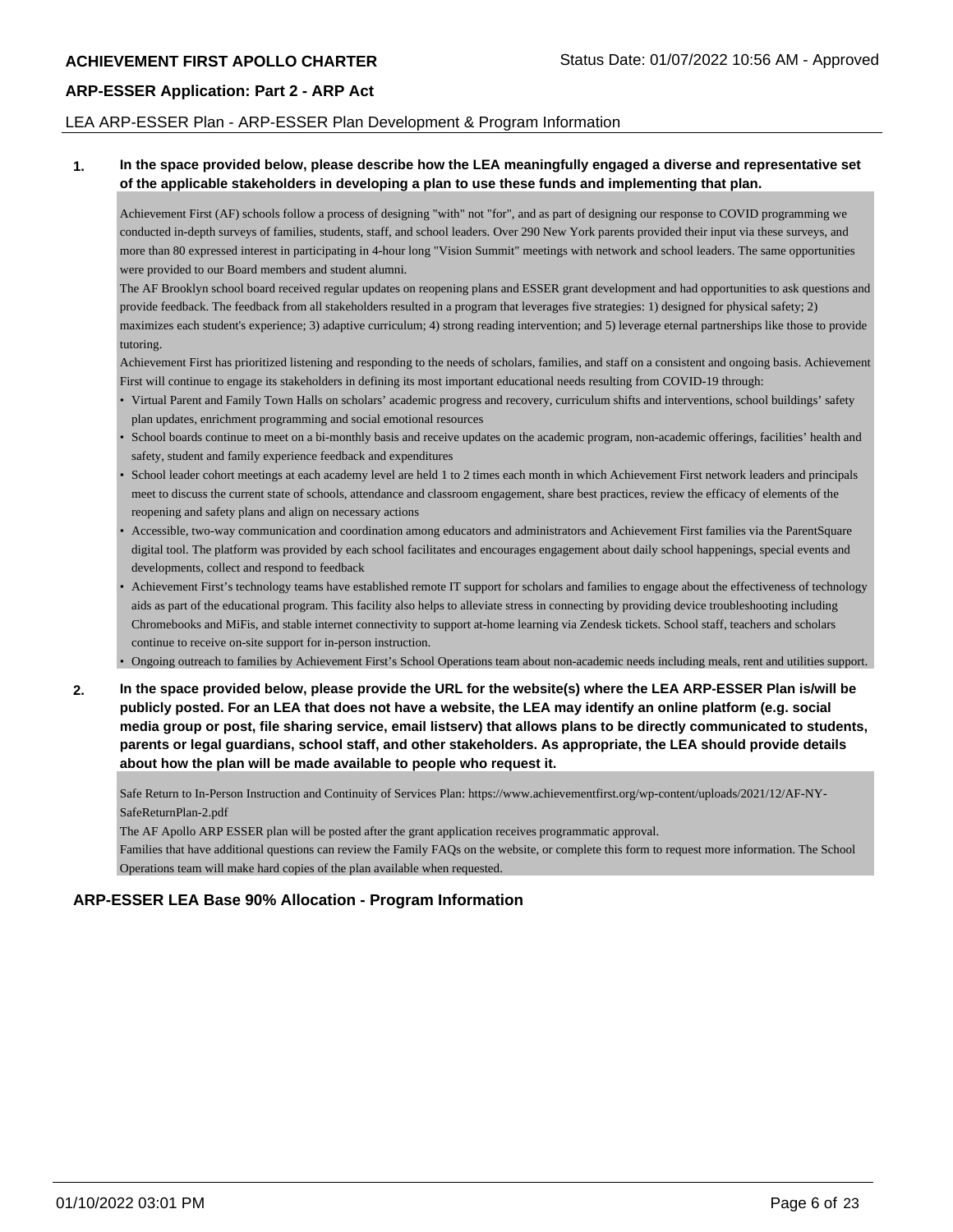## LEA ARP-ESSER Plan - ARP-ESSER Plan Development & Program Information

**1. In the space provided below, please describe how the LEA meaningfully engaged a diverse and representative set of the applicable stakeholders in developing a plan to use these funds and implementing that plan.**

Achievement First (AF) schools follow a process of designing "with" not "for", and as part of designing our response to COVID programming we conducted in-depth surveys of families, students, staff, and school leaders. Over 290 New York parents provided their input via these surveys, and more than 80 expressed interest in participating in 4-hour long "Vision Summit" meetings with network and school leaders. The same opportunities were provided to our Board members and student alumni.

The AF Brooklyn school board received regular updates on reopening plans and ESSER grant development and had opportunities to ask questions and provide feedback. The feedback from all stakeholders resulted in a program that leverages five strategies: 1) designed for physical safety; 2) maximizes each student's experience; 3) adaptive curriculum; 4) strong reading intervention; and 5) leverage eternal partnerships like those to provide tutoring.

Achievement First has prioritized listening and responding to the needs of scholars, families, and staff on a consistent and ongoing basis. Achievement First will continue to engage its stakeholders in defining its most important educational needs resulting from COVID-19 through:

- Virtual Parent and Family Town Halls on scholars' academic progress and recovery, curriculum shifts and interventions, school buildings' safety plan updates, enrichment programming and social emotional resources
- School boards continue to meet on a bi-monthly basis and receive updates on the academic program, non-academic offerings, facilities' health and safety, student and family experience feedback and expenditures
- School leader cohort meetings at each academy level are held 1 to 2 times each month in which Achievement First network leaders and principals meet to discuss the current state of schools, attendance and classroom engagement, share best practices, review the efficacy of elements of the reopening and safety plans and align on necessary actions
- Accessible, two-way communication and coordination among educators and administrators and Achievement First families via the ParentSquare digital tool. The platform was provided by each school facilitates and encourages engagement about daily school happenings, special events and developments, collect and respond to feedback
- Achievement First's technology teams have established remote IT support for scholars and families to engage about the effectiveness of technology aids as part of the educational program. This facility also helps to alleviate stress in connecting by providing device troubleshooting including Chromebooks and MiFis, and stable internet connectivity to support at-home learning via Zendesk tickets. School staff, teachers and scholars continue to receive on-site support for in-person instruction.
- Ongoing outreach to families by Achievement First's School Operations team about non-academic needs including meals, rent and utilities support.

**2. In the space provided below, please provide the URL for the website(s) where the LEA ARP-ESSER Plan is/will be publicly posted. For an LEA that does not have a website, the LEA may identify an online platform (e.g. social media group or post, file sharing service, email listserv) that allows plans to be directly communicated to students, parents or legal guardians, school staff, and other stakeholders. As appropriate, the LEA should provide details about how the plan will be made available to people who request it.**

Safe Return to In-Person Instruction and Continuity of Services Plan: https://www.achievementfirst.org/wp-content/uploads/2021/12/AF-NY-SafeReturnPlan-2.pdf

The AF Apollo ARP ESSER plan will be posted after the grant application receives programmatic approval.

Families that have additional questions can review the Family FAQs on the website, or complete this form to request more information. The School Operations team will make hard copies of the plan available when requested.

## ARP-ESSER LEA Base 90% Allocation - Program Information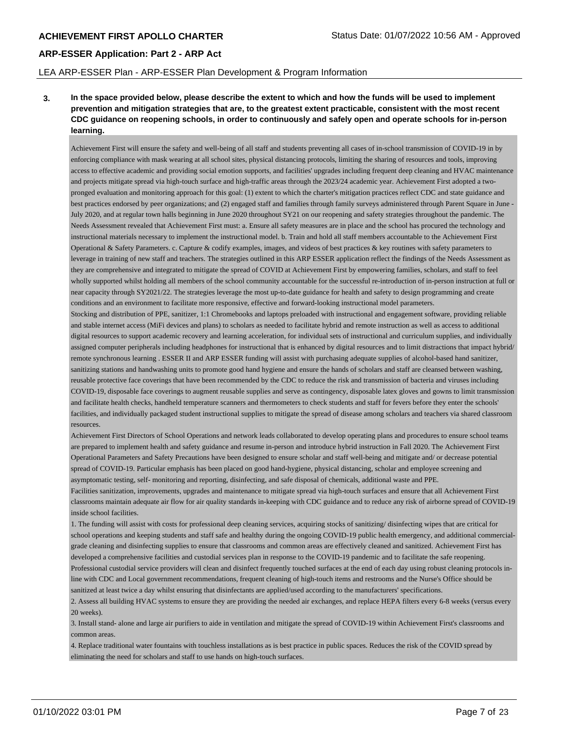**3. In the space provided below, please describe the extent to which and how the funds will be used to implement prevention and mitigation strategies that are, to the greatest extent practicable, consistent with the most recent CDC guidance on reopening schools, in order to continuously and safely open and operate schools for in-person learning.**

Achievement First will ensure the safety and well-being of all staff and students preventing all cases of in-school transmission of COVID-19 in by enforcing compliance with mask wearing at all school sites, physical distancing protocols, limiting the sharing of resources and tools, improving access to effective academic and providing social emotion supports, and facilities' upgrades including frequent deep cleaning and HVAC maintenance and projects mitigate spread via high-touch surface and high-traffic areas through the 2023/24 academic year. Achievement First adopted a two-pronged evaluation and monitoring approach for this goal: (1) extent to which the charter's mitigation practices reflect CDC and state guidance and best practices endorsed by peer organizations; and (2) engaged staff and families through family surveys administered through Parent Square in June - July 2020, and at regular town halls beginning in June 2020 throughout SY21 on our reopening and safety strategies throughout the pandemic. The Needs Assessment revealed that Achievement First must: a. Ensure all safety measures are in place and the school has procured the technology and instructional materials necessary to implement the instructional model. b. Train and hold all staff members accountable to the Achievement First Operational & Safety Parameters. c. Capture & codify examples, images, and videos of best practices & key routines with safety parameters to leverage in training of new staff and teachers. The strategies outlined in this ARP ESSER application reflect the findings of the Needs Assessment as they are comprehensive and integrated to mitigate the spread of COVID at Achievement First by empowering families, scholars, and staff to feel wholly supported whilst holding all members of the school community accountable for the successful re-introduction of in-person instruction at full or near capacity through SY2021/22. The strategies leverage the most up-to-date guidance for health and safety to design programming and create conditions and an environment to facilitate more responsive, effective and forward-looking instructional model parameters.

Stocking and distribution of PPE, sanitizer, 1:1 Chromebooks and laptops preloaded with instructional and engagement software, providing reliable and stable internet access (MiFi devices and plans) to scholars as needed to facilitate hybrid and remote instruction as well as access to additional digital resources to support academic recovery and learning acceleration, for individual sets of instructional and curriculum supplies, and individually assigned computer peripherals including headphones for instructional that is enhanced by digital resources and to limit distractions that impact hybrid/ remote synchronous learning . ESSER II and ARP ESSER funding will assist with purchasing adequate supplies of alcohol-based hand sanitizer, sanitizing stations and handwashing units to promote good hand hygiene and ensure the hands of scholars and staff are cleansed between washing, reusable protective face coverings that have been recommended by the CDC to reduce the risk and transmission of bacteria and viruses including COVID-19, disposable face coverings to augment reusable supplies and serve as contingency, disposable latex gloves and gowns to limit transmission and facilitate health checks, handheld temperature scanners and thermometers to check students and staff for fevers before they enter the schools' facilities, and individually packaged student instructional supplies to mitigate the spread of disease among scholars and teachers via shared classroom resources.

Achievement First Directors of School Operations and network leads collaborated to develop operating plans and procedures to ensure school teams are prepared to implement health and safety guidance and resume in-person and introduce hybrid instruction in Fall 2020. The Achievement First Operational Parameters and Safety Precautions have been designed to ensure scholar and staff well-being and mitigate and/ or decrease potential spread of COVID-19. Particular emphasis has been placed on good hand-hygiene, physical distancing, scholar and employee screening and asymptomatic testing, self- monitoring and reporting, disinfecting, and safe disposal of chemicals, additional waste and PPE.

Facilities sanitization, improvements, upgrades and maintenance to mitigate spread via high-touch surfaces and ensure that all Achievement First classrooms maintain adequate air flow for air quality standards in-keeping with CDC guidance and to reduce any risk of airborne spread of COVID-19 inside school facilities.

1. The funding will assist with costs for professional deep cleaning services, acquiring stocks of sanitizing/ disinfecting wipes that are critical for school operations and keeping students and staff safe and healthy during the ongoing COVID-19 public health emergency, and additional commercial-grade cleaning and disinfecting supplies to ensure that classrooms and common areas are effectively cleaned and sanitized. Achievement First has developed a comprehensive facilities and custodial services plan in response to the COVID-19 pandemic and to facilitate the safe reopening. Professional custodial service providers will clean and disinfect frequently touched surfaces at the end of each day using robust cleaning protocols in-line with CDC and Local government recommendations, frequent cleaning of high-touch items and restrooms and the Nurse's Office should be sanitized at least twice a day whilst ensuring that disinfectants are applied/used according to the manufacturers' specifications.
2. Assess all building HVAC systems to ensure they are providing the needed air exchanges, and replace HEPA filters every 6-8 weeks (versus every 20 weeks).
3. Install stand- alone and large air purifiers to aide in ventilation and mitigate the spread of COVID-19 within Achievement First's classrooms and common areas.
4. Replace traditional water fountains with touchless installations as is best practice in public spaces. Reduces the risk of the COVID spread by eliminating the need for scholars and staff to use hands on high-touch surfaces.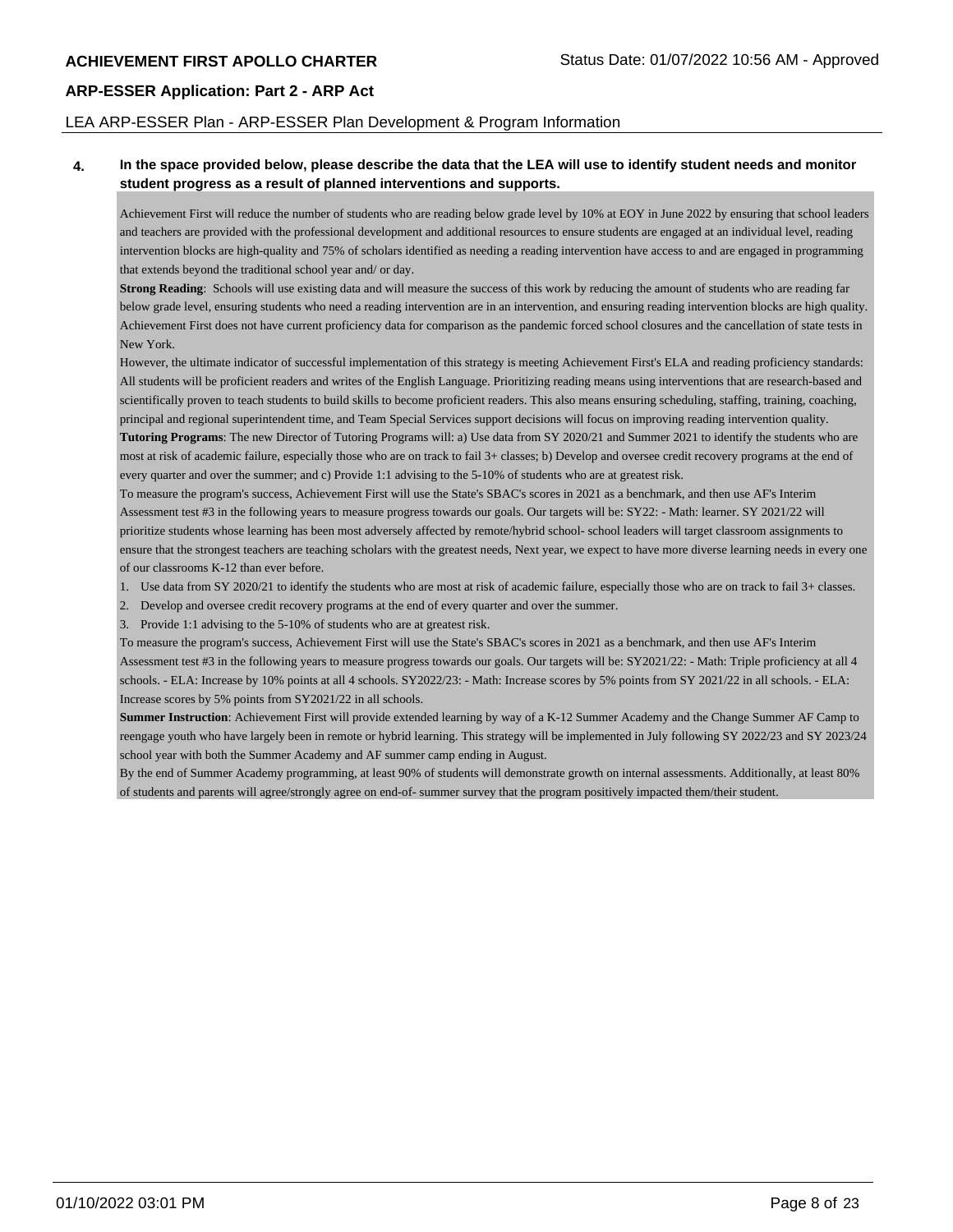LEA ARP-ESSER Plan - ARP-ESSER Plan Development & Program Information

**4. In the space provided below, please describe the data that the LEA will use to identify student needs and monitor student progress as a result of planned interventions and supports.**

Achievement First will reduce the number of students who are reading below grade level by 10% at EOY in June 2022 by ensuring that school leaders and teachers are provided with the professional development and additional resources to ensure students are engaged at an individual level, reading intervention blocks are high-quality and 75% of scholars identified as needing a reading intervention have access to and are engaged in programming that extends beyond the traditional school year and/ or day.

**Strong Reading**: Schools will use existing data and will measure the success of this work by reducing the amount of students who are reading far below grade level, ensuring students who need a reading intervention are in an intervention, and ensuring reading intervention blocks are high quality. Achievement First does not have current proficiency data for comparison as the pandemic forced school closures and the cancellation of state tests in New York.

However, the ultimate indicator of successful implementation of this strategy is meeting Achievement First's ELA and reading proficiency standards: All students will be proficient readers and writes of the English Language. Prioritizing reading means using interventions that are research-based and scientifically proven to teach students to build skills to become proficient readers. This also means ensuring scheduling, staffing, training, coaching, principal and regional superintendent time, and Team Special Services support decisions will focus on improving reading intervention quality.

**Tutoring Programs**: The new Director of Tutoring Programs will: a) Use data from SY 2020/21 and Summer 2021 to identify the students who are most at risk of academic failure, especially those who are on track to fail 3+ classes; b) Develop and oversee credit recovery programs at the end of every quarter and over the summer; and c) Provide 1:1 advising to the 5-10% of students who are at greatest risk.

To measure the program's success, Achievement First will use the State's SBAC's scores in 2021 as a benchmark, and then use AF's Interim Assessment test #3 in the following years to measure progress towards our goals. Our targets will be: SY22: - Math: learner. SY 2021/22 will prioritize students whose learning has been most adversely affected by remote/hybrid school- school leaders will target classroom assignments to ensure that the strongest teachers are teaching scholars with the greatest needs, Next year, we expect to have more diverse learning needs in every one of our classrooms K-12 than ever before.

1. Use data from SY 2020/21 to identify the students who are most at risk of academic failure, especially those who are on track to fail 3+ classes.
2. Develop and oversee credit recovery programs at the end of every quarter and over the summer.
3. Provide 1:1 advising to the 5-10% of students who are at greatest risk.

To measure the program's success, Achievement First will use the State's SBAC's scores in 2021 as a benchmark, and then use AF's Interim Assessment test #3 in the following years to measure progress towards our goals. Our targets will be: SY2021/22: - Math: Triple proficiency at all 4 schools. - ELA: Increase by 10% points at all 4 schools. SY2022/23: - Math: Increase scores by 5% points from SY 2021/22 in all schools. - ELA: Increase scores by 5% points from SY2021/22 in all schools.

**Summer Instruction**: Achievement First will provide extended learning by way of a K-12 Summer Academy and the Change Summer AF Camp to reengage youth who have largely been in remote or hybrid learning. This strategy will be implemented in July following SY 2022/23 and SY 2023/24 school year with both the Summer Academy and AF summer camp ending in August.

By the end of Summer Academy programming, at least 90% of students will demonstrate growth on internal assessments. Additionally, at least 80% of students and parents will agree/strongly agree on end-of- summer survey that the program positively impacted them/their student.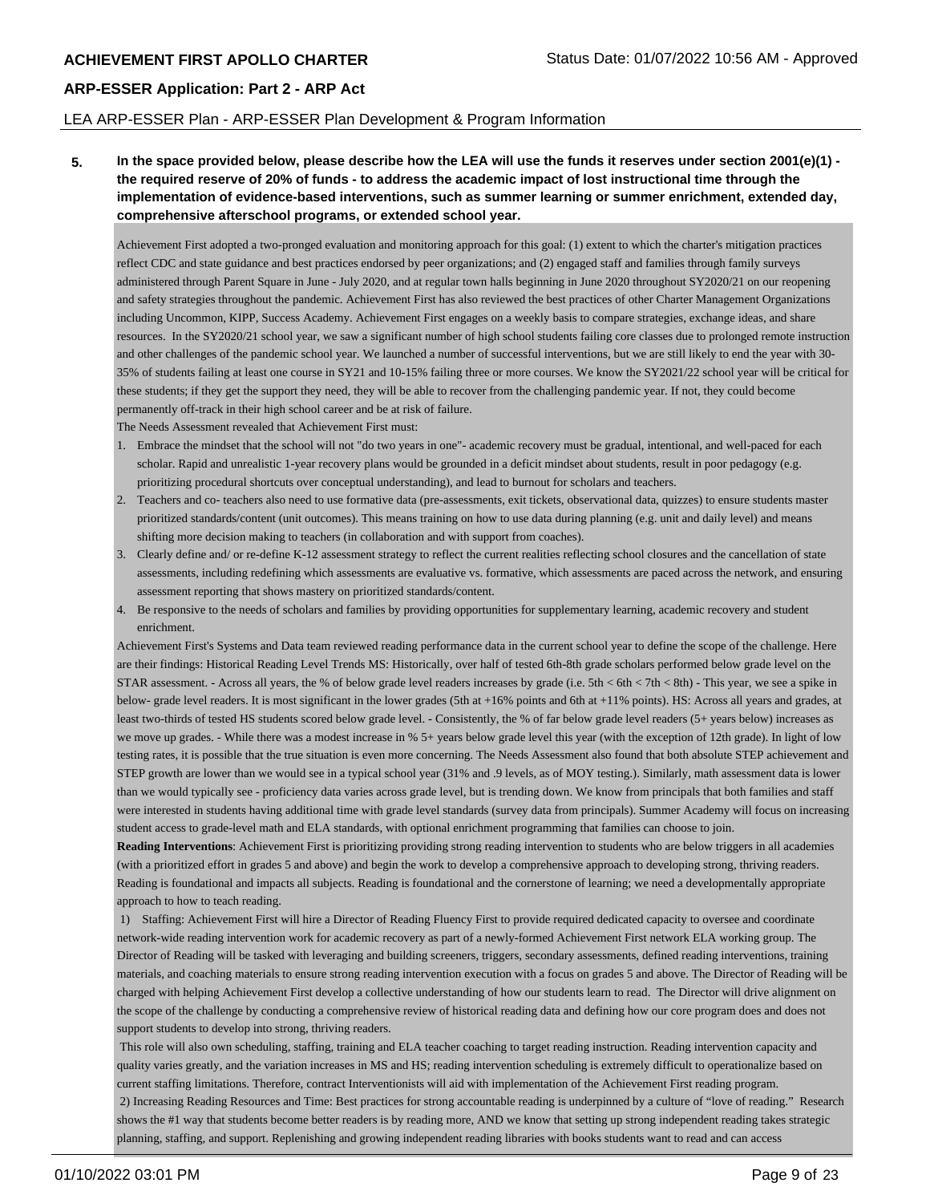**5. In the space provided below, please describe how the LEA will use the funds it reserves under section 2001(e)(1) - the required reserve of 20% of funds - to address the academic impact of lost instructional time through the implementation of evidence-based interventions, such as summer learning or summer enrichment, extended day, comprehensive afterschool programs, or extended school year.**

Achievement First adopted a two-pronged evaluation and monitoring approach for this goal: (1) extent to which the charter's mitigation practices reflect CDC and state guidance and best practices endorsed by peer organizations; and (2) engaged staff and families through family surveys administered through Parent Square in June - July 2020, and at regular town halls beginning in June 2020 throughout SY2020/21 on our reopening and safety strategies throughout the pandemic. Achievement First has also reviewed the best practices of other Charter Management Organizations including Uncommon, KIPP, Success Academy. Achievement First engages on a weekly basis to compare strategies, exchange ideas, and share resources. In the SY2020/21 school year, we saw a significant number of high school students failing core classes due to prolonged remote instruction and other challenges of the pandemic school year. We launched a number of successful interventions, but we are still likely to end the year with 30-35% of students failing at least one course in SY21 and 10-15% failing three or more courses. We know the SY2021/22 school year will be critical for these students; if they get the support they need, they will be able to recover from the challenging pandemic year. If not, they could become permanently off-track in their high school career and be at risk of failure.

The Needs Assessment revealed that Achievement First must:

1. Embrace the mindset that the school will not "do two years in one"- academic recovery must be gradual, intentional, and well-paced for each scholar. Rapid and unrealistic 1-year recovery plans would be grounded in a deficit mindset about students, result in poor pedagogy (e.g. prioritizing procedural shortcuts over conceptual understanding), and lead to burnout for scholars and teachers.
2. Teachers and co- teachers also need to use formative data (pre-assessments, exit tickets, observational data, quizzes) to ensure students master prioritized standards/content (unit outcomes). This means training on how to use data during planning (e.g. unit and daily level) and means shifting more decision making to teachers (in collaboration and with support from coaches).
3. Clearly define and/ or re-define K-12 assessment strategy to reflect the current realities reflecting school closures and the cancellation of state assessments, including redefining which assessments are evaluative vs. formative, which assessments are paced across the network, and ensuring assessment reporting that shows mastery on prioritized standards/content.
4. Be responsive to the needs of scholars and families by providing opportunities for supplementary learning, academic recovery and student enrichment.

Achievement First's Systems and Data team reviewed reading performance data in the current school year to define the scope of the challenge. Here are their findings: Historical Reading Level Trends MS: Historically, over half of tested 6th-8th grade scholars performed below grade level on the STAR assessment. - Across all years, the % of below grade level readers increases by grade (i.e. 5th < 6th < 7th < 8th) - This year, we see a spike in below- grade level readers. It is most significant in the lower grades (5th at +16% points and 6th at +11% points). HS: Across all years and grades, at least two-thirds of tested HS students scored below grade level. - Consistently, the % of far below grade level readers (5+ years below) increases as we move up grades. - While there was a modest increase in % 5+ years below grade level this year (with the exception of 12th grade). In light of low testing rates, it is possible that the true situation is even more concerning. The Needs Assessment also found that both absolute STEP achievement and STEP growth are lower than we would see in a typical school year (31% and .9 levels, as of MOY testing.). Similarly, math assessment data is lower than we would typically see - proficiency data varies across grade level, but is trending down. We know from principals that both families and staff were interested in students having additional time with grade level standards (survey data from principals). Summer Academy will focus on increasing student access to grade-level math and ELA standards, with optional enrichment programming that families can choose to join.

**Reading Interventions**: Achievement First is prioritizing providing strong reading intervention to students who are below triggers in all academies (with a prioritized effort in grades 5 and above) and begin the work to develop a comprehensive approach to developing strong, thriving readers. Reading is foundational and impacts all subjects. Reading is foundational and the cornerstone of learning; we need a developmentally appropriate approach to how to teach reading.

1) Staffing: Achievement First will hire a Director of Reading Fluency First to provide required dedicated capacity to oversee and coordinate network-wide reading intervention work for academic recovery as part of a newly-formed Achievement First network ELA working group. The Director of Reading will be tasked with leveraging and building screeners, triggers, secondary assessments, defined reading interventions, training materials, and coaching materials to ensure strong reading intervention execution with a focus on grades 5 and above. The Director of Reading will be charged with helping Achievement First develop a collective understanding of how our students learn to read. The Director will drive alignment on the scope of the challenge by conducting a comprehensive review of historical reading data and defining how our core program does and does not support students to develop into strong, thriving readers.

This role will also own scheduling, staffing, training and ELA teacher coaching to target reading instruction. Reading intervention capacity and quality varies greatly, and the variation increases in MS and HS; reading intervention scheduling is extremely difficult to operationalize based on current staffing limitations. Therefore, contract Interventionists will aid with implementation of the Achievement First reading program.

2) Increasing Reading Resources and Time: Best practices for strong accountable reading is underpinned by a culture of "love of reading." Research shows the #1 way that students become better readers is by reading more, AND we know that setting up strong independent reading takes strategic planning, staffing, and support. Replenishing and growing independent reading libraries with books students want to read and can access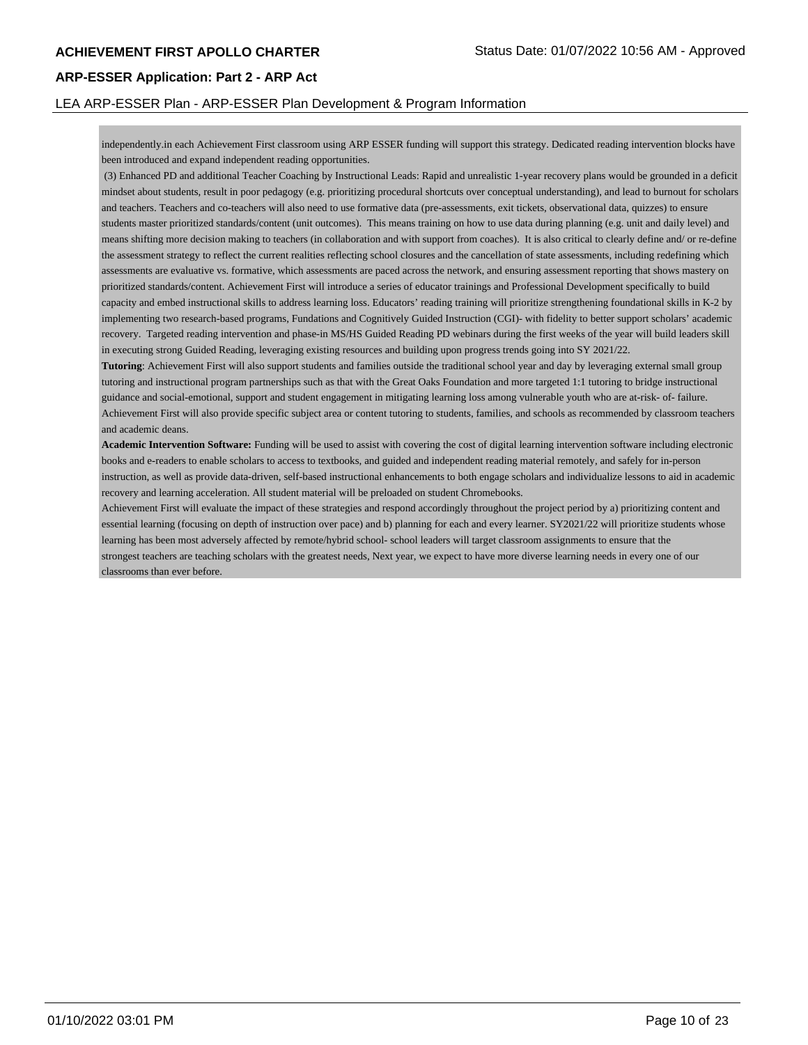independently.in each Achievement First classroom using ARP ESSER funding will support this strategy. Dedicated reading intervention blocks have been introduced and expand independent reading opportunities.

(3) Enhanced PD and additional Teacher Coaching by Instructional Leads: Rapid and unrealistic 1-year recovery plans would be grounded in a deficit mindset about students, result in poor pedagogy (e.g. prioritizing procedural shortcuts over conceptual understanding), and lead to burnout for scholars and teachers. Teachers and co-teachers will also need to use formative data (pre-assessments, exit tickets, observational data, quizzes) to ensure students master prioritized standards/content (unit outcomes). This means training on how to use data during planning (e.g. unit and daily level) and means shifting more decision making to teachers (in collaboration and with support from coaches). It is also critical to clearly define and/ or re-define the assessment strategy to reflect the current realities reflecting school closures and the cancellation of state assessments, including redefining which assessments are evaluative vs. formative, which assessments are paced across the network, and ensuring assessment reporting that shows mastery on prioritized standards/content. Achievement First will introduce a series of educator trainings and Professional Development specifically to build capacity and embed instructional skills to address learning loss. Educators' reading training will prioritize strengthening foundational skills in K-2 by implementing two research-based programs, Fundations and Cognitively Guided Instruction (CGI)- with fidelity to better support scholars' academic recovery. Targeted reading intervention and phase-in MS/HS Guided Reading PD webinars during the first weeks of the year will build leaders skill in executing strong Guided Reading, leveraging existing resources and building upon progress trends going into SY 2021/22.

**Tutoring**: Achievement First will also support students and families outside the traditional school year and day by leveraging external small group tutoring and instructional program partnerships such as that with the Great Oaks Foundation and more targeted 1:1 tutoring to bridge instructional guidance and social-emotional, support and student engagement in mitigating learning loss among vulnerable youth who are at-risk- of- failure. Achievement First will also provide specific subject area or content tutoring to students, families, and schools as recommended by classroom teachers and academic deans.

**Academic Intervention Software:** Funding will be used to assist with covering the cost of digital learning intervention software including electronic books and e-readers to enable scholars to access to textbooks, and guided and independent reading material remotely, and safely for in-person instruction, as well as provide data-driven, self-based instructional enhancements to both engage scholars and individualize lessons to aid in academic recovery and learning acceleration. All student material will be preloaded on student Chromebooks.

Achievement First will evaluate the impact of these strategies and respond accordingly throughout the project period by a) prioritizing content and essential learning (focusing on depth of instruction over pace) and b) planning for each and every learner. SY2021/22 will prioritize students whose learning has been most adversely affected by remote/hybrid school- school leaders will target classroom assignments to ensure that the strongest teachers are teaching scholars with the greatest needs, Next year, we expect to have more diverse learning needs in every one of our classrooms than ever before.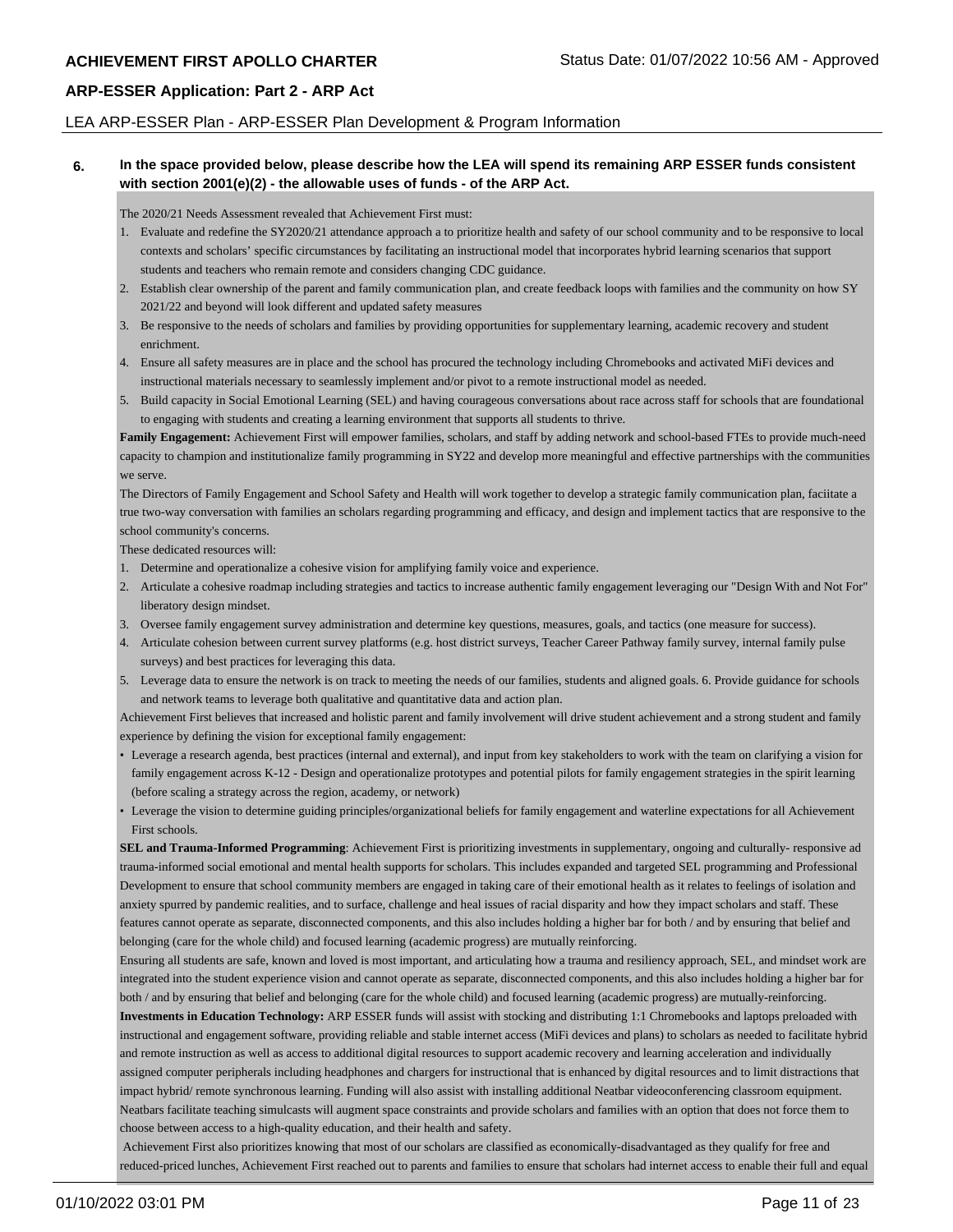**6. In the space provided below, please describe how the LEA will spend its remaining ARP ESSER funds consistent with section 2001(e)(2) - the allowable uses of funds - of the ARP Act.**

The 2020/21 Needs Assessment revealed that Achievement First must:

1. Evaluate and redefine the SY2020/21 attendance approach a to prioritize health and safety of our school community and to be responsive to local contexts and scholars' specific circumstances by facilitating an instructional model that incorporates hybrid learning scenarios that support students and teachers who remain remote and considers changing CDC guidance.
2. Establish clear ownership of the parent and family communication plan, and create feedback loops with families and the community on how SY 2021/22 and beyond will look different and updated safety measures
3. Be responsive to the needs of scholars and families by providing opportunities for supplementary learning, academic recovery and student enrichment.
4. Ensure all safety measures are in place and the school has procured the technology including Chromebooks and activated MiFi devices and instructional materials necessary to seamlessly implement and/or pivot to a remote instructional model as needed.
5. Build capacity in Social Emotional Learning (SEL) and having courageous conversations about race across staff for schools that are foundational to engaging with students and creating a learning environment that supports all students to thrive.

**Family Engagement:** Achievement First will empower families, scholars, and staff by adding network and school-based FTEs to provide much-need capacity to champion and institutionalize family programming in SY22 and develop more meaningful and effective partnerships with the communities we serve.

The Directors of Family Engagement and School Safety and Health will work together to develop a strategic family communication plan, faciitate a true two-way conversation with families an scholars regarding programming and efficacy, and design and implement tactics that are responsive to the school community's concerns.

These dedicated resources will:

1. Determine and operationalize a cohesive vision for amplifying family voice and experience.
2. Articulate a cohesive roadmap including strategies and tactics to increase authentic family engagement leveraging our "Design With and Not For" liberatory design mindset.
3. Oversee family engagement survey administration and determine key questions, measures, goals, and tactics (one measure for success).
4. Articulate cohesion between current survey platforms (e.g. host district surveys, Teacher Career Pathway family survey, internal family pulse surveys) and best practices for leveraging this data.
5. Leverage data to ensure the network is on track to meeting the needs of our families, students and aligned goals. 6. Provide guidance for schools and network teams to leverage both qualitative and quantitative data and action plan.

Achievement First believes that increased and holistic parent and family involvement will drive student achievement and a strong student and family experience by defining the vision for exceptional family engagement:

- Leverage a research agenda, best practices (internal and external), and input from key stakeholders to work with the team on clarifying a vision for family engagement across K-12 - Design and operationalize prototypes and potential pilots for family engagement strategies in the spirit learning (before scaling a strategy across the region, academy, or network)
- Leverage the vision to determine guiding principles/organizational beliefs for family engagement and waterline expectations for all Achievement First schools.

**SEL and Trauma-Informed Programming**: Achievement First is prioritizing investments in supplementary, ongoing and culturally- responsive ad trauma-informed social emotional and mental health supports for scholars. This includes expanded and targeted SEL programming and Professional Development to ensure that school community members are engaged in taking care of their emotional health as it relates to feelings of isolation and anxiety spurred by pandemic realities, and to surface, challenge and heal issues of racial disparity and how they impact scholars and staff. These features cannot operate as separate, disconnected components, and this also includes holding a higher bar for both / and by ensuring that belief and belonging (care for the whole child) and focused learning (academic progress) are mutually reinforcing.

Ensuring all students are safe, known and loved is most important, and articulating how a trauma and resiliency approach, SEL, and mindset work are integrated into the student experience vision and cannot operate as separate, disconnected components, and this also includes holding a higher bar for both / and by ensuring that belief and belonging (care for the whole child) and focused learning (academic progress) are mutually-reinforcing.

**Investments in Education Technology:** ARP ESSER funds will assist with stocking and distributing 1:1 Chromebooks and laptops preloaded with instructional and engagement software, providing reliable and stable internet access (MiFi devices and plans) to scholars as needed to facilitate hybrid and remote instruction as well as access to additional digital resources to support academic recovery and learning acceleration and individually assigned computer peripherals including headphones and chargers for instructional that is enhanced by digital resources and to limit distractions that impact hybrid/ remote synchronous learning. Funding will also assist with installing additional Neatbar videoconferencing classroom equipment. Neatbars facilitate teaching simulcasts will augment space constraints and provide scholars and families with an option that does not force them to choose between access to a high-quality education, and their health and safety.

Achievement First also prioritizes knowing that most of our scholars are classified as economically-disadvantaged as they qualify for free and reduced-priced lunches, Achievement First reached out to parents and families to ensure that scholars had internet access to enable their full and equal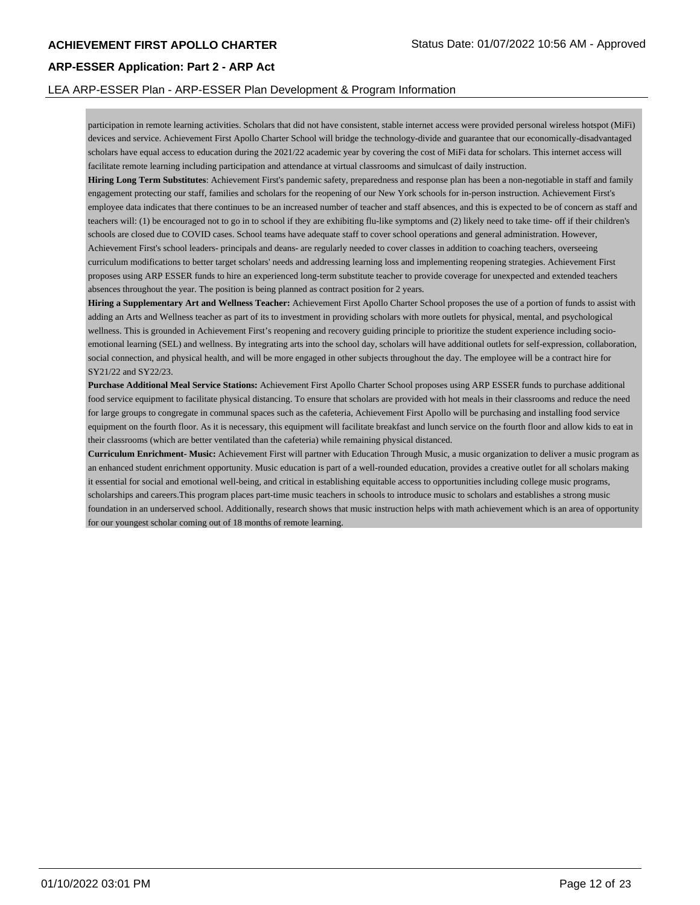participation in remote learning activities. Scholars that did not have consistent, stable internet access were provided personal wireless hotspot (MiFi) devices and service. Achievement First Apollo Charter School will bridge the technology-divide and guarantee that our economically-disadvantaged scholars have equal access to education during the 2021/22 academic year by covering the cost of MiFi data for scholars. This internet access will facilitate remote learning including participation and attendance at virtual classrooms and simulcast of daily instruction.

**Hiring Long Term Substitutes**: Achievement First's pandemic safety, preparedness and response plan has been a non-negotiable in staff and family engagement protecting our staff, families and scholars for the reopening of our New York schools for in-person instruction. Achievement First's employee data indicates that there continues to be an increased number of teacher and staff absences, and this is expected to be of concern as staff and teachers will: (1) be encouraged not to go in to school if they are exhibiting flu-like symptoms and (2) likely need to take time- off if their children's schools are closed due to COVID cases. School teams have adequate staff to cover school operations and general administration. However, Achievement First's school leaders- principals and deans- are regularly needed to cover classes in addition to coaching teachers, overseeing curriculum modifications to better target scholars' needs and addressing learning loss and implementing reopening strategies. Achievement First proposes using ARP ESSER funds to hire an experienced long-term substitute teacher to provide coverage for unexpected and extended teachers absences throughout the year. The position is being planned as contract position for 2 years.

**Hiring a Supplementary Art and Wellness Teacher:** Achievement First Apollo Charter School proposes the use of a portion of funds to assist with adding an Arts and Wellness teacher as part of its to investment in providing scholars with more outlets for physical, mental, and psychological wellness. This is grounded in Achievement First’s reopening and recovery guiding principle to prioritize the student experience including socio-emotional learning (SEL) and wellness. By integrating arts into the school day, scholars will have additional outlets for self-expression, collaboration, social connection, and physical health, and will be more engaged in other subjects throughout the day. The employee will be a contract hire for SY21/22 and SY22/23.

**Purchase Additional Meal Service Stations:** Achievement First Apollo Charter School proposes using ARP ESSER funds to purchase additional food service equipment to facilitate physical distancing. To ensure that scholars are provided with hot meals in their classrooms and reduce the need for large groups to congregate in communal spaces such as the cafeteria, Achievement First Apollo will be purchasing and installing food service equipment on the fourth floor. As it is necessary, this equipment will facilitate breakfast and lunch service on the fourth floor and allow kids to eat in their classrooms (which are better ventilated than the cafeteria) while remaining physical distanced.

**Curriculum Enrichment- Music:** Achievement First will partner with Education Through Music, a music organization to deliver a music program as an enhanced student enrichment opportunity. Music education is part of a well-rounded education, provides a creative outlet for all scholars making it essential for social and emotional well-being, and critical in establishing equitable access to opportunities including college music programs, scholarships and careers.This program places part-time music teachers in schools to introduce music to scholars and establishes a strong music foundation in an underserved school. Additionally, research shows that music instruction helps with math achievement which is an area of opportunity for our youngest scholar coming out of 18 months of remote learning.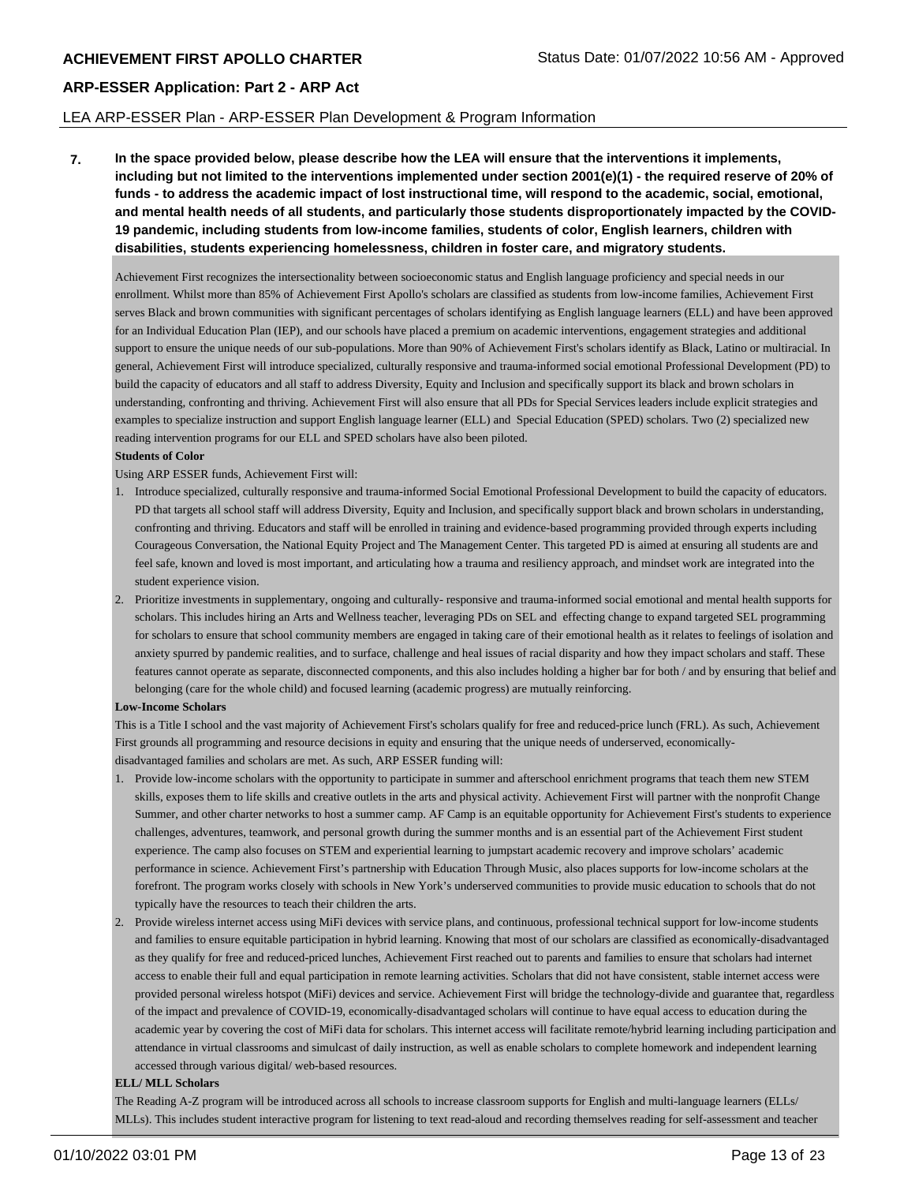**7. In the space provided below, please describe how the LEA will ensure that the interventions it implements, including but not limited to the interventions implemented under section 2001(e)(1) - the required reserve of 20% of funds - to address the academic impact of lost instructional time, will respond to the academic, social, emotional, and mental health needs of all students, and particularly those students disproportionately impacted by the COVID-19 pandemic, including students from low-income families, students of color, English learners, children with disabilities, students experiencing homelessness, children in foster care, and migratory students.**

Achievement First recognizes the intersectionality between socioeconomic status and English language proficiency and special needs in our enrollment. Whilst more than 85% of Achievement First Apollo's scholars are classified as students from low-income families, Achievement First serves Black and brown communities with significant percentages of scholars identifying as English language learners (ELL) and have been approved for an Individual Education Plan (IEP), and our schools have placed a premium on academic interventions, engagement strategies and additional support to ensure the unique needs of our sub-populations. More than 90% of Achievement First's scholars identify as Black, Latino or multiracial. In general, Achievement First will introduce specialized, culturally responsive and trauma-informed social emotional Professional Development (PD) to build the capacity of educators and all staff to address Diversity, Equity and Inclusion and specifically support its black and brown scholars in understanding, confronting and thriving. Achievement First will also ensure that all PDs for Special Services leaders include explicit strategies and examples to specialize instruction and support English language learner (ELL) and Special Education (SPED) scholars. Two (2) specialized new reading intervention programs for our ELL and SPED scholars have also been piloted.

**Students of Color**

Using ARP ESSER funds, Achievement First will:

1. Introduce specialized, culturally responsive and trauma-informed Social Emotional Professional Development to build the capacity of educators. PD that targets all school staff will address Diversity, Equity and Inclusion, and specifically support black and brown scholars in understanding, confronting and thriving. Educators and staff will be enrolled in training and evidence-based programming provided through experts including Courageous Conversation, the National Equity Project and The Management Center. This targeted PD is aimed at ensuring all students are and feel safe, known and loved is most important, and articulating how a trauma and resiliency approach, and mindset work are integrated into the student experience vision.
2. Prioritize investments in supplementary, ongoing and culturally- responsive and trauma-informed social emotional and mental health supports for scholars. This includes hiring an Arts and Wellness teacher, leveraging PDs on SEL and effecting change to expand targeted SEL programming for scholars to ensure that school community members are engaged in taking care of their emotional health as it relates to feelings of isolation and anxiety spurred by pandemic realities, and to surface, challenge and heal issues of racial disparity and how they impact scholars and staff. These features cannot operate as separate, disconnected components, and this also includes holding a higher bar for both / and by ensuring that belief and belonging (care for the whole child) and focused learning (academic progress) are mutually reinforcing.

**Low-Income Scholars**

This is a Title I school and the vast majority of Achievement First's scholars qualify for free and reduced-price lunch (FRL). As such, Achievement First grounds all programming and resource decisions in equity and ensuring that the unique needs of underserved, economically-disadvantaged families and scholars are met. As such, ARP ESSER funding will:

1. Provide low-income scholars with the opportunity to participate in summer and afterschool enrichment programs that teach them new STEM skills, exposes them to life skills and creative outlets in the arts and physical activity. Achievement First will partner with the nonprofit Change Summer, and other charter networks to host a summer camp. AF Camp is an equitable opportunity for Achievement First's students to experience challenges, adventures, teamwork, and personal growth during the summer months and is an essential part of the Achievement First student experience. The camp also focuses on STEM and experiential learning to jumpstart academic recovery and improve scholars' academic performance in science. Achievement First's partnership with Education Through Music, also places supports for low-income scholars at the forefront. The program works closely with schools in New York's underserved communities to provide music education to schools that do not typically have the resources to teach their children the arts.
2. Provide wireless internet access using MiFi devices with service plans, and continuous, professional technical support for low-income students and families to ensure equitable participation in hybrid learning. Knowing that most of our scholars are classified as economically-disadvantaged as they qualify for free and reduced-priced lunches, Achievement First reached out to parents and families to ensure that scholars had internet access to enable their full and equal participation in remote learning activities. Scholars that did not have consistent, stable internet access were provided personal wireless hotspot (MiFi) devices and service. Achievement First will bridge the technology-divide and guarantee that, regardless of the impact and prevalence of COVID-19, economically-disadvantaged scholars will continue to have equal access to education during the academic year by covering the cost of MiFi data for scholars. This internet access will facilitate remote/hybrid learning including participation and attendance in virtual classrooms and simulcast of daily instruction, as well as enable scholars to complete homework and independent learning accessed through various digital/ web-based resources.

**ELL/ MLL Scholars**

The Reading A-Z program will be introduced across all schools to increase classroom supports for English and multi-language learners (ELLs/ MLLs). This includes student interactive program for listening to text read-aloud and recording themselves reading for self-assessment and teacher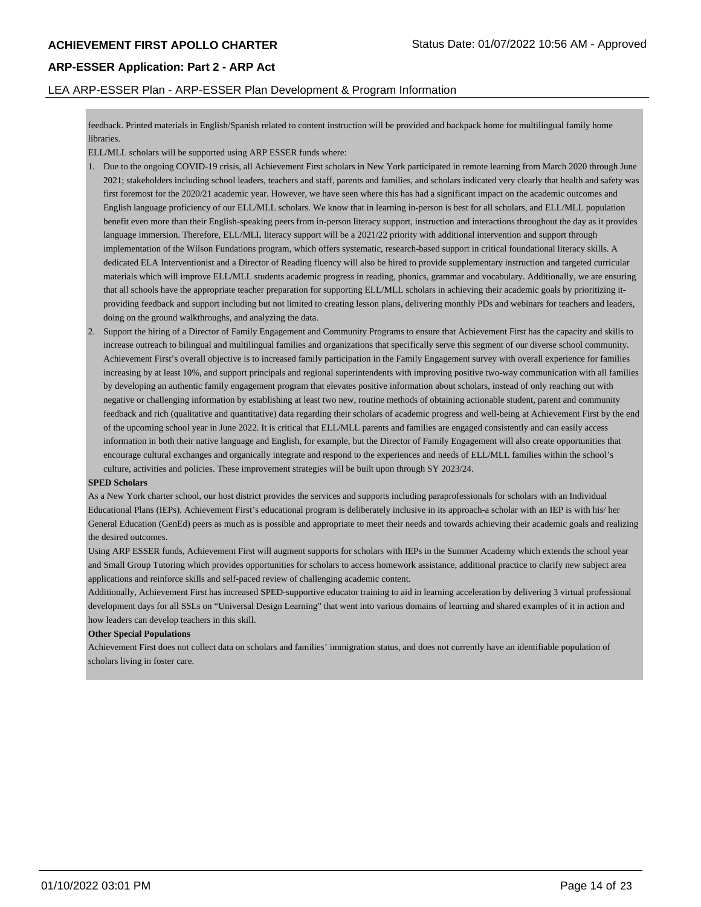feedback. Printed materials in English/Spanish related to content instruction will be provided and backpack home for multilingual family home libraries.

ELL/MLL scholars will be supported using ARP ESSER funds where:

1. Due to the ongoing COVID-19 crisis, all Achievement First scholars in New York participated in remote learning from March 2020 through June 2021; stakeholders including school leaders, teachers and staff, parents and families, and scholars indicated very clearly that health and safety was first foremost for the 2020/21 academic year. However, we have seen where this has had a significant impact on the academic outcomes and English language proficiency of our ELL/MLL scholars. We know that in learning in-person is best for all scholars, and ELL/MLL population benefit even more than their English-speaking peers from in-person literacy support, instruction and interactions throughout the day as it provides language immersion. Therefore, ELL/MLL literacy support will be a 2021/22 priority with additional intervention and support through implementation of the Wilson Fundations program, which offers systematic, research-based support in critical foundational literacy skills. A dedicated ELA Interventionist and a Director of Reading fluency will also be hired to provide supplementary instruction and targeted curricular materials which will improve ELL/MLL students academic progress in reading, phonics, grammar and vocabulary. Additionally, we are ensuring that all schools have the appropriate teacher preparation for supporting ELL/MLL scholars in achieving their academic goals by prioritizing it-providing feedback and support including but not limited to creating lesson plans, delivering monthly PDs and webinars for teachers and leaders, doing on the ground walkthroughs, and analyzing the data.
2. Support the hiring of a Director of Family Engagement and Community Programs to ensure that Achievement First has the capacity and skills to increase outreach to bilingual and multilingual families and organizations that specifically serve this segment of our diverse school community. Achievement First's overall objective is to increased family participation in the Family Engagement survey with overall experience for families increasing by at least 10%, and support principals and regional superintendents with improving positive two-way communication with all families by developing an authentic family engagement program that elevates positive information about scholars, instead of only reaching out with negative or challenging information by establishing at least two new, routine methods of obtaining actionable student, parent and community feedback and rich (qualitative and quantitative) data regarding their scholars of academic progress and well-being at Achievement First by the end of the upcoming school year in June 2022. It is critical that ELL/MLL parents and families are engaged consistently and can easily access information in both their native language and English, for example, but the Director of Family Engagement will also create opportunities that encourage cultural exchanges and organically integrate and respond to the experiences and needs of ELL/MLL families within the school's culture, activities and policies. These improvement strategies will be built upon through SY 2023/24.

**SPED Scholars**

As a New York charter school, our host district provides the services and supports including paraprofessionals for scholars with an Individual Educational Plans (IEPs). Achievement First's educational program is deliberately inclusive in its approach-a scholar with an IEP is with his/ her General Education (GenEd) peers as much as is possible and appropriate to meet their needs and towards achieving their academic goals and realizing the desired outcomes.

Using ARP ESSER funds, Achievement First will augment supports for scholars with IEPs in the Summer Academy which extends the school year and Small Group Tutoring which provides opportunities for scholars to access homework assistance, additional practice to clarify new subject area applications and reinforce skills and self-paced review of challenging academic content.

Additionally, Achievement First has increased SPED-supportive educator training to aid in learning acceleration by delivering 3 virtual professional development days for all SSLs on "Universal Design Learning" that went into various domains of learning and shared examples of it in action and how leaders can develop teachers in this skill.

**Other Special Populations**

Achievement First does not collect data on scholars and families' immigration status, and does not currently have an identifiable population of scholars living in foster care.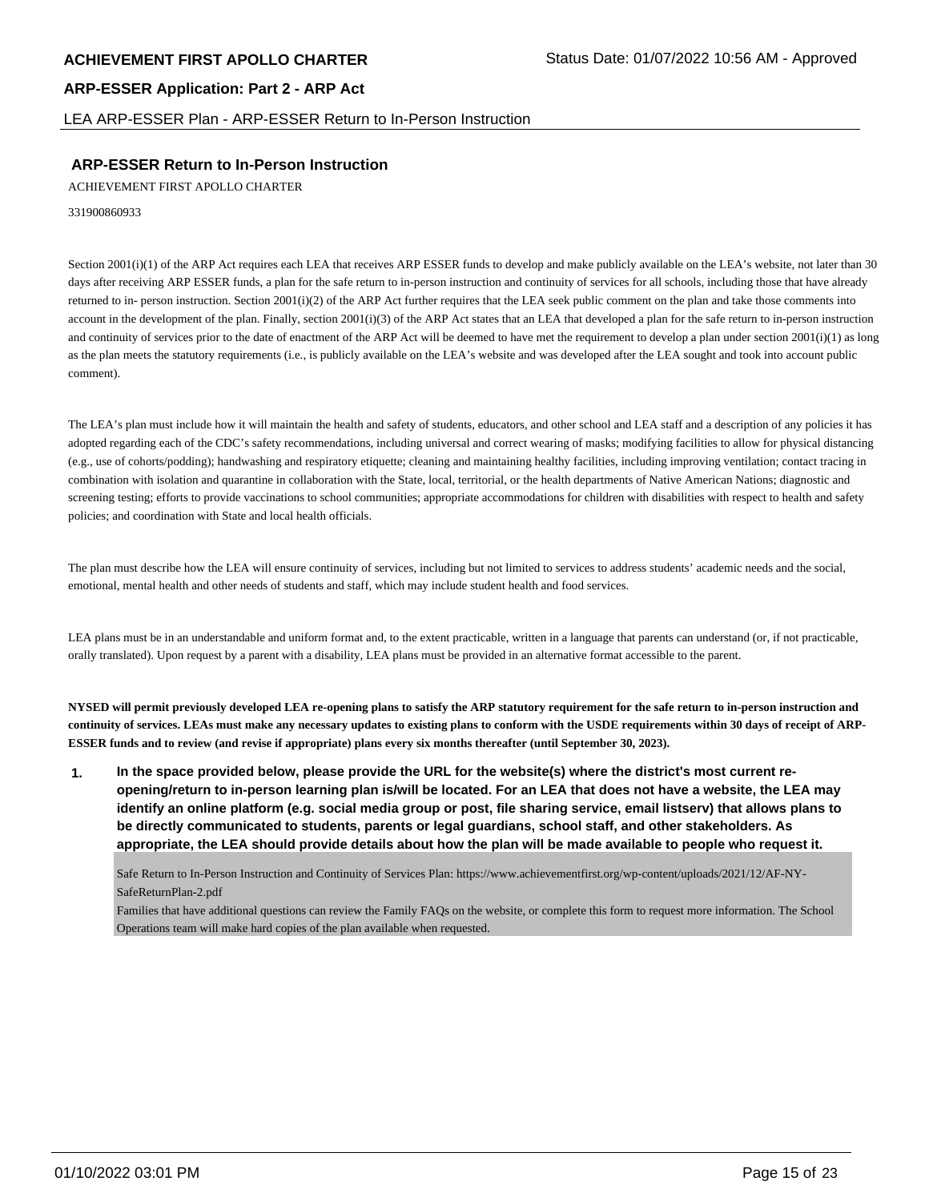## ARP-ESSER Return to In-Person Instruction

ACHIEVEMENT FIRST APOLLO CHARTER

331900860933

Section 2001(i)(1) of the ARP Act requires each LEA that receives ARP ESSER funds to develop and make publicly available on the LEA's website, not later than 30 days after receiving ARP ESSER funds, a plan for the safe return to in-person instruction and continuity of services for all schools, including those that have already returned to in- person instruction. Section 2001(i)(2) of the ARP Act further requires that the LEA seek public comment on the plan and take those comments into account in the development of the plan. Finally, section 2001(i)(3) of the ARP Act states that an LEA that developed a plan for the safe return to in-person instruction and continuity of services prior to the date of enactment of the ARP Act will be deemed to have met the requirement to develop a plan under section 2001(i)(1) as long as the plan meets the statutory requirements (i.e., is publicly available on the LEA's website and was developed after the LEA sought and took into account public comment).

The LEA's plan must include how it will maintain the health and safety of students, educators, and other school and LEA staff and a description of any policies it has adopted regarding each of the CDC's safety recommendations, including universal and correct wearing of masks; modifying facilities to allow for physical distancing (e.g., use of cohorts/podding); handwashing and respiratory etiquette; cleaning and maintaining healthy facilities, including improving ventilation; contact tracing in combination with isolation and quarantine in collaboration with the State, local, territorial, or the health departments of Native American Nations; diagnostic and screening testing; efforts to provide vaccinations to school communities; appropriate accommodations for children with disabilities with respect to health and safety policies; and coordination with State and local health officials.

The plan must describe how the LEA will ensure continuity of services, including but not limited to services to address students' academic needs and the social, emotional, mental health and other needs of students and staff, which may include student health and food services.

LEA plans must be in an understandable and uniform format and, to the extent practicable, written in a language that parents can understand (or, if not practicable, orally translated). Upon request by a parent with a disability, LEA plans must be provided in an alternative format accessible to the parent.

**NYSED will permit previously developed LEA re-opening plans to satisfy the ARP statutory requirement for the safe return to in-person instruction and continuity of services. LEAs must make any necessary updates to existing plans to conform with the USDE requirements within 30 days of receipt of ARP-ESSER funds and to review (and revise if appropriate) plans every six months thereafter (until September 30, 2023).**

**1. In the space provided below, please provide the URL for the website(s) where the district's most current re-opening/return to in-person learning plan is/will be located. For an LEA that does not have a website, the LEA may identify an online platform (e.g. social media group or post, file sharing service, email listserv) that allows plans to be directly communicated to students, parents or legal guardians, school staff, and other stakeholders. As appropriate, the LEA should provide details about how the plan will be made available to people who request it.**

Safe Return to In-Person Instruction and Continuity of Services Plan: https://www.achievementfirst.org/wp-content/uploads/2021/12/AF-NY-SafeReturnPlan-2.pdf
Families that have additional questions can review the Family FAQs on the website, or complete this form to request more information. The School Operations team will make hard copies of the plan available when requested.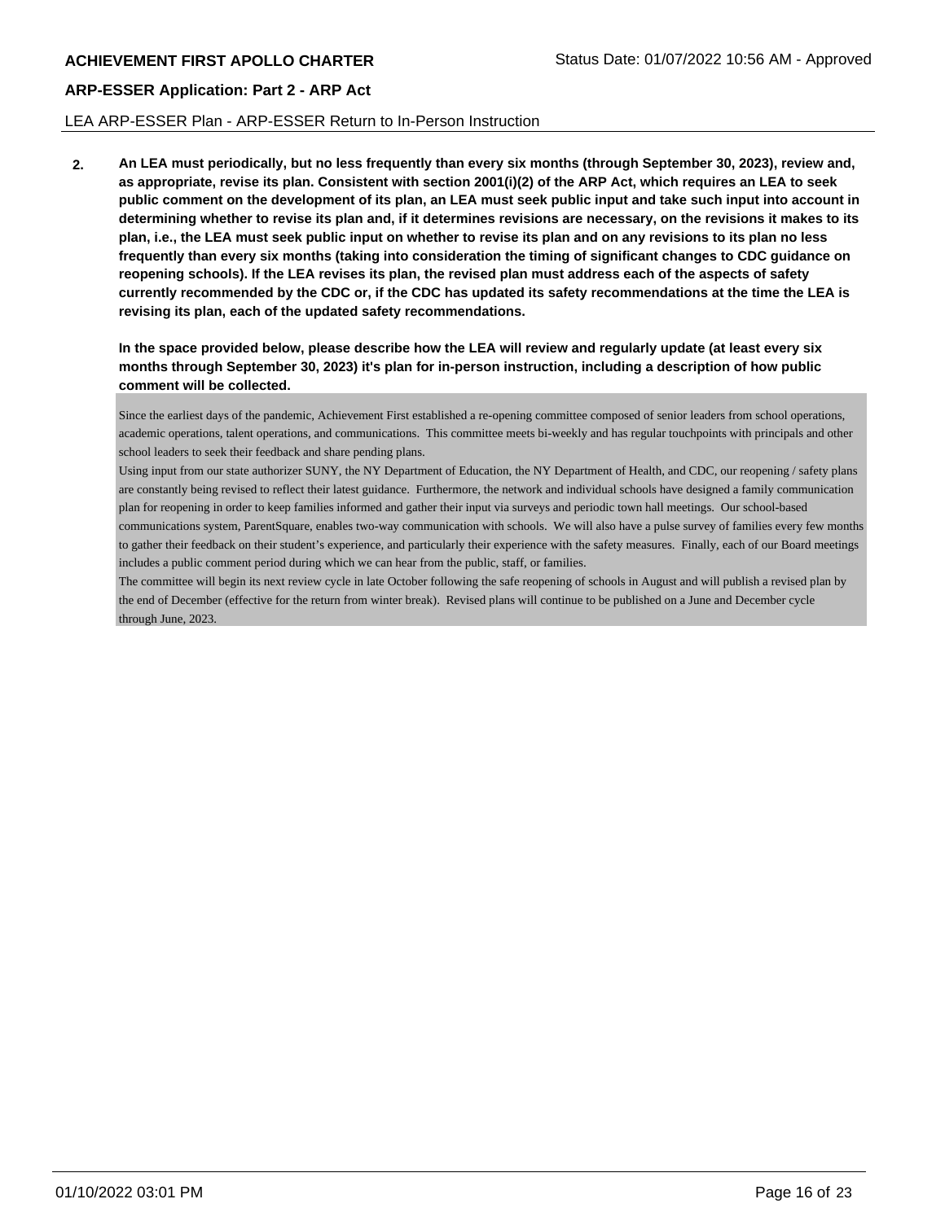**2.** **An LEA must periodically, but no less frequently than every six months (through September 30, 2023), review and, as appropriate, revise its plan. Consistent with section 2001(i)(2) of the ARP Act, which requires an LEA to seek public comment on the development of its plan, an LEA must seek public input and take such input into account in determining whether to revise its plan and, if it determines revisions are necessary, on the revisions it makes to its plan, i.e., the LEA must seek public input on whether to revise its plan and on any revisions to its plan no less frequently than every six months (taking into consideration the timing of significant changes to CDC guidance on reopening schools). If the LEA revises its plan, the revised plan must address each of the aspects of safety currently recommended by the CDC or, if the CDC has updated its safety recommendations at the time the LEA is revising its plan, each of the updated safety recommendations.**

**In the space provided below, please describe how the LEA will review and regularly update (at least every six months through September 30, 2023) it's plan for in-person instruction, including a description of how public comment will be collected.**

Since the earliest days of the pandemic, Achievement First established a re-opening committee composed of senior leaders from school operations, academic operations, talent operations, and communications. This committee meets bi-weekly and has regular touchpoints with principals and other school leaders to seek their feedback and share pending plans.

Using input from our state authorizer SUNY, the NY Department of Education, the NY Department of Health, and CDC, our reopening / safety plans are constantly being revised to reflect their latest guidance. Furthermore, the network and individual schools have designed a family communication plan for reopening in order to keep families informed and gather their input via surveys and periodic town hall meetings. Our school-based communications system, ParentSquare, enables two-way communication with schools. We will also have a pulse survey of families every few months to gather their feedback on their student's experience, and particularly their experience with the safety measures. Finally, each of our Board meetings includes a public comment period during which we can hear from the public, staff, or families.

The committee will begin its next review cycle in late October following the safe reopening of schools in August and will publish a revised plan by the end of December (effective for the return from winter break). Revised plans will continue to be published on a June and December cycle through June, 2023.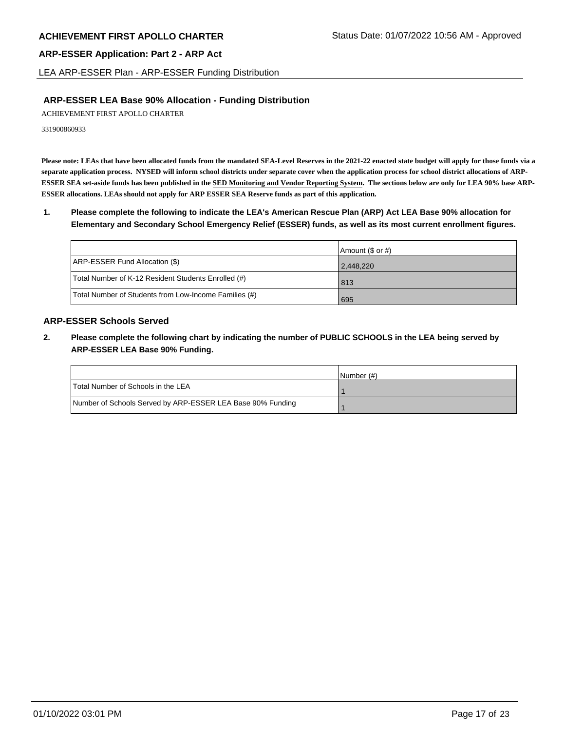**ARP-ESSER Application: Part 2 - ARP Act**

LEA ARP-ESSER Plan - ARP-ESSER Funding Distribution

## ARP-ESSER LEA Base 90% Allocation - Funding Distribution

ACHIEVEMENT FIRST APOLLO CHARTER

331900860933

**Please note: LEAs that have been allocated funds from the mandated SEA-Level Reserves in the 2021-22 enacted state budget will apply for those funds via a separate application process. NYSED will inform school districts under separate cover when the application process for school district allocations of ARP-ESSER SEA set-aside funds has been published in the SED Monitoring and Vendor Reporting System. The sections below are only for LEA 90% base ARP-ESSER allocations. LEAs should not apply for ARP ESSER SEA Reserve funds as part of this application.**

**1. Please complete the following to indicate the LEA's American Rescue Plan (ARP) Act LEA Base 90% allocation for Elementary and Secondary School Emergency Relief (ESSER) funds, as well as its most current enrollment figures.**

| | Amount ($ or #) |
|---|---|
| ARP-ESSER Fund Allocation ($) | 2,448,220 |
| Total Number of K-12 Resident Students Enrolled (#) | 813 |
| Total Number of Students from Low-Income Families (#) | 695 |

### ARP-ESSER Schools Served

**2. Please complete the following chart by indicating the number of PUBLIC SCHOOLS in the LEA being served by ARP-ESSER LEA Base 90% Funding.**

| | Number (#) |
|---|---|
| Total Number of Schools in the LEA | 1 |
| Number of Schools Served by ARP-ESSER LEA Base 90% Funding | 1 |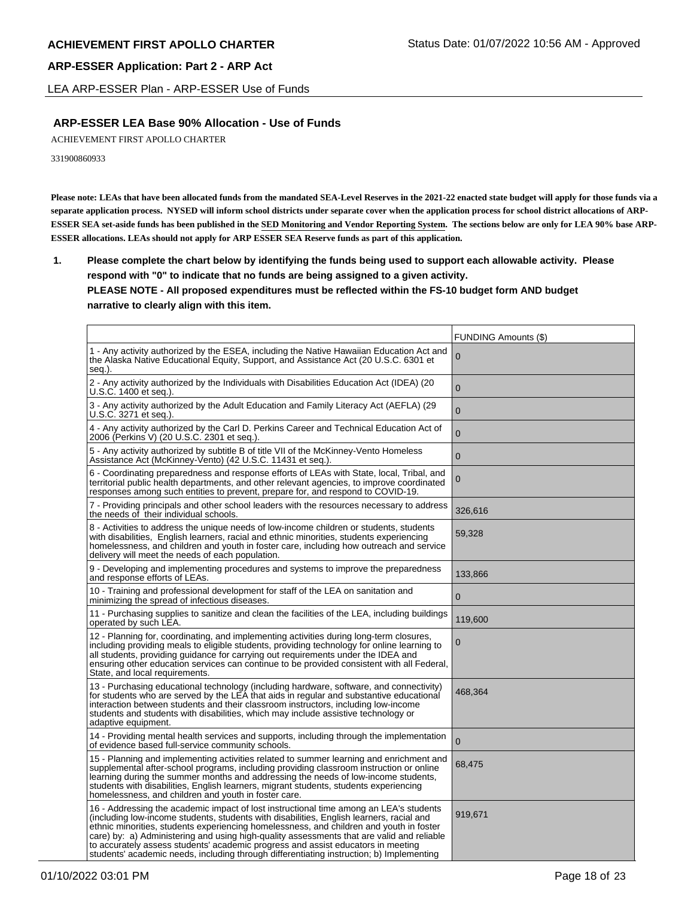## ARP-ESSER LEA Base 90% Allocation - Use of Funds

ACHIEVEMENT FIRST APOLLO CHARTER

331900860933

**Please note: LEAs that have been allocated funds from the mandated SEA-Level Reserves in the 2021-22 enacted state budget will apply for those funds via a separate application process. NYSED will inform school districts under separate cover when the application process for school district allocations of ARP-ESSER SEA set-aside funds has been published in the SED Monitoring and Vendor Reporting System. The sections below are only for LEA 90% base ARP-ESSER allocations. LEAs should not apply for ARP ESSER SEA Reserve funds as part of this application.**

1. **Please complete the chart below by identifying the funds being used to support each allowable activity. Please respond with "0" to indicate that no funds are being assigned to a given activity.**
   **PLEASE NOTE - All proposed expenditures must be reflected within the FS-10 budget form AND budget narrative to clearly align with this item.**

| | FUNDING Amounts ($) |
|---|---|
| 1 - Any activity authorized by the ESEA, including the Native Hawaiian Education Act and the Alaska Native Educational Equity, Support, and Assistance Act (20 U.S.C. 6301 et seq.). | 0 |
| 2 - Any activity authorized by the Individuals with Disabilities Education Act (IDEA) (20 U.S.C. 1400 et seq.). | 0 |
| 3 - Any activity authorized by the Adult Education and Family Literacy Act (AEFLA) (29 U.S.C. 3271 et seq.). | 0 |
| 4 - Any activity authorized by the Carl D. Perkins Career and Technical Education Act of 2006 (Perkins V) (20 U.S.C. 2301 et seq.). | 0 |
| 5 - Any activity authorized by subtitle B of title VII of the McKinney-Vento Homeless Assistance Act (McKinney-Vento) (42 U.S.C. 11431 et seq.). | 0 |
| 6 - Coordinating preparedness and response efforts of LEAs with State, local, Tribal, and territorial public health departments, and other relevant agencies, to improve coordinated responses among such entities to prevent, prepare for, and respond to COVID-19. | 0 |
| 7 - Providing principals and other school leaders with the resources necessary to address the needs of their individual schools. | 326,616 |
| 8 - Activities to address the unique needs of low-income children or students, students with disabilities, English learners, racial and ethnic minorities, students experiencing homelessness, and children and youth in foster care, including how outreach and service delivery will meet the needs of each population. | 59,328 |
| 9 - Developing and implementing procedures and systems to improve the preparedness and response efforts of LEAs. | 133,866 |
| 10 - Training and professional development for staff of the LEA on sanitation and minimizing the spread of infectious diseases. | 0 |
| 11 - Purchasing supplies to sanitize and clean the facilities of the LEA, including buildings operated by such LEA. | 119,600 |
| 12 - Planning for, coordinating, and implementing activities during long-term closures, including providing meals to eligible students, providing technology for online learning to all students, providing guidance for carrying out requirements under the IDEA and ensuring other education services can continue to be provided consistent with all Federal, State, and local requirements. | 0 |
| 13 - Purchasing educational technology (including hardware, software, and connectivity) for students who are served by the LEA that aids in regular and substantive educational interaction between students and their classroom instructors, including low-income students and students with disabilities, which may include assistive technology or adaptive equipment. | 468,364 |
| 14 - Providing mental health services and supports, including through the implementation of evidence based full-service community schools. | 0 |
| 15 - Planning and implementing activities related to summer learning and enrichment and supplemental after-school programs, including providing classroom instruction or online learning during the summer months and addressing the needs of low-income students, students with disabilities, English learners, migrant students, students experiencing homelessness, and children and youth in foster care. | 68,475 |
| 16 - Addressing the academic impact of lost instructional time among an LEA's students (including low-income students, students with disabilities, English learners, racial and ethnic minorities, students experiencing homelessness, and children and youth in foster care) by: a) Administering and using high-quality assessments that are valid and reliable to accurately assess students' academic progress and assist educators in meeting students' academic needs, including through differentiating instruction; b) Implementing | 919,671 |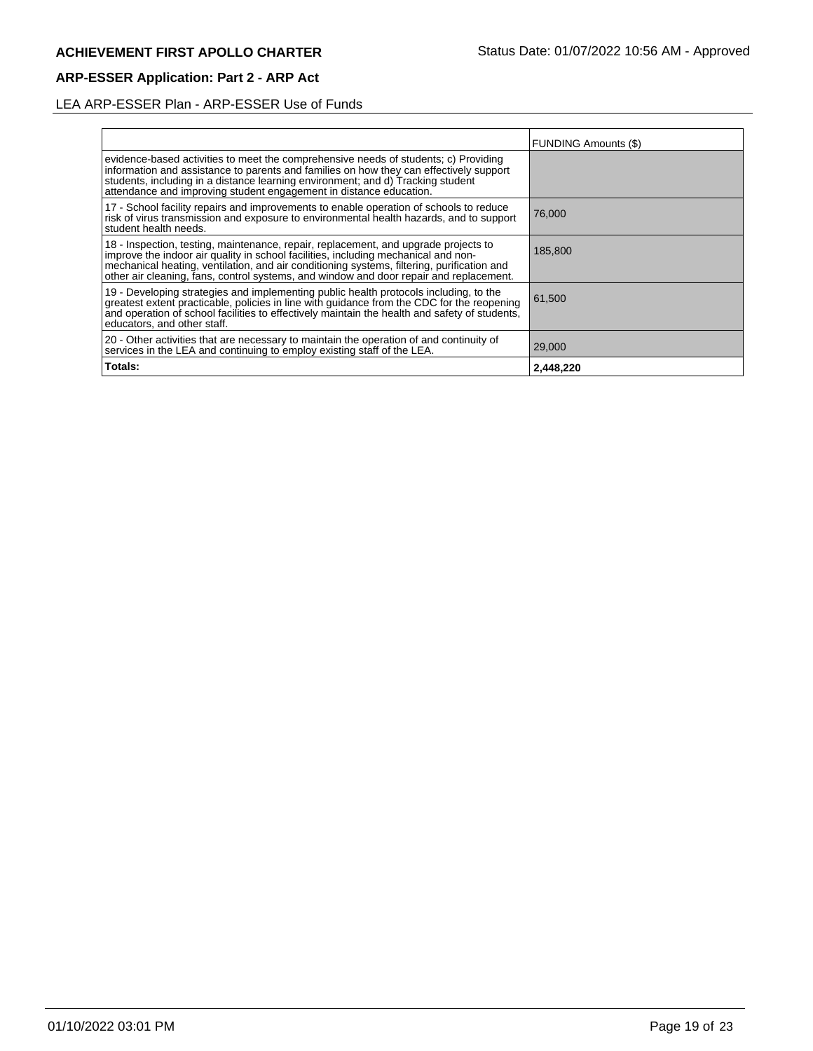**ACHIEVEMENT FIRST APOLLO CHARTER** Status Date: 01/07/2022 10:56 AM - Approved

## ARP-ESSER Application: Part 2 - ARP Act

LEA ARP-ESSER Plan - ARP-ESSER Use of Funds

| | FUNDING Amounts ($) |
|---|---|
| evidence-based activities to meet the comprehensive needs of students; c) Providing information and assistance to parents and families on how they can effectively support students, including in a distance learning environment; and d) Tracking student attendance and improving student engagement in distance education. | |
| 17 - School facility repairs and improvements to enable operation of schools to reduce risk of virus transmission and exposure to environmental health hazards, and to support student health needs. | 76,000 |
| 18 - Inspection, testing, maintenance, repair, replacement, and upgrade projects to improve the indoor air quality in school facilities, including mechanical and non-mechanical heating, ventilation, and air conditioning systems, filtering, purification and other air cleaning, fans, control systems, and window and door repair and replacement. | 185,800 |
| 19 - Developing strategies and implementing public health protocols including, to the greatest extent practicable, policies in line with guidance from the CDC for the reopening and operation of school facilities to effectively maintain the health and safety of students, educators, and other staff. | 61,500 |
| 20 - Other activities that are necessary to maintain the operation of and continuity of services in the LEA and continuing to employ existing staff of the LEA. | 29,000 |
| **Totals:** | **2,448,220** |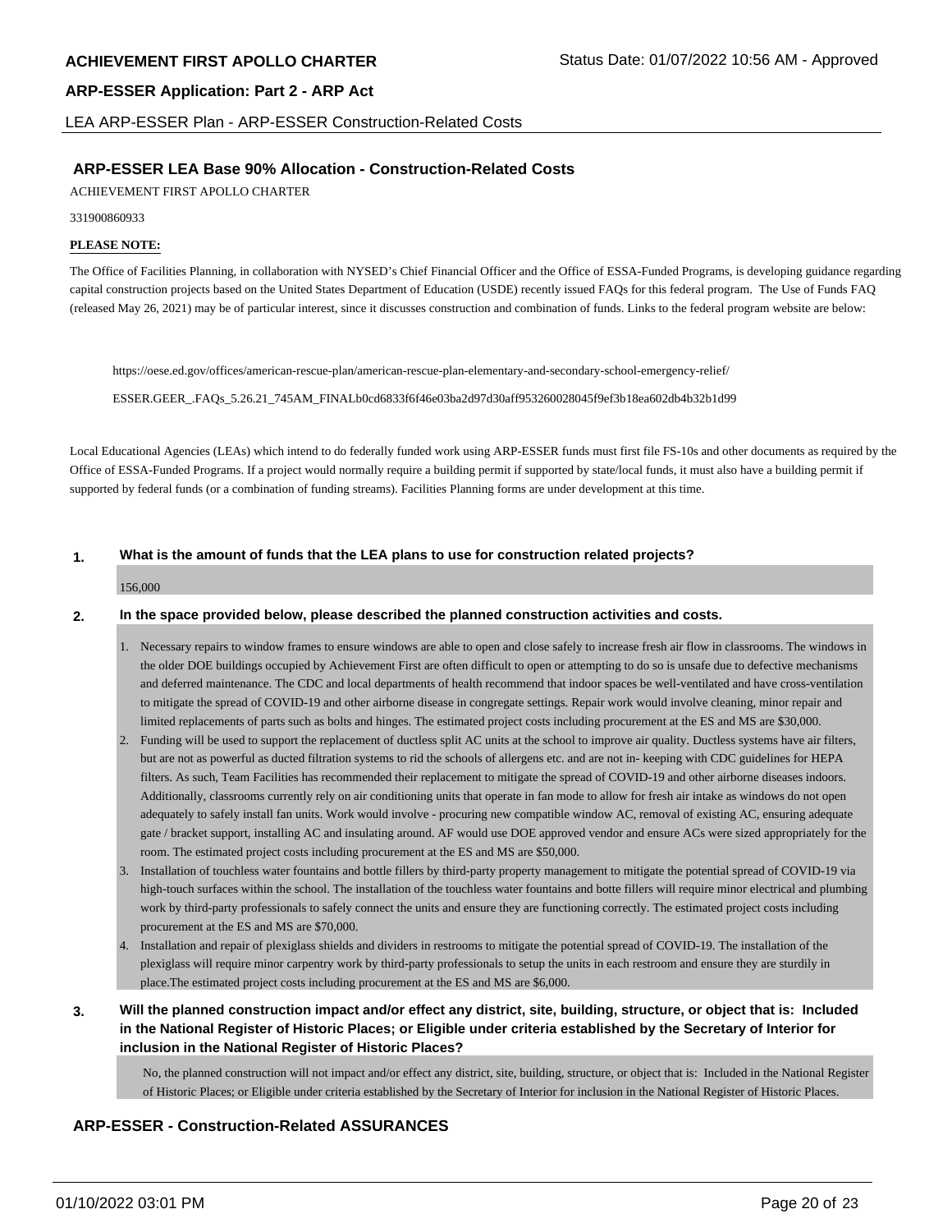## ARP-ESSER LEA Base 90% Allocation - Construction-Related Costs

ACHIEVEMENT FIRST APOLLO CHARTER

331900860933

**PLEASE NOTE:**

The Office of Facilities Planning, in collaboration with NYSED's Chief Financial Officer and the Office of ESSA-Funded Programs, is developing guidance regarding capital construction projects based on the United States Department of Education (USDE) recently issued FAQs for this federal program. The Use of Funds FAQ (released May 26, 2021) may be of particular interest, since it discusses construction and combination of funds. Links to the federal program website are below:

https://oese.ed.gov/offices/american-rescue-plan/american-rescue-plan-elementary-and-secondary-school-emergency-relief/

ESSER.GEER_.FAQs_5.26.21_745AM_FINALb0cd6833f6f46e03ba2d97d30aff953260028045f9ef3b18ea602db4b32b1d99

Local Educational Agencies (LEAs) which intend to do federally funded work using ARP-ESSER funds must first file FS-10s and other documents as required by the Office of ESSA-Funded Programs. If a project would normally require a building permit if supported by state/local funds, it must also have a building permit if supported by federal funds (or a combination of funding streams). Facilities Planning forms are under development at this time.

**1. What is the amount of funds that the LEA plans to use for construction related projects?**

156,000

**2. In the space provided below, please described the planned construction activities and costs.**

1. Necessary repairs to window frames to ensure windows are able to open and close safely to increase fresh air flow in classrooms. The windows in the older DOE buildings occupied by Achievement First are often difficult to open or attempting to do so is unsafe due to defective mechanisms and deferred maintenance. The CDC and local departments of health recommend that indoor spaces be well-ventilated and have cross-ventilation to mitigate the spread of COVID-19 and other airborne disease in congregate settings. Repair work would involve cleaning, minor repair and limited replacements of parts such as bolts and hinges. The estimated project costs including procurement at the ES and MS are $30,000.
2. Funding will be used to support the replacement of ductless split AC units at the school to improve air quality. Ductless systems have air filters, but are not as powerful as ducted filtration systems to rid the schools of allergens etc. and are not in- keeping with CDC guidelines for HEPA filters. As such, Team Facilities has recommended their replacement to mitigate the spread of COVID-19 and other airborne diseases indoors. Additionally, classrooms currently rely on air conditioning units that operate in fan mode to allow for fresh air intake as windows do not open adequately to safely install fan units. Work would involve - procuring new compatible window AC, removal of existing AC, ensuring adequate gate / bracket support, installing AC and insulating around. AF would use DOE approved vendor and ensure ACs were sized appropriately for the room. The estimated project costs including procurement at the ES and MS are $50,000.
3. Installation of touchless water fountains and bottle fillers by third-party property management to mitigate the potential spread of COVID-19 via high-touch surfaces within the school. The installation of the touchless water fountains and botte fillers will require minor electrical and plumbing work by third-party professionals to safely connect the units and ensure they are functioning correctly. The estimated project costs including procurement at the ES and MS are $70,000.
4. Installation and repair of plexiglass shields and dividers in restrooms to mitigate the potential spread of COVID-19. The installation of the plexiglass will require minor carpentry work by third-party professionals to setup the units in each restroom and ensure they are sturdily in place.The estimated project costs including procurement at the ES and MS are $6,000.

**3. Will the planned construction impact and/or effect any district, site, building, structure, or object that is: Included in the National Register of Historic Places; or Eligible under criteria established by the Secretary of Interior for inclusion in the National Register of Historic Places?**

No, the planned construction will not impact and/or effect any district, site, building, structure, or object that is: Included in the National Register of Historic Places; or Eligible under criteria established by the Secretary of Interior for inclusion in the National Register of Historic Places.

## ARP-ESSER - Construction-Related ASSURANCES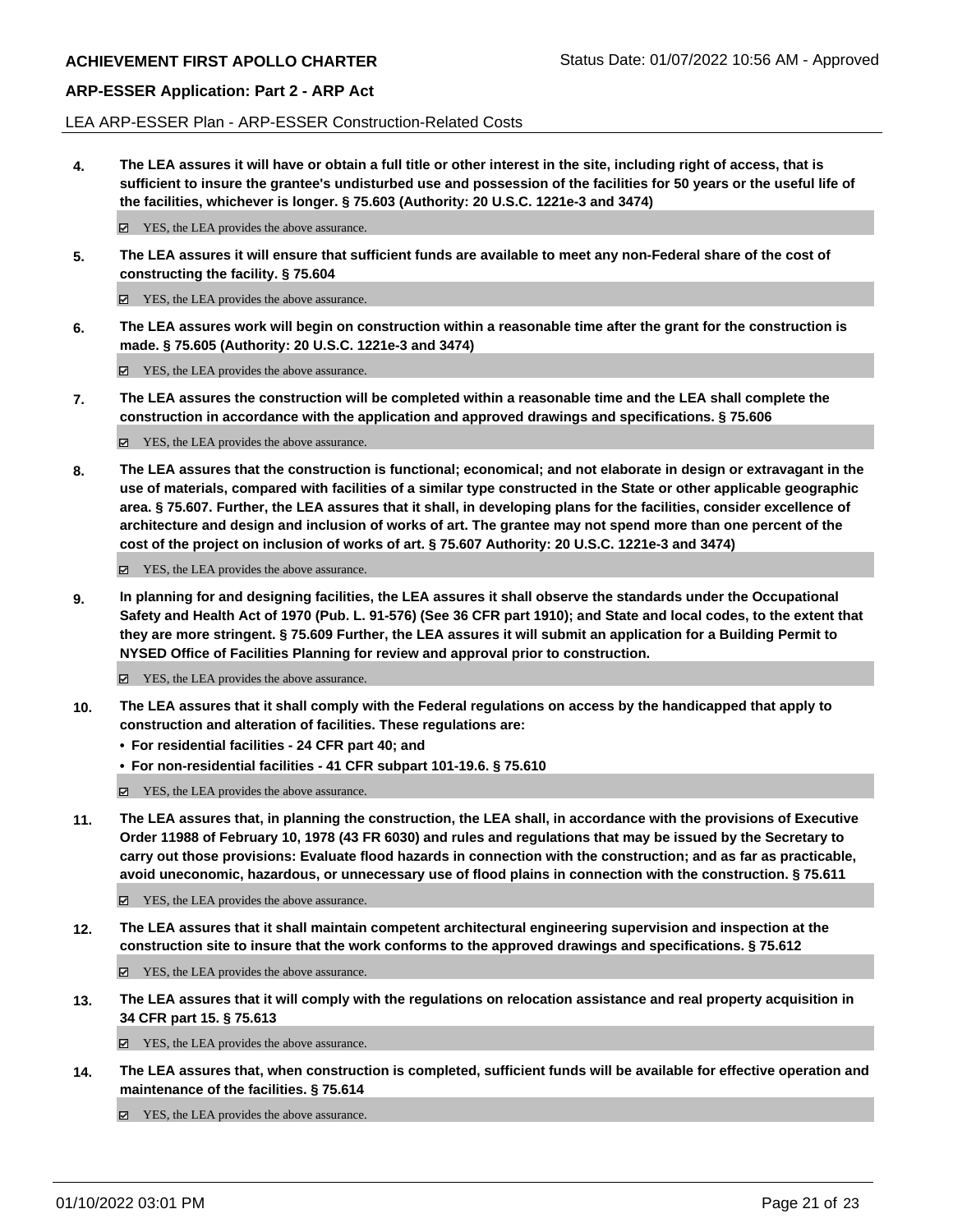LEA ARP-ESSER Plan - ARP-ESSER Construction-Related Costs

**4. The LEA assures it will have or obtain a full title or other interest in the site, including right of access, that is sufficient to insure the grantee's undisturbed use and possession of the facilities for 50 years or the useful life of the facilities, whichever is longer. § 75.603 (Authority: 20 U.S.C. 1221e-3 and 3474)**

☑ YES, the LEA provides the above assurance.

**5. The LEA assures it will ensure that sufficient funds are available to meet any non-Federal share of the cost of constructing the facility. § 75.604**

☑ YES, the LEA provides the above assurance.

**6. The LEA assures work will begin on construction within a reasonable time after the grant for the construction is made. § 75.605 (Authority: 20 U.S.C. 1221e-3 and 3474)**

☑ YES, the LEA provides the above assurance.

**7. The LEA assures the construction will be completed within a reasonable time and the LEA shall complete the construction in accordance with the application and approved drawings and specifications. § 75.606**

☑ YES, the LEA provides the above assurance.

**8. The LEA assures that the construction is functional; economical; and not elaborate in design or extravagant in the use of materials, compared with facilities of a similar type constructed in the State or other applicable geographic area. § 75.607. Further, the LEA assures that it shall, in developing plans for the facilities, consider excellence of architecture and design and inclusion of works of art. The grantee may not spend more than one percent of the cost of the project on inclusion of works of art. § 75.607 Authority: 20 U.S.C. 1221e-3 and 3474)**

☑ YES, the LEA provides the above assurance.

**9. In planning for and designing facilities, the LEA assures it shall observe the standards under the Occupational Safety and Health Act of 1970 (Pub. L. 91-576) (See 36 CFR part 1910); and State and local codes, to the extent that they are more stringent. § 75.609 Further, the LEA assures it will submit an application for a Building Permit to NYSED Office of Facilities Planning for review and approval prior to construction.**

☑ YES, the LEA provides the above assurance.

**10. The LEA assures that it shall comply with the Federal regulations on access by the handicapped that apply to construction and alteration of facilities. These regulations are:**

- **For residential facilities - 24 CFR part 40; and**
- **For non-residential facilities - 41 CFR subpart 101-19.6. § 75.610**

☑ YES, the LEA provides the above assurance.

**11. The LEA assures that, in planning the construction, the LEA shall, in accordance with the provisions of Executive Order 11988 of February 10, 1978 (43 FR 6030) and rules and regulations that may be issued by the Secretary to carry out those provisions: Evaluate flood hazards in connection with the construction; and as far as practicable, avoid uneconomic, hazardous, or unnecessary use of flood plains in connection with the construction. § 75.611**

☑ YES, the LEA provides the above assurance.

**12. The LEA assures that it shall maintain competent architectural engineering supervision and inspection at the construction site to insure that the work conforms to the approved drawings and specifications. § 75.612**

☑ YES, the LEA provides the above assurance.

**13. The LEA assures that it will comply with the regulations on relocation assistance and real property acquisition in 34 CFR part 15. § 75.613**

☑ YES, the LEA provides the above assurance.

**14. The LEA assures that, when construction is completed, sufficient funds will be available for effective operation and maintenance of the facilities. § 75.614**

☑ YES, the LEA provides the above assurance.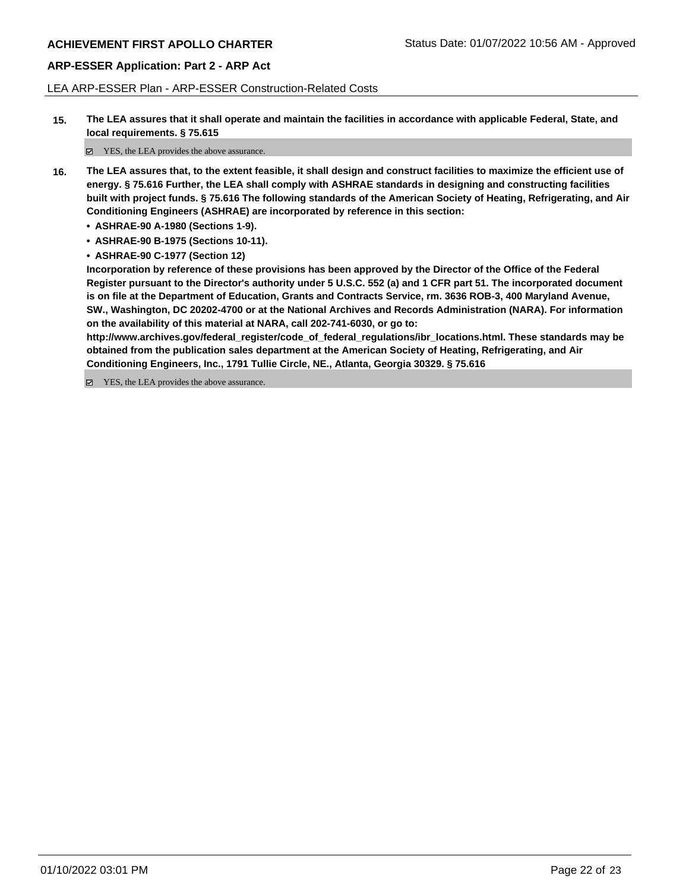LEA ARP-ESSER Plan - ARP-ESSER Construction-Related Costs

**15. The LEA assures that it shall operate and maintain the facilities in accordance with applicable Federal, State, and local requirements. § 75.615**

☑ YES, the LEA provides the above assurance.

**16. The LEA assures that, to the extent feasible, it shall design and construct facilities to maximize the efficient use of energy. § 75.616 Further, the LEA shall comply with ASHRAE standards in designing and constructing facilities built with project funds. § 75.616 The following standards of the American Society of Heating, Refrigerating, and Air Conditioning Engineers (ASHRAE) are incorporated by reference in this section:**

- **ASHRAE-90 A-1980 (Sections 1-9).**
- **ASHRAE-90 B-1975 (Sections 10-11).**
- **ASHRAE-90 C-1977 (Section 12)**

**Incorporation by reference of these provisions has been approved by the Director of the Office of the Federal Register pursuant to the Director's authority under 5 U.S.C. 552 (a) and 1 CFR part 51. The incorporated document is on file at the Department of Education, Grants and Contracts Service, rm. 3636 ROB-3, 400 Maryland Avenue, SW., Washington, DC 20202-4700 or at the National Archives and Records Administration (NARA). For information on the availability of this material at NARA, call 202-741-6030, or go to: http://www.archives.gov/federal_register/code_of_federal_regulations/ibr_locations.html. These standards may be obtained from the publication sales department at the American Society of Heating, Refrigerating, and Air Conditioning Engineers, Inc., 1791 Tullie Circle, NE., Atlanta, Georgia 30329. § 75.616**

☑ YES, the LEA provides the above assurance.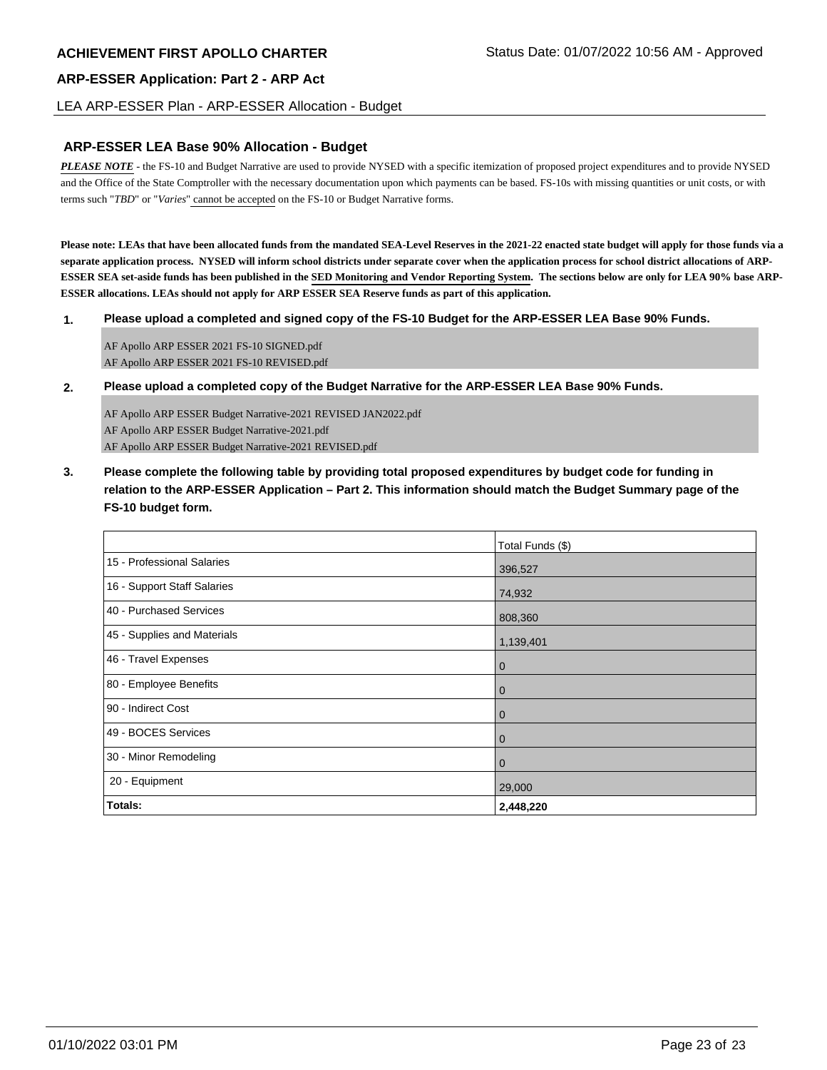## ARP-ESSER LEA Base 90% Allocation - Budget

***PLEASE NOTE*** - the FS-10 and Budget Narrative are used to provide NYSED with a specific itemization of proposed project expenditures and to provide NYSED and the Office of the State Comptroller with the necessary documentation upon which payments can be based. FS-10s with missing quantities or unit costs, or with terms such "*TBD*" or "*Varies*" cannot be accepted on the FS-10 or Budget Narrative forms.

**Please note: LEAs that have been allocated funds from the mandated SEA-Level Reserves in the 2021-22 enacted state budget will apply for those funds via a separate application process. NYSED will inform school districts under separate cover when the application process for school district allocations of ARP-ESSER SEA set-aside funds has been published in the SED Monitoring and Vendor Reporting System. The sections below are only for LEA 90% base ARP-ESSER allocations. LEAs should not apply for ARP ESSER SEA Reserve funds as part of this application.**

**1. Please upload a completed and signed copy of the FS-10 Budget for the ARP-ESSER LEA Base 90% Funds.**

AF Apollo ARP ESSER 2021 FS-10 SIGNED.pdf
AF Apollo ARP ESSER 2021 FS-10 REVISED.pdf

**2. Please upload a completed copy of the Budget Narrative for the ARP-ESSER LEA Base 90% Funds.**

AF Apollo ARP ESSER Budget Narrative-2021 REVISED JAN2022.pdf
AF Apollo ARP ESSER Budget Narrative-2021.pdf
AF Apollo ARP ESSER Budget Narrative-2021 REVISED.pdf

**3. Please complete the following table by providing total proposed expenditures by budget code for funding in relation to the ARP-ESSER Application – Part 2. This information should match the Budget Summary page of the FS-10 budget form.**

| | Total Funds ($) |
|---|---|
| 15 - Professional Salaries | 396,527 |
| 16 - Support Staff Salaries | 74,932 |
| 40 - Purchased Services | 808,360 |
| 45 - Supplies and Materials | 1,139,401 |
| 46 - Travel Expenses | 0 |
| 80 - Employee Benefits | 0 |
| 90 - Indirect Cost | 0 |
| 49 - BOCES Services | 0 |
| 30 - Minor Remodeling | 0 |
| 20 - Equipment | 29,000 |
| **Totals:** | **2,448,220** |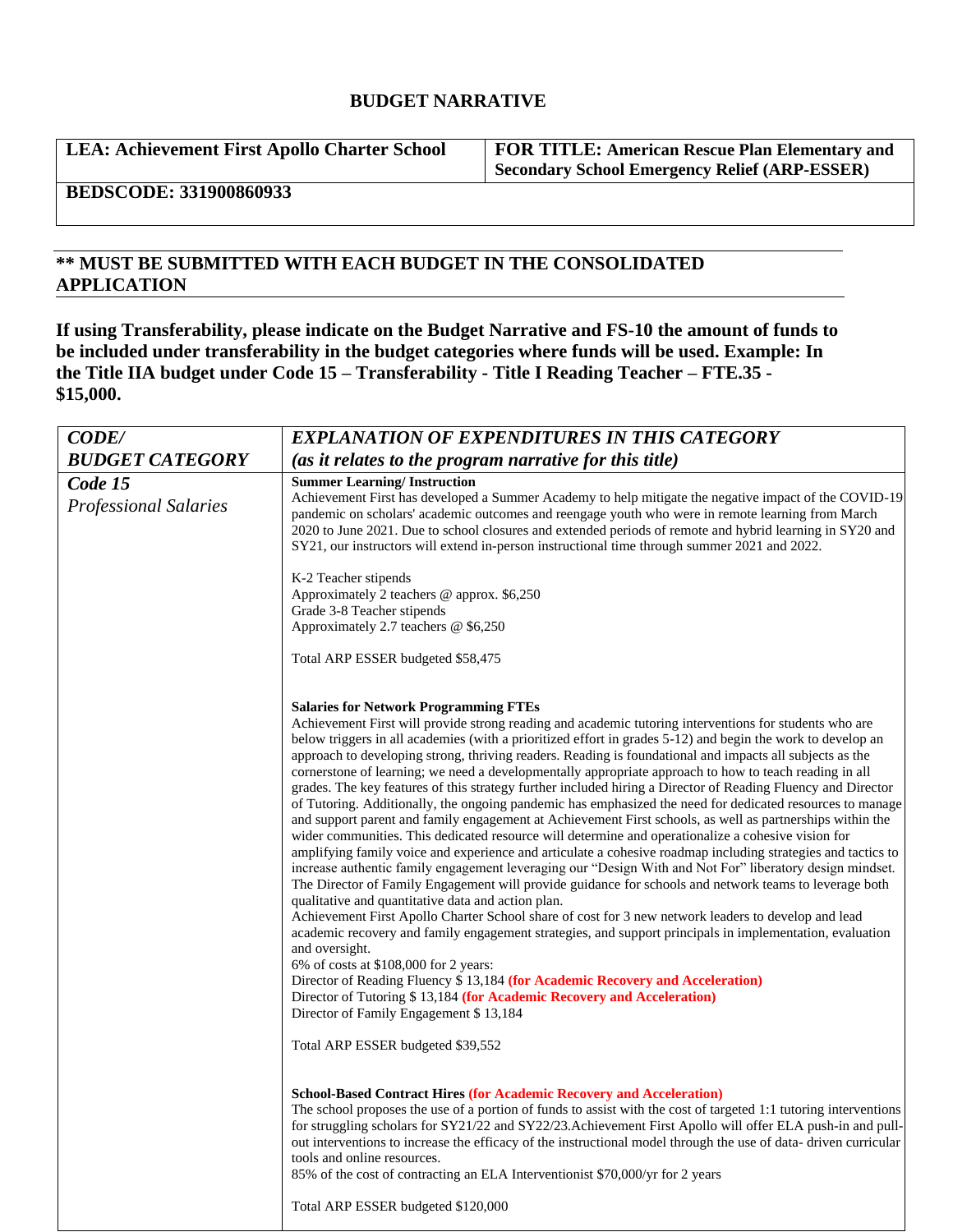## BUDGET NARRATIVE

| **LEA: Achievement First Apollo Charter School** | **FOR TITLE: American Rescue Plan Elementary and Secondary School Emergency Relief (ARP-ESSER)** |
|---|---|
| **BEDSCODE: 331900860933** | |

**\*\* MUST BE SUBMITTED WITH EACH BUDGET IN THE CONSOLIDATED APPLICATION**

**If using Transferability, please indicate on the Budget Narrative and FS-10 the amount of funds to be included under transferability in the budget categories where funds will be used. Example: In the Title IIA budget under Code 15 – Transferability - Title I Reading Teacher – FTE.35 - $15,000.**

| ***CODE/ BUDGET CATEGORY*** | ***EXPLANATION OF EXPENDITURES IN THIS CATEGORY (as it relates to the program narrative for this title)*** |
|---|---|
| ***Code 15*** *Professional Salaries* | **Summer Learning/ Instruction**<br>Achievement First has developed a Summer Academy to help mitigate the negative impact of the COVID-19 pandemic on scholars' academic outcomes and reengage youth who were in remote learning from March 2020 to June 2021. Due to school closures and extended periods of remote and hybrid learning in SY20 and SY21, our instructors will extend in-person instructional time through summer 2021 and 2022.<br><br>K-2 Teacher stipends<br>Approximately 2 teachers @ approx. $6,250<br>Grade 3-8 Teacher stipends<br>Approximately 2.7 teachers @ $6,250<br><br>Total ARP ESSER budgeted $58,475<br><br>**Salaries for Network Programming FTEs**<br>Achievement First will provide strong reading and academic tutoring interventions for students who are below triggers in all academies (with a prioritized effort in grades 5-12) and begin the work to develop an approach to developing strong, thriving readers. Reading is foundational and impacts all subjects as the cornerstone of learning; we need a developmentally appropriate approach to how to teach reading in all grades. The key features of this strategy further included hiring a Director of Reading Fluency and Director of Tutoring. Additionally, the ongoing pandemic has emphasized the need for dedicated resources to manage and support parent and family engagement at Achievement First schools, as well as partnerships within the wider communities. This dedicated resource will determine and operationalize a cohesive vision for amplifying family voice and experience and articulate a cohesive roadmap including strategies and tactics to increase authentic family engagement leveraging our "Design With and Not For" liberatory design mindset. The Director of Family Engagement will provide guidance for schools and network teams to leverage both qualitative and quantitative data and action plan.<br>Achievement First Apollo Charter School share of cost for 3 new network leaders to develop and lead academic recovery and family engagement strategies, and support principals in implementation, evaluation and oversight.<br>6% of costs at $108,000 for 2 years:<br>Director of Reading Fluency $ 13,184 **(for Academic Recovery and Acceleration)**<br>Director of Tutoring $ 13,184 **(for Academic Recovery and Acceleration)**<br>Director of Family Engagement $ 13,184<br><br>Total ARP ESSER budgeted $39,552<br><br>**School-Based Contract Hires (for Academic Recovery and Acceleration)**<br>The school proposes the use of a portion of funds to assist with the cost of targeted 1:1 tutoring interventions for struggling scholars for SY21/22 and SY22/23.Achievement First Apollo will offer ELA push-in and pull-out interventions to increase the efficacy of the instructional model through the use of data- driven curricular tools and online resources.<br>85% of the cost of contracting an ELA Interventionist $70,000/yr for 2 years<br><br>Total ARP ESSER budgeted $120,000 |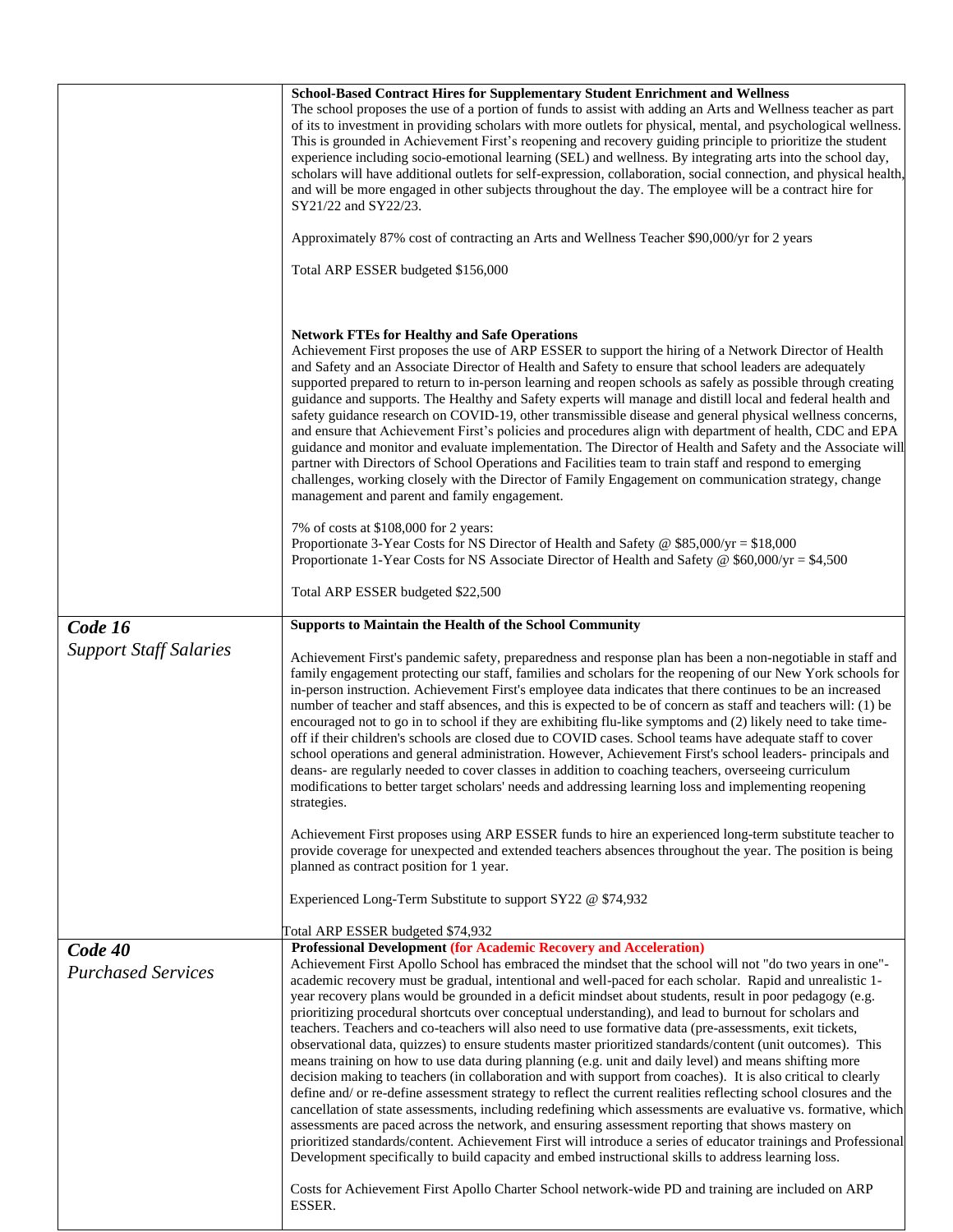| | |
|---|---|
| | **School-Based Contract Hires for Supplementary Student Enrichment and Wellness**<br>The school proposes the use of a portion of funds to assist with adding an Arts and Wellness teacher as part of its to investment in providing scholars with more outlets for physical, mental, and psychological wellness. This is grounded in Achievement First's reopening and recovery guiding principle to prioritize the student experience including socio-emotional learning (SEL) and wellness. By integrating arts into the school day, scholars will have additional outlets for self-expression, collaboration, social connection, and physical health, and will be more engaged in other subjects throughout the day. The employee will be a contract hire for SY21/22 and SY22/23.<br><br>Approximately 87% cost of contracting an Arts and Wellness Teacher $90,000/yr for 2 years<br><br>Total ARP ESSER budgeted $156,000<br><br>**Network FTEs for Healthy and Safe Operations**<br>Achievement First proposes the use of ARP ESSER to support the hiring of a Network Director of Health and Safety and an Associate Director of Health and Safety to ensure that school leaders are adequately supported prepared to return to in-person learning and reopen schools as safely as possible through creating guidance and supports. The Healthy and Safety experts will manage and distill local and federal health and safety guidance research on COVID-19, other transmissible disease and general physical wellness concerns, and ensure that Achievement First's policies and procedures align with department of health, CDC and EPA guidance and monitor and evaluate implementation. The Director of Health and Safety and the Associate will partner with Directors of School Operations and Facilities team to train staff and respond to emerging challenges, working closely with the Director of Family Engagement on communication strategy, change management and parent and family engagement.<br><br>7% of costs at $108,000 for 2 years:<br>Proportionate 3-Year Costs for NS Director of Health and Safety @ $85,000/yr = $18,000<br>Proportionate 1-Year Costs for NS Associate Director of Health and Safety @ $60,000/yr = $4,500<br><br>Total ARP ESSER budgeted $22,500 |
| ***Code 16***<br>*Support Staff Salaries* | **Supports to Maintain the Health of the School Community**<br><br>Achievement First's pandemic safety, preparedness and response plan has been a non-negotiable in staff and family engagement protecting our staff, families and scholars for the reopening of our New York schools for in-person instruction. Achievement First's employee data indicates that there continues to be an increased number of teacher and staff absences, and this is expected to be of concern as staff and teachers will: (1) be encouraged not to go in to school if they are exhibiting flu-like symptoms and (2) likely need to take time-off if their children's schools are closed due to COVID cases. School teams have adequate staff to cover school operations and general administration. However, Achievement First's school leaders- principals and deans- are regularly needed to cover classes in addition to coaching teachers, overseeing curriculum modifications to better target scholars' needs and addressing learning loss and implementing reopening strategies.<br><br>Achievement First proposes using ARP ESSER funds to hire an experienced long-term substitute teacher to provide coverage for unexpected and extended teachers absences throughout the year. The position is being planned as contract position for 1 year.<br><br>Experienced Long-Term Substitute to support SY22 @ $74,932<br><br>Total ARP ESSER budgeted $74,932 |
| ***Code 40***<br>*Purchased Services* | **Professional Development (for Academic Recovery and Acceleration)**<br>Achievement First Apollo School has embraced the mindset that the school will not "do two years in one"- academic recovery must be gradual, intentional and well-paced for each scholar. Rapid and unrealistic 1-year recovery plans would be grounded in a deficit mindset about students, result in poor pedagogy (e.g. prioritizing procedural shortcuts over conceptual understanding), and lead to burnout for scholars and teachers. Teachers and co-teachers will also need to use formative data (pre-assessments, exit tickets, observational data, quizzes) to ensure students master prioritized standards/content (unit outcomes). This means training on how to use data during planning (e.g. unit and daily level) and means shifting more decision making to teachers (in collaboration and with support from coaches). It is also critical to clearly define and/ or re-define assessment strategy to reflect the current realities reflecting school closures and the cancellation of state assessments, including redefining which assessments are evaluative vs. formative, which assessments are paced across the network, and ensuring assessment reporting that shows mastery on prioritized standards/content. Achievement First will introduce a series of educator trainings and Professional Development specifically to build capacity and embed instructional skills to address learning loss.<br><br>Costs for Achievement First Apollo Charter School network-wide PD and training are included on ARP ESSER. |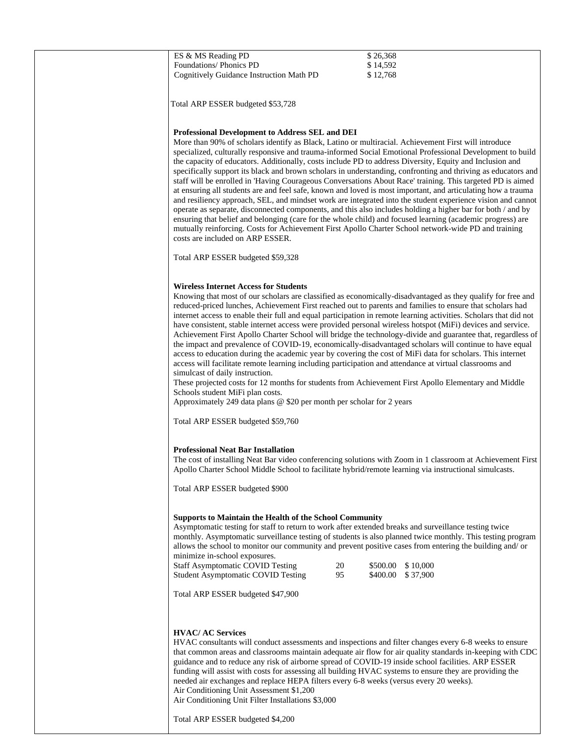| ES & MS Reading PD | $ 26,368 |
| --- | --- |
| Foundations/ Phonics PD | $ 14,592 |
| Cognitively Guidance Instruction Math PD | $ 12,768 |

Total ARP ESSER budgeted $53,728

**Professional Development to Address SEL and DEI**

More than 90% of scholars identify as Black, Latino or multiracial. Achievement First will introduce specialized, culturally responsive and trauma-informed Social Emotional Professional Development to build the capacity of educators. Additionally, costs include PD to address Diversity, Equity and Inclusion and specifically support its black and brown scholars in understanding, confronting and thriving as educators and staff will be enrolled in 'Having Courageous Conversations About Race' training. This targeted PD is aimed at ensuring all students are and feel safe, known and loved is most important, and articulating how a trauma and resiliency approach, SEL, and mindset work are integrated into the student experience vision and cannot operate as separate, disconnected components, and this also includes holding a higher bar for both / and by ensuring that belief and belonging (care for the whole child) and focused learning (academic progress) are mutually reinforcing. Costs for Achievement First Apollo Charter School network-wide PD and training costs are included on ARP ESSER.

Total ARP ESSER budgeted $59,328

**Wireless Internet Access for Students**

Knowing that most of our scholars are classified as economically-disadvantaged as they qualify for free and reduced-priced lunches, Achievement First reached out to parents and families to ensure that scholars had internet access to enable their full and equal participation in remote learning activities. Scholars that did not have consistent, stable internet access were provided personal wireless hotspot (MiFi) devices and service. Achievement First Apollo Charter School will bridge the technology-divide and guarantee that, regardless of the impact and prevalence of COVID-19, economically-disadvantaged scholars will continue to have equal access to education during the academic year by covering the cost of MiFi data for scholars. This internet access will facilitate remote learning including participation and attendance at virtual classrooms and simulcast of daily instruction.
These projected costs for 12 months for students from Achievement First Apollo Elementary and Middle Schools student MiFi plan costs.
Approximately 249 data plans @ $20 per month per scholar for 2 years

Total ARP ESSER budgeted $59,760

**Professional Neat Bar Installation**

The cost of installing Neat Bar video conferencing solutions with Zoom in 1 classroom at Achievement First Apollo Charter School Middle School to facilitate hybrid/remote learning via instructional simulcasts.

Total ARP ESSER budgeted $900

**Supports to Maintain the Health of the School Community**

Asymptomatic testing for staff to return to work after extended breaks and surveillance testing twice monthly. Asymptomatic surveillance testing of students is also planned twice monthly. This testing program allows the school to monitor our community and prevent positive cases from entering the building and/ or minimize in-school exposures.

| Staff Asymptomatic COVID Testing | 20 | $500.00 | $ 10,000 |
| --- | --- | --- | --- |
| Student Asymptomatic COVID Testing | 95 | $400.00 | $ 37,900 |

Total ARP ESSER budgeted $47,900

**HVAC/ AC Services**

HVAC consultants will conduct assessments and inspections and filter changes every 6-8 weeks to ensure that common areas and classrooms maintain adequate air flow for air quality standards in-keeping with CDC guidance and to reduce any risk of airborne spread of COVID-19 inside school facilities. ARP ESSER funding will assist with costs for assessing all building HVAC systems to ensure they are providing the needed air exchanges and replace HEPA filters every 6-8 weeks (versus every 20 weeks).
Air Conditioning Unit Assessment $1,200
Air Conditioning Unit Filter Installations $3,000

Total ARP ESSER budgeted $4,200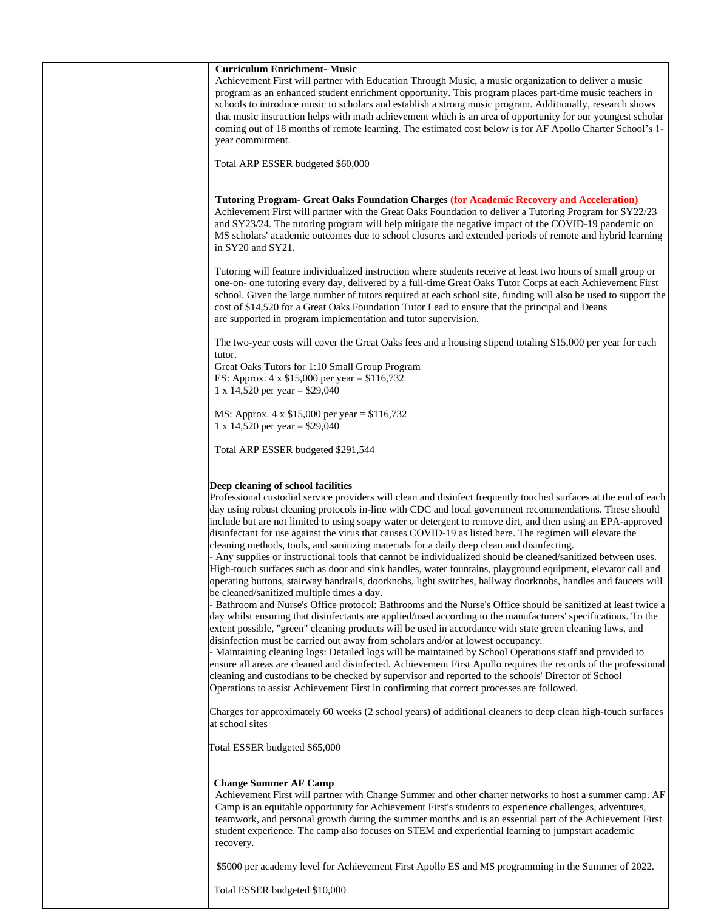**Curriculum Enrichment- Music**

Achievement First will partner with Education Through Music, a music organization to deliver a music program as an enhanced student enrichment opportunity. This program places part-time music teachers in schools to introduce music to scholars and establish a strong music program. Additionally, research shows that music instruction helps with math achievement which is an area of opportunity for our youngest scholar coming out of 18 months of remote learning. The estimated cost below is for AF Apollo Charter School's 1-year commitment.

Total ARP ESSER budgeted $60,000

**Tutoring Program- Great Oaks Foundation Charges (for Academic Recovery and Acceleration)**

Achievement First will partner with the Great Oaks Foundation to deliver a Tutoring Program for SY22/23 and SY23/24. The tutoring program will help mitigate the negative impact of the COVID-19 pandemic on MS scholars' academic outcomes due to school closures and extended periods of remote and hybrid learning in SY20 and SY21.

Tutoring will feature individualized instruction where students receive at least two hours of small group or one-on- one tutoring every day, delivered by a full-time Great Oaks Tutor Corps at each Achievement First school. Given the large number of tutors required at each school site, funding will also be used to support the cost of $14,520 for a Great Oaks Foundation Tutor Lead to ensure that the principal and Deans are supported in program implementation and tutor supervision.

The two-year costs will cover the Great Oaks fees and a housing stipend totaling $15,000 per year for each tutor.
Great Oaks Tutors for 1:10 Small Group Program
ES: Approx. 4 x $15,000 per year = $116,732
1 x 14,520 per year = $29,040

MS: Approx. 4 x $15,000 per year = $116,732
1 x 14,520 per year = $29,040

Total ARP ESSER budgeted $291,544

**Deep cleaning of school facilities**

Professional custodial service providers will clean and disinfect frequently touched surfaces at the end of each day using robust cleaning protocols in-line with CDC and local government recommendations. These should include but are not limited to using soapy water or detergent to remove dirt, and then using an EPA-approved disinfectant for use against the virus that causes COVID-19 as listed here. The regimen will elevate the cleaning methods, tools, and sanitizing materials for a daily deep clean and disinfecting.
- Any supplies or instructional tools that cannot be individualized should be cleaned/sanitized between uses. High-touch surfaces such as door and sink handles, water fountains, playground equipment, elevator call and operating buttons, stairway handrails, doorknobs, light switches, hallway doorknobs, handles and faucets will be cleaned/sanitized multiple times a day.
- Bathroom and Nurse's Office protocol: Bathrooms and the Nurse's Office should be sanitized at least twice a day whilst ensuring that disinfectants are applied/used according to the manufacturers' specifications. To the extent possible, "green" cleaning products will be used in accordance with state green cleaning laws, and disinfection must be carried out away from scholars and/or at lowest occupancy.
- Maintaining cleaning logs: Detailed logs will be maintained by School Operations staff and provided to ensure all areas are cleaned and disinfected. Achievement First Apollo requires the records of the professional cleaning and custodians to be checked by supervisor and reported to the schools' Director of School Operations to assist Achievement First in confirming that correct processes are followed.

Charges for approximately 60 weeks (2 school years) of additional cleaners to deep clean high-touch surfaces at school sites

Total ESSER budgeted $65,000

**Change Summer AF Camp**

Achievement First will partner with Change Summer and other charter networks to host a summer camp. AF Camp is an equitable opportunity for Achievement First's students to experience challenges, adventures, teamwork, and personal growth during the summer months and is an essential part of the Achievement First student experience. The camp also focuses on STEM and experiential learning to jumpstart academic recovery.

$5000 per academy level for Achievement First Apollo ES and MS programming in the Summer of 2022.

Total ESSER budgeted $10,000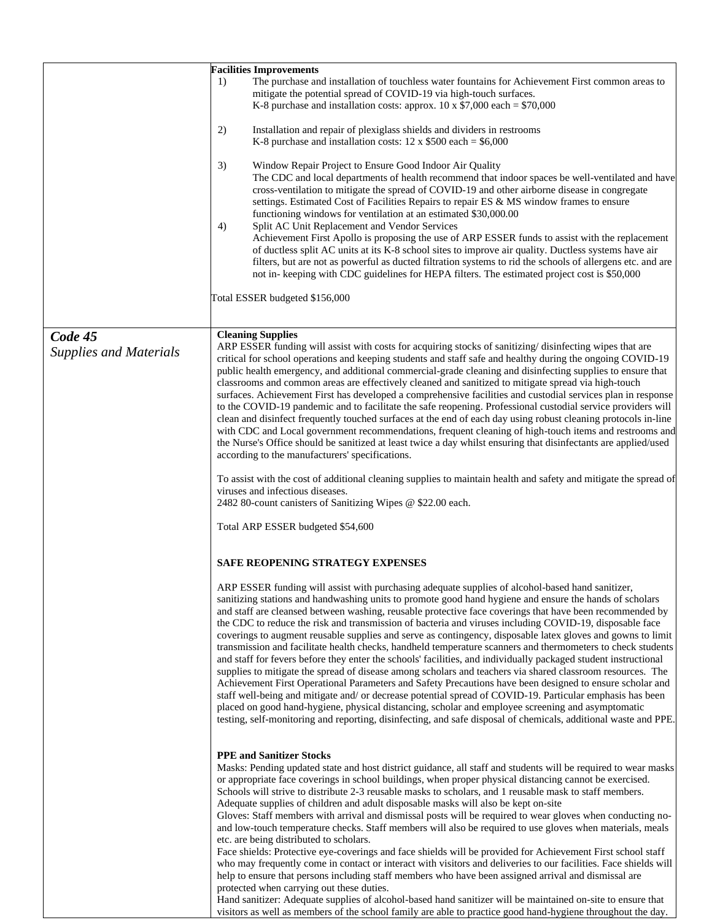| | |
|---|---|
| | **Facilities Improvements**<br>1) The purchase and installation of touchless water fountains for Achievement First common areas to mitigate the potential spread of COVID-19 via high-touch surfaces.<br>K-8 purchase and installation costs: approx. 10 x $7,000 each = $70,000<br><br>2) Installation and repair of plexiglass shields and dividers in restrooms<br>K-8 purchase and installation costs: 12 x $500 each = $6,000<br><br>3) Window Repair Project to Ensure Good Indoor Air Quality<br>The CDC and local departments of health recommend that indoor spaces be well-ventilated and have cross-ventilation to mitigate the spread of COVID-19 and other airborne disease in congregate settings. Estimated Cost of Facilities Repairs to repair ES & MS window frames to ensure functioning windows for ventilation at an estimated $30,000.00<br>4) Split AC Unit Replacement and Vendor Services<br>Achievement First Apollo is proposing the use of ARP ESSER funds to assist with the replacement of ductless split AC units at its K-8 school sites to improve air quality. Ductless systems have air filters, but are not as powerful as ducted filtration systems to rid the schools of allergens etc. and are not in- keeping with CDC guidelines for HEPA filters. The estimated project cost is $50,000<br><br>Total ESSER budgeted $156,000 |
| ***Code 45***<br>*Supplies and Materials* | **Cleaning Supplies**<br>ARP ESSER funding will assist with costs for acquiring stocks of sanitizing/ disinfecting wipes that are critical for school operations and keeping students and staff safe and healthy during the ongoing COVID-19 public health emergency, and additional commercial-grade cleaning and disinfecting supplies to ensure that classrooms and common areas are effectively cleaned and sanitized to mitigate spread via high-touch surfaces. Achievement First has developed a comprehensive facilities and custodial services plan in response to the COVID-19 pandemic and to facilitate the safe reopening. Professional custodial service providers will clean and disinfect frequently touched surfaces at the end of each day using robust cleaning protocols in-line with CDC and Local government recommendations, frequent cleaning of high-touch items and restrooms and the Nurse's Office should be sanitized at least twice a day whilst ensuring that disinfectants are applied/used according to the manufacturers' specifications.<br><br>To assist with the cost of additional cleaning supplies to maintain health and safety and mitigate the spread of viruses and infectious diseases.<br>2482 80-count canisters of Sanitizing Wipes @ $22.00 each.<br><br>Total ARP ESSER budgeted $54,600<br><br>**SAFE REOPENING STRATEGY EXPENSES**<br><br>ARP ESSER funding will assist with purchasing adequate supplies of alcohol-based hand sanitizer, sanitizing stations and handwashing units to promote good hand hygiene and ensure the hands of scholars and staff are cleansed between washing, reusable protective face coverings that have been recommended by the CDC to reduce the risk and transmission of bacteria and viruses including COVID-19, disposable face coverings to augment reusable supplies and serve as contingency, disposable latex gloves and gowns to limit transmission and facilitate health checks, handheld temperature scanners and thermometers to check students and staff for fevers before they enter the schools' facilities, and individually packaged student instructional supplies to mitigate the spread of disease among scholars and teachers via shared classroom resources. The Achievement First Operational Parameters and Safety Precautions have been designed to ensure scholar and staff well-being and mitigate and/ or decrease potential spread of COVID-19. Particular emphasis has been placed on good hand-hygiene, physical distancing, scholar and employee screening and asymptomatic testing, self-monitoring and reporting, disinfecting, and safe disposal of chemicals, additional waste and PPE.<br><br>**PPE and Sanitizer Stocks**<br>Masks: Pending updated state and host district guidance, all staff and students will be required to wear masks or appropriate face coverings in school buildings, when proper physical distancing cannot be exercised. Schools will strive to distribute 2-3 reusable masks to scholars, and 1 reusable mask to staff members. Adequate supplies of children and adult disposable masks will also be kept on-site<br>Gloves: Staff members with arrival and dismissal posts will be required to wear gloves when conducting no- and low-touch temperature checks. Staff members will also be required to use gloves when materials, meals etc. are being distributed to scholars.<br>Face shields: Protective eye-coverings and face shields will be provided for Achievement First school staff who may frequently come in contact or interact with visitors and deliveries to our facilities. Face shields will help to ensure that persons including staff members who have been assigned arrival and dismissal are protected when carrying out these duties.<br>Hand sanitizer: Adequate supplies of alcohol-based hand sanitizer will be maintained on-site to ensure that visitors as well as members of the school family are able to practice good hand-hygiene throughout the day. |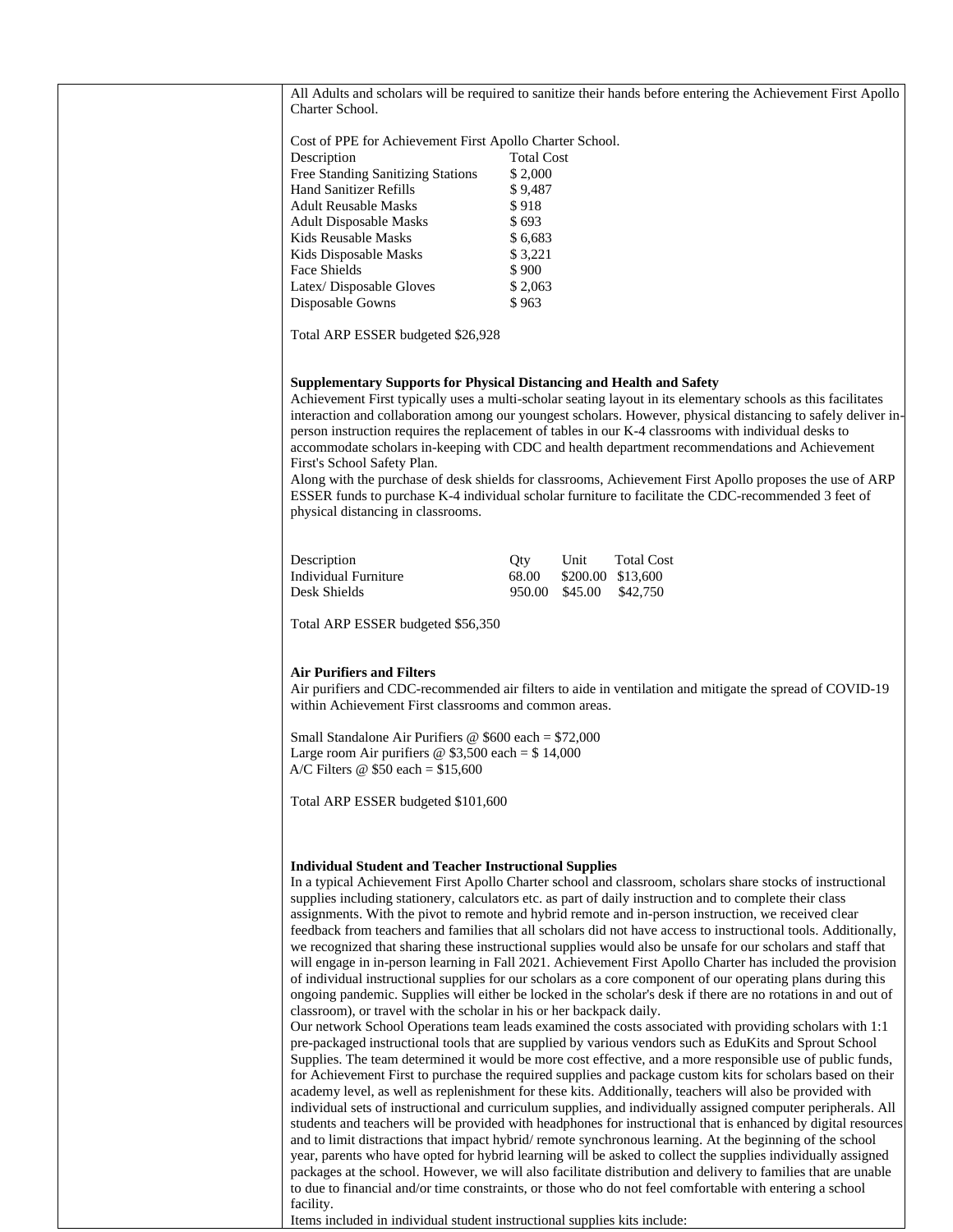All Adults and scholars will be required to sanitize their hands before entering the Achievement First Apollo Charter School.

Cost of PPE for Achievement First Apollo Charter School.

| Description | Total Cost |
|---|---|
| Free Standing Sanitizing Stations | $ 2,000 |
| Hand Sanitizer Refills | $ 9,487 |
| Adult Reusable Masks | $ 918 |
| Adult Disposable Masks | $ 693 |
| Kids Reusable Masks | $ 6,683 |
| Kids Disposable Masks | $ 3,221 |
| Face Shields | $ 900 |
| Latex/ Disposable Gloves | $ 2,063 |
| Disposable Gowns | $ 963 |

Total ARP ESSER budgeted $26,928

**Supplementary Supports for Physical Distancing and Health and Safety**

Achievement First typically uses a multi-scholar seating layout in its elementary schools as this facilitates interaction and collaboration among our youngest scholars. However, physical distancing to safely deliver in-person instruction requires the replacement of tables in our K-4 classrooms with individual desks to accommodate scholars in-keeping with CDC and health department recommendations and Achievement First's School Safety Plan.

Along with the purchase of desk shields for classrooms, Achievement First Apollo proposes the use of ARP ESSER funds to purchase K-4 individual scholar furniture to facilitate the CDC-recommended 3 feet of physical distancing in classrooms.

| Description | Qty | Unit | Total Cost |
|---|---|---|---|
| Individual Furniture | 68.00 | $200.00 | $13,600 |
| Desk Shields | 950.00 | $45.00 | $42,750 |

Total ARP ESSER budgeted $56,350

**Air Purifiers and Filters**

Air purifiers and CDC-recommended air filters to aide in ventilation and mitigate the spread of COVID-19 within Achievement First classrooms and common areas.

Small Standalone Air Purifiers @ $600 each = $72,000
Large room Air purifiers @ $3,500 each = $ 14,000
A/C Filters @ $50 each = $15,600

Total ARP ESSER budgeted $101,600

**Individual Student and Teacher Instructional Supplies**

In a typical Achievement First Apollo Charter school and classroom, scholars share stocks of instructional supplies including stationery, calculators etc. as part of daily instruction and to complete their class assignments. With the pivot to remote and hybrid remote and in-person instruction, we received clear feedback from teachers and families that all scholars did not have access to instructional tools. Additionally, we recognized that sharing these instructional supplies would also be unsafe for our scholars and staff that will engage in in-person learning in Fall 2021. Achievement First Apollo Charter has included the provision of individual instructional supplies for our scholars as a core component of our operating plans during this ongoing pandemic. Supplies will either be locked in the scholar's desk if there are no rotations in and out of classroom), or travel with the scholar in his or her backpack daily.

Our network School Operations team leads examined the costs associated with providing scholars with 1:1 pre-packaged instructional tools that are supplied by various vendors such as EduKits and Sprout School Supplies. The team determined it would be more cost effective, and a more responsible use of public funds, for Achievement First to purchase the required supplies and package custom kits for scholars based on their academy level, as well as replenishment for these kits. Additionally, teachers will also be provided with individual sets of instructional and curriculum supplies, and individually assigned computer peripherals. All students and teachers will be provided with headphones for instructional that is enhanced by digital resources and to limit distractions that impact hybrid/ remote synchronous learning. At the beginning of the school year, parents who have opted for hybrid learning will be asked to collect the supplies individually assigned packages at the school. However, we will also facilitate distribution and delivery to families that are unable to due to financial and/or time constraints, or those who do not feel comfortable with entering a school facility.

Items included in individual student instructional supplies kits include: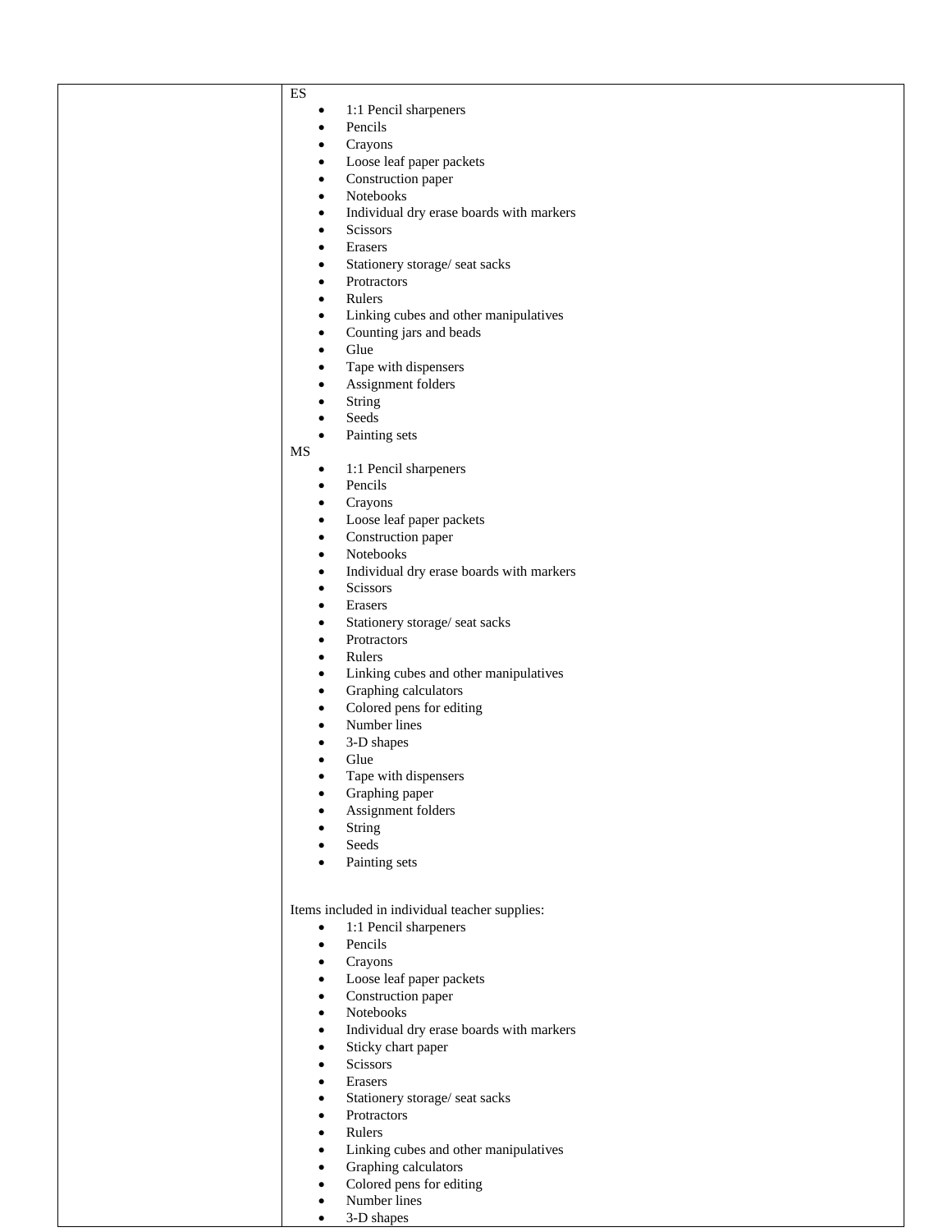| | ES<br>• 1:1 Pencil sharpeners<br>• Pencils<br>• Crayons<br>• Loose leaf paper packets<br>• Construction paper<br>• Notebooks<br>• Individual dry erase boards with markers<br>• Scissors<br>• Erasers<br>• Stationery storage/ seat sacks<br>• Protractors<br>• Rulers<br>• Linking cubes and other manipulatives<br>• Counting jars and beads<br>• Glue<br>• Tape with dispensers<br>• Assignment folders<br>• String<br>• Seeds<br>• Painting sets<br>MS<br>• 1:1 Pencil sharpeners<br>• Pencils<br>• Crayons<br>• Loose leaf paper packets<br>• Construction paper<br>• Notebooks<br>• Individual dry erase boards with markers<br>• Scissors<br>• Erasers<br>• Stationery storage/ seat sacks<br>• Protractors<br>• Rulers<br>• Linking cubes and other manipulatives<br>• Graphing calculators<br>• Colored pens for editing<br>• Number lines<br>• 3-D shapes<br>• Glue<br>• Tape with dispensers<br>• Graphing paper<br>• Assignment folders<br>• String<br>• Seeds<br>• Painting sets<br><br>Items included in individual teacher supplies:<br>• 1:1 Pencil sharpeners<br>• Pencils<br>• Crayons<br>• Loose leaf paper packets<br>• Construction paper<br>• Notebooks<br>• Individual dry erase boards with markers<br>• Sticky chart paper<br>• Scissors<br>• Erasers<br>• Stationery storage/ seat sacks<br>• Protractors<br>• Rulers<br>• Linking cubes and other manipulatives<br>• Graphing calculators<br>• Colored pens for editing<br>• Number lines<br>• 3-D shapes |
|---|---|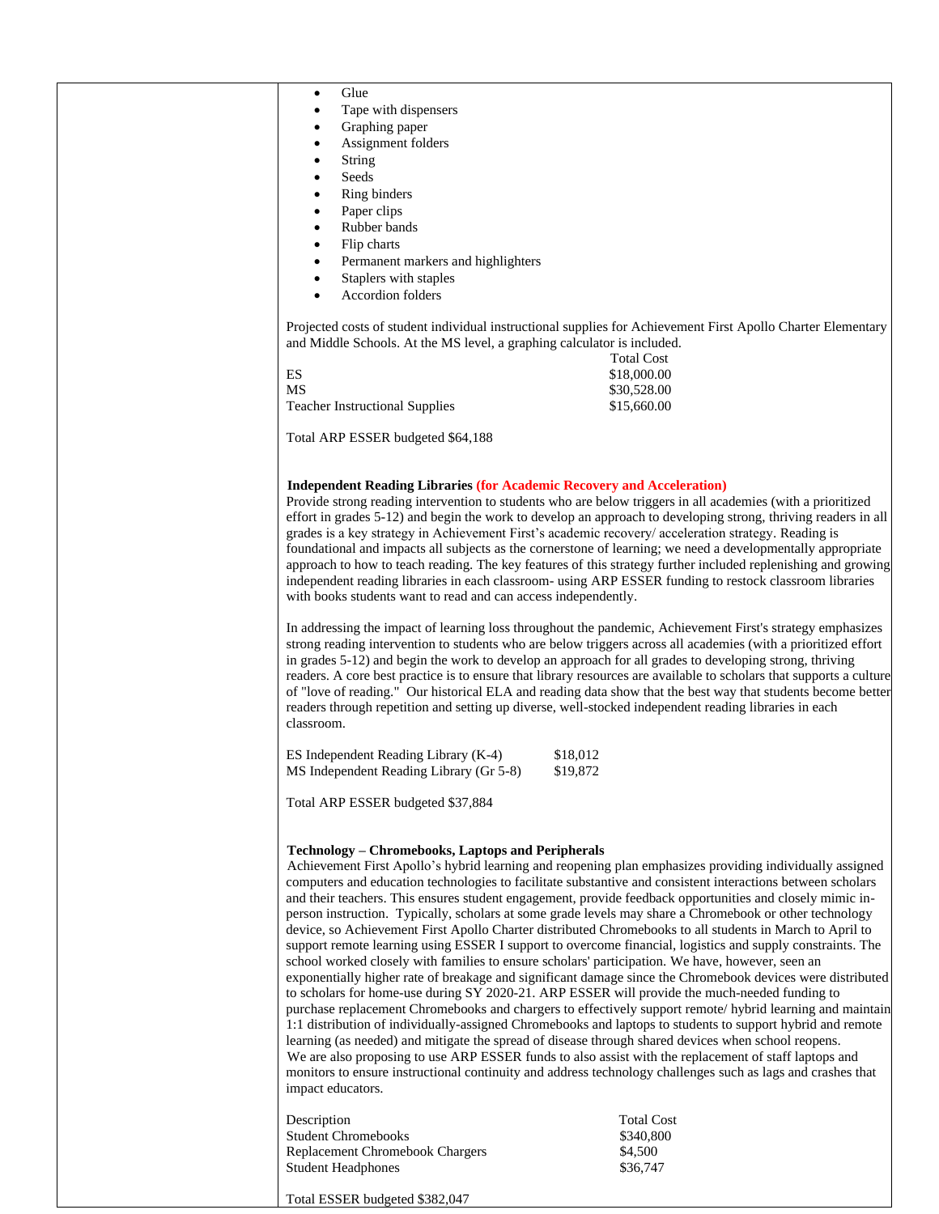- Glue
- Tape with dispensers
- Graphing paper
- Assignment folders
- String
- Seeds
- Ring binders
- Paper clips
- Rubber bands
- Flip charts
- Permanent markers and highlighters
- Staplers with staples
- Accordion folders

Projected costs of student individual instructional supplies for Achievement First Apollo Charter Elementary and Middle Schools. At the MS level, a graphing calculator is included.

| | Total Cost |
|---|---|
| ES | $18,000.00 |
| MS | $30,528.00 |
| Teacher Instructional Supplies | $15,660.00 |

Total ARP ESSER budgeted $64,188

**Independent Reading Libraries (for Academic Recovery and Acceleration)**
Provide strong reading intervention to students who are below triggers in all academies (with a prioritized effort in grades 5-12) and begin the work to develop an approach to developing strong, thriving readers in all grades is a key strategy in Achievement First's academic recovery/ acceleration strategy. Reading is foundational and impacts all subjects as the cornerstone of learning; we need a developmentally appropriate approach to how to teach reading. The key features of this strategy further included replenishing and growing independent reading libraries in each classroom- using ARP ESSER funding to restock classroom libraries with books students want to read and can access independently.

In addressing the impact of learning loss throughout the pandemic, Achievement First's strategy emphasizes strong reading intervention to students who are below triggers across all academies (with a prioritized effort in grades 5-12) and begin the work to develop an approach for all grades to developing strong, thriving readers. A core best practice is to ensure that library resources are available to scholars that supports a culture of "love of reading." Our historical ELA and reading data show that the best way that students become better readers through repetition and setting up diverse, well-stocked independent reading libraries in each classroom.

| | |
|---|---|
| ES Independent Reading Library (K-4) | $18,012 |
| MS Independent Reading Library (Gr 5-8) | $19,872 |

Total ARP ESSER budgeted $37,884

**Technology – Chromebooks, Laptops and Peripherals**
Achievement First Apollo's hybrid learning and reopening plan emphasizes providing individually assigned computers and education technologies to facilitate substantive and consistent interactions between scholars and their teachers. This ensures student engagement, provide feedback opportunities and closely mimic in-person instruction. Typically, scholars at some grade levels may share a Chromebook or other technology device, so Achievement First Apollo Charter distributed Chromebooks to all students in March to April to support remote learning using ESSER I support to overcome financial, logistics and supply constraints. The school worked closely with families to ensure scholars' participation. We have, however, seen an exponentially higher rate of breakage and significant damage since the Chromebook devices were distributed to scholars for home-use during SY 2020-21. ARP ESSER will provide the much-needed funding to purchase replacement Chromebooks and chargers to effectively support remote/ hybrid learning and maintain 1:1 distribution of individually-assigned Chromebooks and laptops to students to support hybrid and remote learning (as needed) and mitigate the spread of disease through shared devices when school reopens.
We are also proposing to use ARP ESSER funds to also assist with the replacement of staff laptops and monitors to ensure instructional continuity and address technology challenges such as lags and crashes that impact educators.

| Description | Total Cost |
|---|---|
| Student Chromebooks | $340,800 |
| Replacement Chromebook Chargers | $4,500 |
| Student Headphones | $36,747 |

Total ESSER budgeted $382,047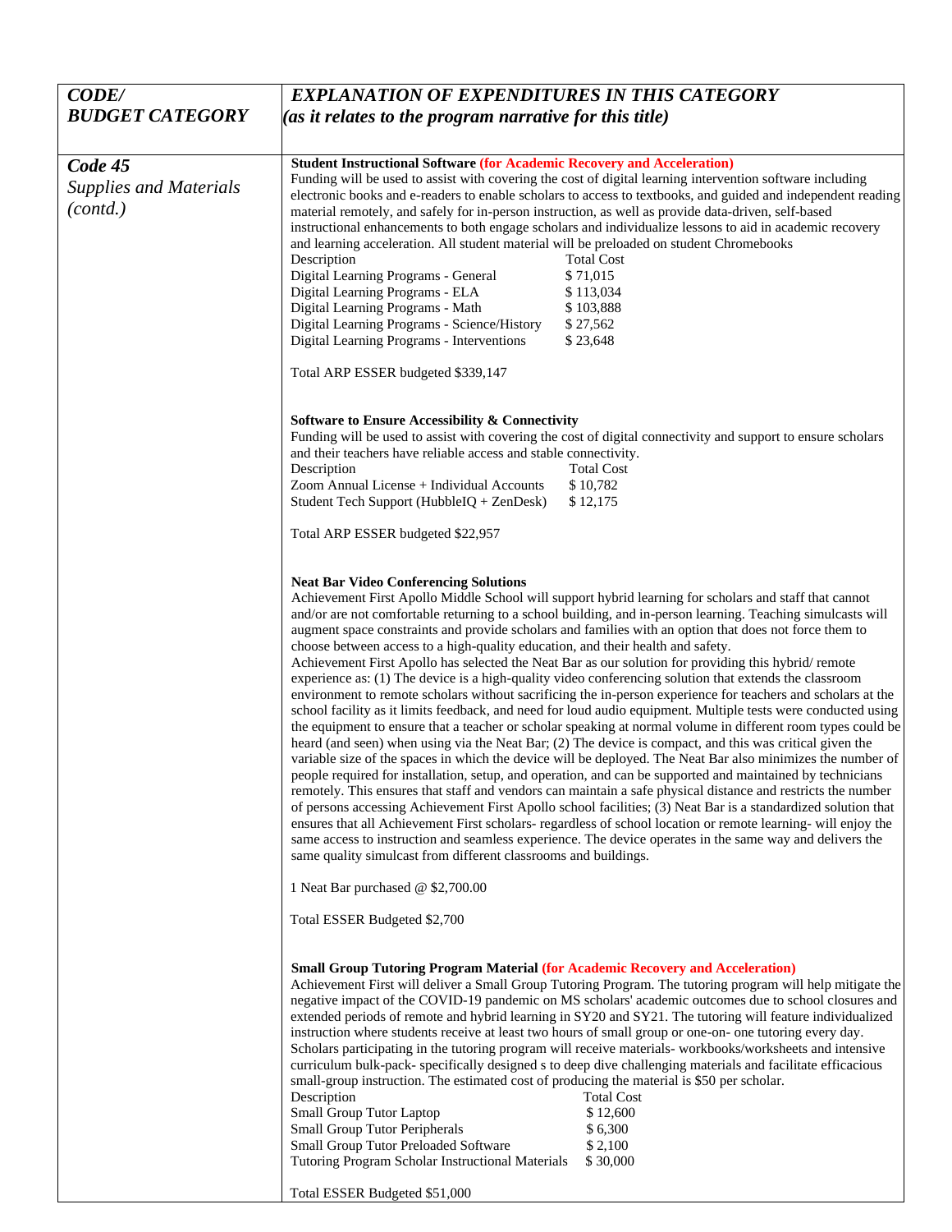| *CODE/ BUDGET CATEGORY* | *EXPLANATION OF EXPENDITURES IN THIS CATEGORY (as it relates to the program narrative for this title)* |
|---|---|
| ***Code 45*** *Supplies and Materials (contd.)* | **Student Instructional Software** **(for Academic Recovery and Acceleration)**<br>Funding will be used to assist with covering the cost of digital learning intervention software including electronic books and e-readers to enable scholars to access to textbooks, and guided and independent reading material remotely, and safely for in-person instruction, as well as provide data-driven, self-based instructional enhancements to both engage scholars and individualize lessons to aid in academic recovery and learning acceleration. All student material will be preloaded on student Chromebooks<br>Description — Total Cost<br>Digital Learning Programs - General — $ 71,015<br>Digital Learning Programs - ELA — $ 113,034<br>Digital Learning Programs - Math — $ 103,888<br>Digital Learning Programs - Science/History — $ 27,562<br>Digital Learning Programs - Interventions — $ 23,648<br><br>Total ARP ESSER budgeted $339,147<br><br>**Software to Ensure Accessibility & Connectivity**<br>Funding will be used to assist with covering the cost of digital connectivity and support to ensure scholars and their teachers have reliable access and stable connectivity.<br>Description — Total Cost<br>Zoom Annual License + Individual Accounts — $ 10,782<br>Student Tech Support (HubbleIQ + ZenDesk) — $ 12,175<br><br>Total ARP ESSER budgeted $22,957<br><br>**Neat Bar Video Conferencing Solutions**<br>Achievement First Apollo Middle School will support hybrid learning for scholars and staff that cannot and/or are not comfortable returning to a school building, and in-person learning. Teaching simulcasts will augment space constraints and provide scholars and families with an option that does not force them to choose between access to a high-quality education, and their health and safety.<br>Achievement First Apollo has selected the Neat Bar as our solution for providing this hybrid/ remote experience as: (1) The device is a high-quality video conferencing solution that extends the classroom environment to remote scholars without sacrificing the in-person experience for teachers and scholars at the school facility as it limits feedback, and need for loud audio equipment. Multiple tests were conducted using the equipment to ensure that a teacher or scholar speaking at normal volume in different room types could be heard (and seen) when using via the Neat Bar; (2) The device is compact, and this was critical given the variable size of the spaces in which the device will be deployed. The Neat Bar also minimizes the number of people required for installation, setup, and operation, and can be supported and maintained by technicians remotely. This ensures that staff and vendors can maintain a safe physical distance and restricts the number of persons accessing Achievement First Apollo school facilities; (3) Neat Bar is a standardized solution that ensures that all Achievement First scholars- regardless of school location or remote learning- will enjoy the same access to instruction and seamless experience. The device operates in the same way and delivers the same quality simulcast from different classrooms and buildings.<br><br>1 Neat Bar purchased @ $2,700.00<br><br>Total ESSER Budgeted $2,700<br><br>**Small Group Tutoring Program Material** **(for Academic Recovery and Acceleration)**<br>Achievement First will deliver a Small Group Tutoring Program. The tutoring program will help mitigate the negative impact of the COVID-19 pandemic on MS scholars' academic outcomes due to school closures and extended periods of remote and hybrid learning in SY20 and SY21. The tutoring will feature individualized instruction where students receive at least two hours of small group or one-on- one tutoring every day. Scholars participating in the tutoring program will receive materials- workbooks/worksheets and intensive curriculum bulk-pack- specifically designed s to deep dive challenging materials and facilitate efficacious small-group instruction. The estimated cost of producing the material is $50 per scholar.<br>Description — Total Cost<br>Small Group Tutor Laptop — $ 12,600<br>Small Group Tutor Peripherals — $ 6,300<br>Small Group Tutor Preloaded Software — $ 2,100<br>Tutoring Program Scholar Instructional Materials — $ 30,000<br><br>Total ESSER Budgeted $51,000 |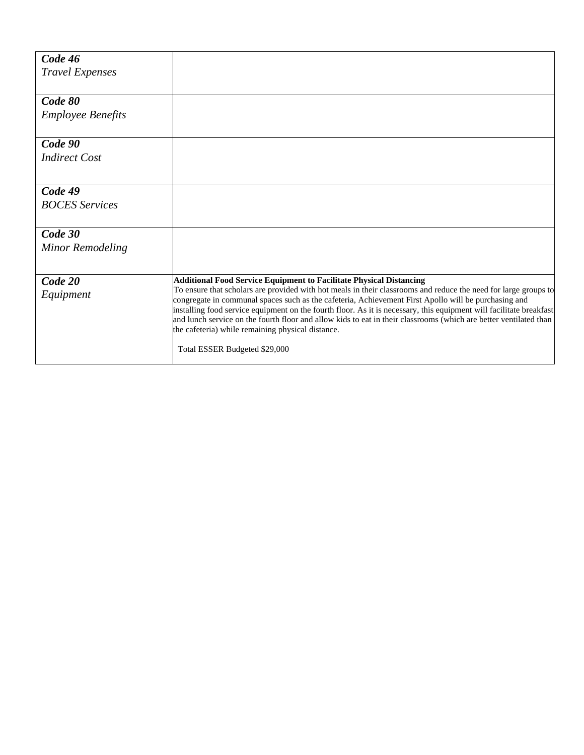| | |
|---|---|
| ***Code 46***<br>*Travel Expenses* | |
| ***Code 80***<br>*Employee Benefits* | |
| ***Code 90***<br>*Indirect Cost* | |
| ***Code 49***<br>*BOCES Services* | |
| ***Code 30***<br>*Minor Remodeling* | |
| ***Code 20***<br>*Equipment* | **Additional Food Service Equipment to Facilitate Physical Distancing**<br>To ensure that scholars are provided with hot meals in their classrooms and reduce the need for large groups to congregate in communal spaces such as the cafeteria, Achievement First Apollo will be purchasing and installing food service equipment on the fourth floor. As it is necessary, this equipment will facilitate breakfast and lunch service on the fourth floor and allow kids to eat in their classrooms (which are better ventilated than the cafeteria) while remaining physical distance.<br><br>Total ESSER Budgeted $29,000 |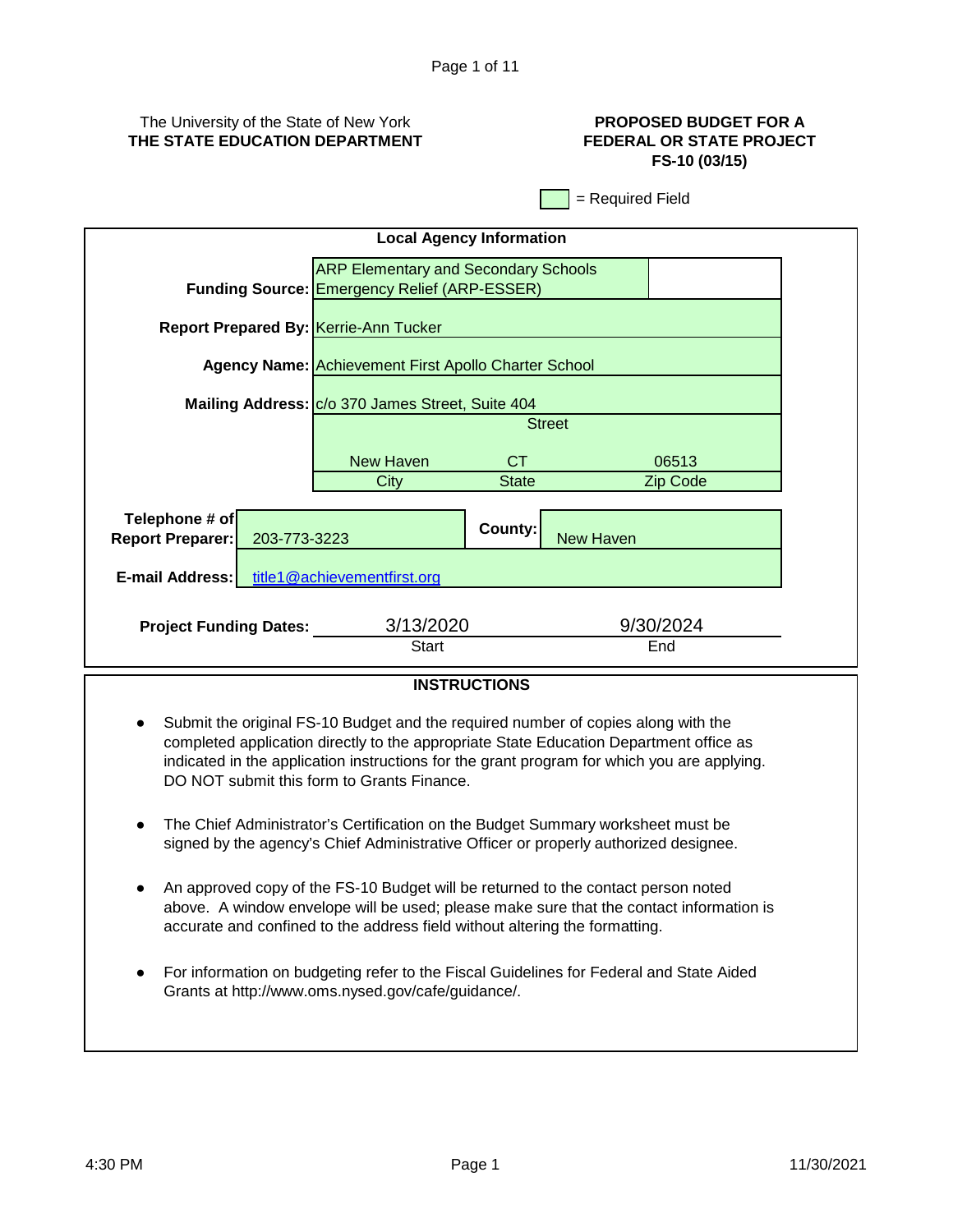The University of the State of New York
**THE STATE EDUCATION DEPARTMENT**

**PROPOSED BUDGET FOR A FEDERAL OR STATE PROJECT**
**FS-10 (03/15)**

= Required Field

## Local Agency Information

| | |
|---|---|
| **Funding Source:** | ARP Elementary and Secondary Schools Emergency Relief (ARP-ESSER) |
| **Report Prepared By:** | Kerrie-Ann Tucker |
| **Agency Name:** | Achievement First Apollo Charter School |
| **Mailing Address:** | c/o 370 James Street, Suite 404 (Street) |
| | New Haven (City), CT (State), 06513 (Zip Code) |
| **Telephone # of Report Preparer:** | 203-773-3223 |
| **County:** | New Haven |
| **E-mail Address:** | title1@achievementfirst.org |
| **Project Funding Dates:** | 3/13/2020 (Start) – 9/30/2024 (End) |

## INSTRUCTIONS

- Submit the original FS-10 Budget and the required number of copies along with the completed application directly to the appropriate State Education Department office as indicated in the application instructions for the grant program for which you are applying. DO NOT submit this form to Grants Finance.
- The Chief Administrator's Certification on the Budget Summary worksheet must be signed by the agency's Chief Administrative Officer or properly authorized designee.
- An approved copy of the FS-10 Budget will be returned to the contact person noted above. A window envelope will be used; please make sure that the contact information is accurate and confined to the address field without altering the formatting.
- For information on budgeting refer to the Fiscal Guidelines for Federal and State Aided Grants at http://www.oms.nysed.gov/cafe/guidance/.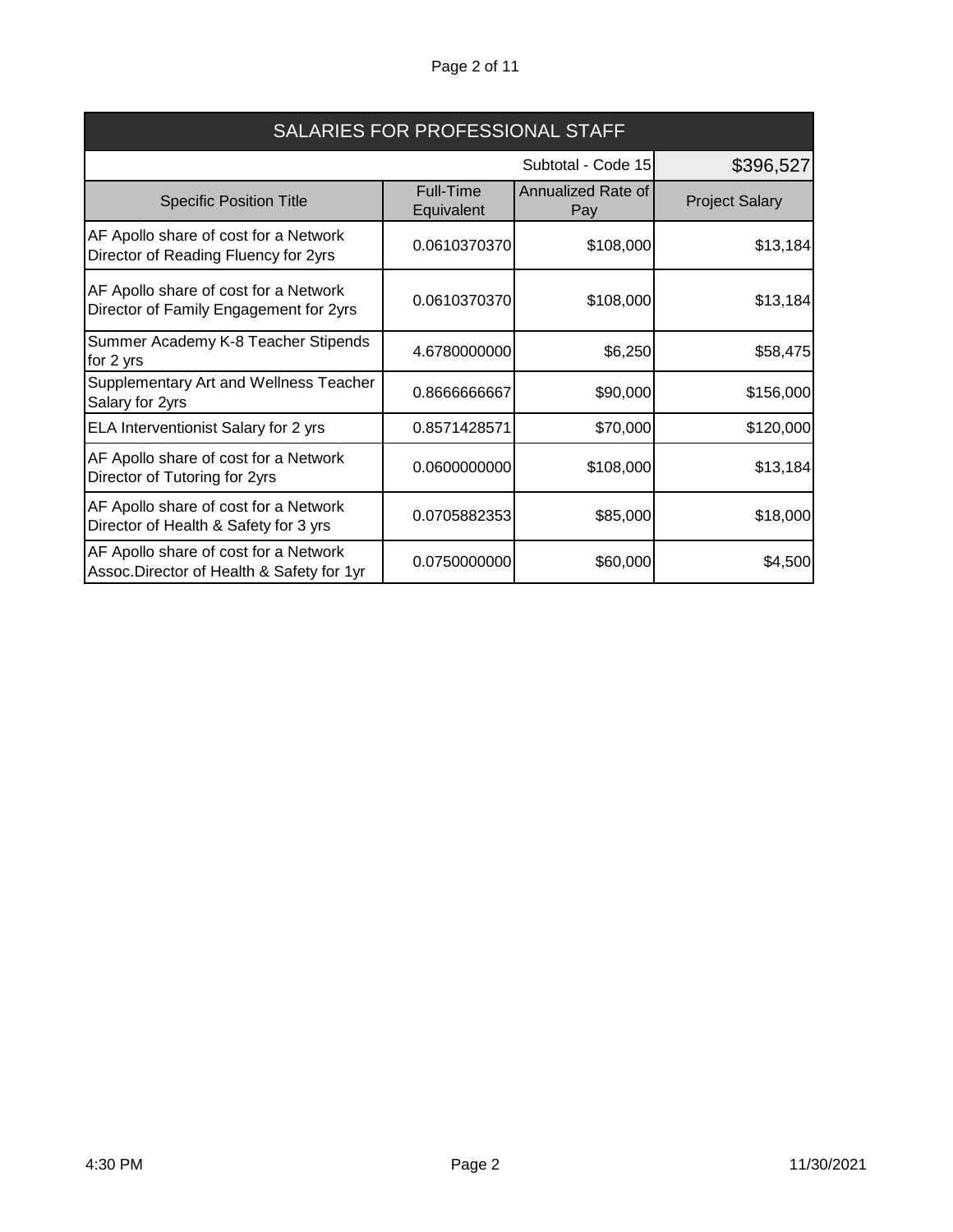## SALARIES FOR PROFESSIONAL STAFF

| Specific Position Title | Full-Time Equivalent | Annualized Rate of Pay | Project Salary |
|---|---|---|---|
| | | Subtotal - Code 15 | $396,527 |
| AF Apollo share of cost for a Network Director of Reading Fluency for 2yrs | 0.0610370370 | $108,000 | $13,184 |
| AF Apollo share of cost for a Network Director of Family Engagement for 2yrs | 0.0610370370 | $108,000 | $13,184 |
| Summer Academy K-8 Teacher Stipends for 2 yrs | 4.6780000000 | $6,250 | $58,475 |
| Supplementary Art and Wellness Teacher Salary for 2yrs | 0.8666666667 | $90,000 | $156,000 |
| ELA Interventionist Salary for 2 yrs | 0.8571428571 | $70,000 | $120,000 |
| AF Apollo share of cost for a Network Director of Tutoring for 2yrs | 0.0600000000 | $108,000 | $13,184 |
| AF Apollo share of cost for a Network Director of Health & Safety for 3 yrs | 0.0705882353 | $85,000 | $18,000 |
| AF Apollo share of cost for a Network Assoc.Director of Health & Safety for 1yr | 0.0750000000 | $60,000 | $4,500 |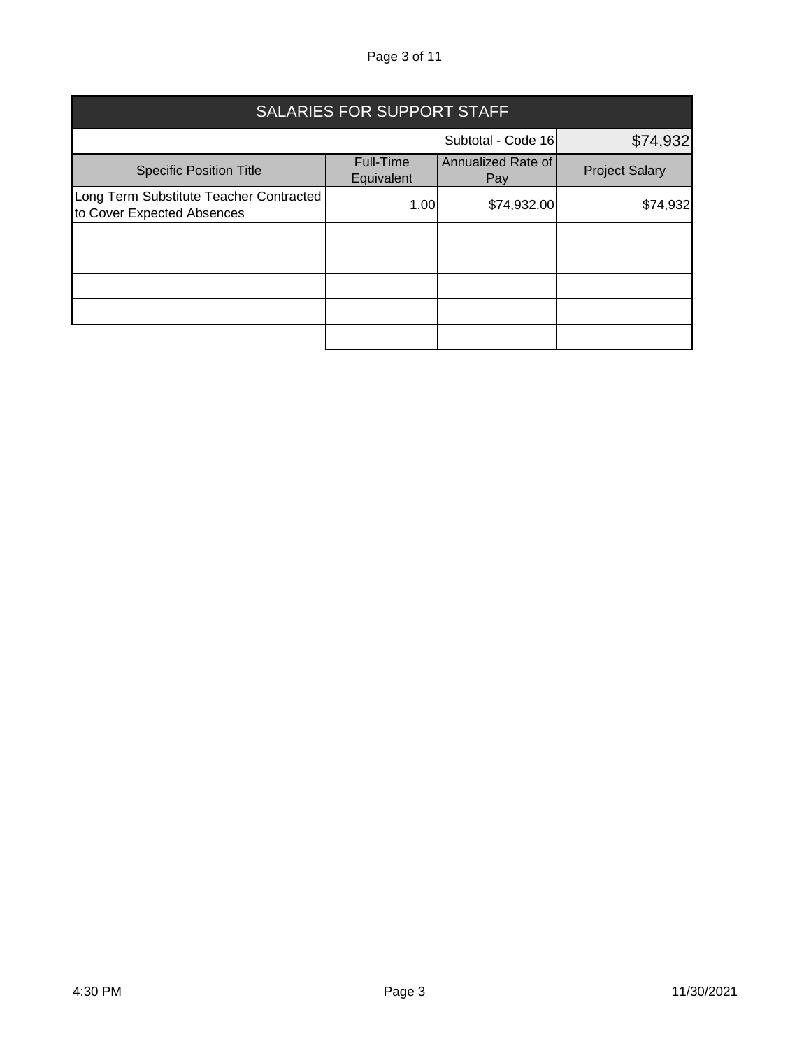| SALARIES FOR SUPPORT STAFF | | | |
|---|---|---|---|
| | | Subtotal - Code 16 | $74,932 |
| Specific Position Title | Full-Time Equivalent | Annualized Rate of Pay | Project Salary |
| Long Term Substitute Teacher Contracted to Cover Expected Absences | 1.00 | $74,932.00 | $74,932 |
| | | | |
| | | | |
| | | | |
| | | | |
| | | | |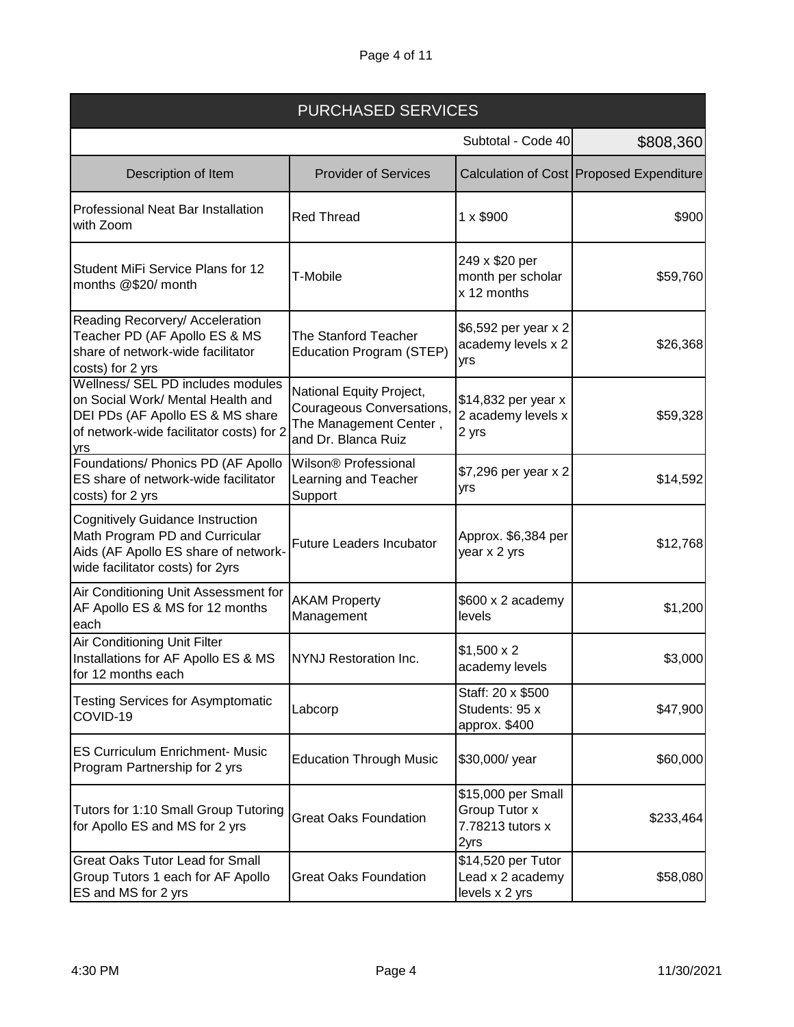| PURCHASED SERVICES | | | |
|---|---|---|---|
| | | Subtotal - Code 40 | $808,360 |
| Description of Item | Provider of Services | Calculation of Cost | Proposed Expenditure |
| Professional Neat Bar Installation with Zoom | Red Thread | 1 x $900 | $900 |
| Student MiFi Service Plans for 12 months @$20/ month | T-Mobile | 249 x $20 per month per scholar x 12 months | $59,760 |
| Reading Recorvery/ Acceleration Teacher PD (AF Apollo ES & MS share of network-wide facilitator costs) for 2 yrs | The Stanford Teacher Education Program (STEP) | $6,592 per year x 2 academy levels x 2 yrs | $26,368 |
| Wellness/ SEL PD includes modules on Social Work/ Mental Health and DEI PDs (AF Apollo ES & MS share of network-wide facilitator costs) for 2 yrs | National Equity Project, Courageous Conversations, The Management Center , and Dr. Blanca Ruiz | $14,832 per year x 2 academy levels x 2 yrs | $59,328 |
| Foundations/ Phonics PD (AF Apollo ES share of network-wide facilitator costs) for 2 yrs | Wilson® Professional Learning and Teacher Support | $7,296 per year x 2 yrs | $14,592 |
| Cognitively Guidance Instruction Math Program PD and Curricular Aids (AF Apollo ES share of network-wide facilitator costs) for 2yrs | Future Leaders Incubator | Approx. $6,384 per year x 2 yrs | $12,768 |
| Air Conditioning Unit Assessment for AF Apollo ES & MS for 12 months each | AKAM Property Management | $600 x 2 academy levels | $1,200 |
| Air Conditioning Unit Filter Installations for AF Apollo ES & MS for 12 months each | NYNJ Restoration Inc. | $1,500 x 2 academy levels | $3,000 |
| Testing Services for Asymptomatic COVID-19 | Labcorp | Staff: 20 x $500 Students: 95 x approx. $400 | $47,900 |
| ES Curriculum Enrichment- Music Program Partnership for 2 yrs | Education Through Music | $30,000/ year | $60,000 |
| Tutors for 1:10 Small Group Tutoring for Apollo ES and MS for 2 yrs | Great Oaks Foundation | $15,000 per Small Group Tutor x 7.78213 tutors x 2yrs | $233,464 |
| Great Oaks Tutor Lead for Small Group Tutors 1 each for AF Apollo ES and MS for 2 yrs | Great Oaks Foundation | $14,520 per Tutor Lead x 2 academy levels x 2 yrs | $58,080 |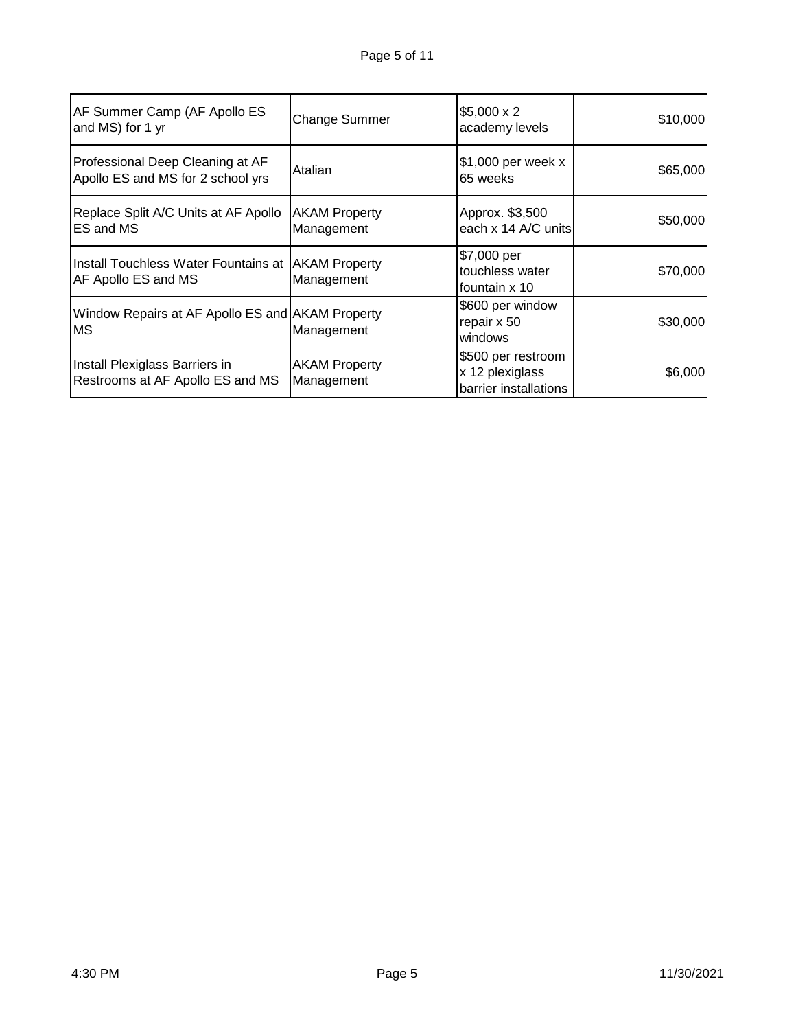| | | | |
|---|---|---|---|
| AF Summer Camp (AF Apollo ES and MS) for 1 yr | Change Summer | $5,000 x 2 academy levels | $10,000 |
| Professional Deep Cleaning at AF Apollo ES and MS for 2 school yrs | Atalian | $1,000 per week x 65 weeks | $65,000 |
| Replace Split A/C Units at AF Apollo ES and MS | AKAM Property Management | Approx. $3,500 each x 14 A/C units | $50,000 |
| Install Touchless Water Fountains at AF Apollo ES and MS | AKAM Property Management | $7,000 per touchless water fountain x 10 | $70,000 |
| Window Repairs at AF Apollo ES and MS | AKAM Property Management | $600 per window repair x 50 windows | $30,000 |
| Install Plexiglass Barriers in Restrooms at AF Apollo ES and MS | AKAM Property Management | $500 per restroom x 12 plexiglass barrier installations | $6,000 |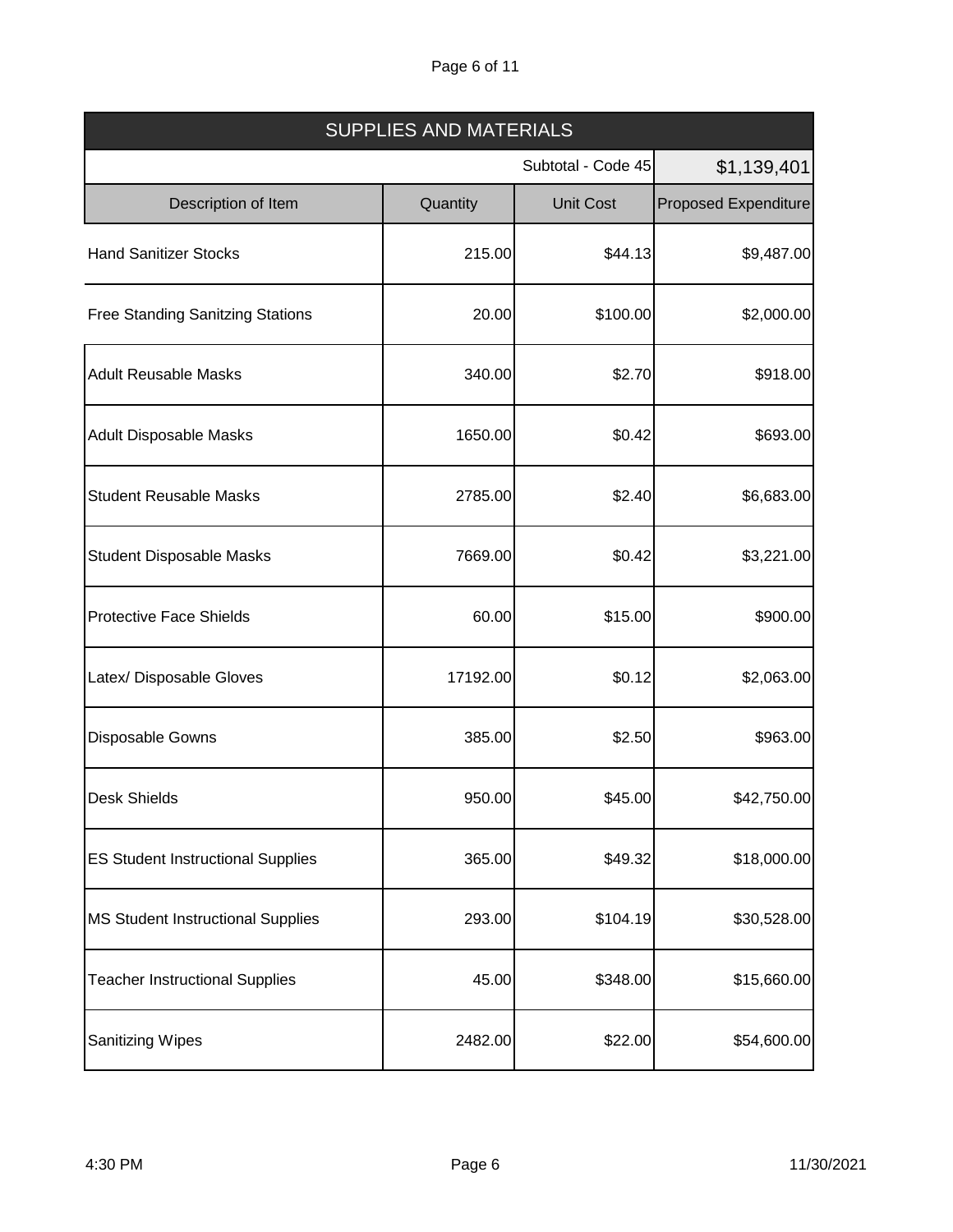| SUPPLIES AND MATERIALS | | | |
|---|---|---|---|
| | | Subtotal - Code 45 | $1,139,401 |
| Description of Item | Quantity | Unit Cost | Proposed Expenditure |
| Hand Sanitizer Stocks | 215.00 | $44.13 | $9,487.00 |
| Free Standing Sanitzing Stations | 20.00 | $100.00 | $2,000.00 |
| Adult Reusable Masks | 340.00 | $2.70 | $918.00 |
| Adult Disposable Masks | 1650.00 | $0.42 | $693.00 |
| Student Reusable Masks | 2785.00 | $2.40 | $6,683.00 |
| Student Disposable Masks | 7669.00 | $0.42 | $3,221.00 |
| Protective Face Shields | 60.00 | $15.00 | $900.00 |
| Latex/ Disposable Gloves | 17192.00 | $0.12 | $2,063.00 |
| Disposable Gowns | 385.00 | $2.50 | $963.00 |
| Desk Shields | 950.00 | $45.00 | $42,750.00 |
| ES Student Instructional Supplies | 365.00 | $49.32 | $18,000.00 |
| MS Student Instructional Supplies | 293.00 | $104.19 | $30,528.00 |
| Teacher Instructional Supplies | 45.00 | $348.00 | $15,660.00 |
| Sanitizing Wipes | 2482.00 | $22.00 | $54,600.00 |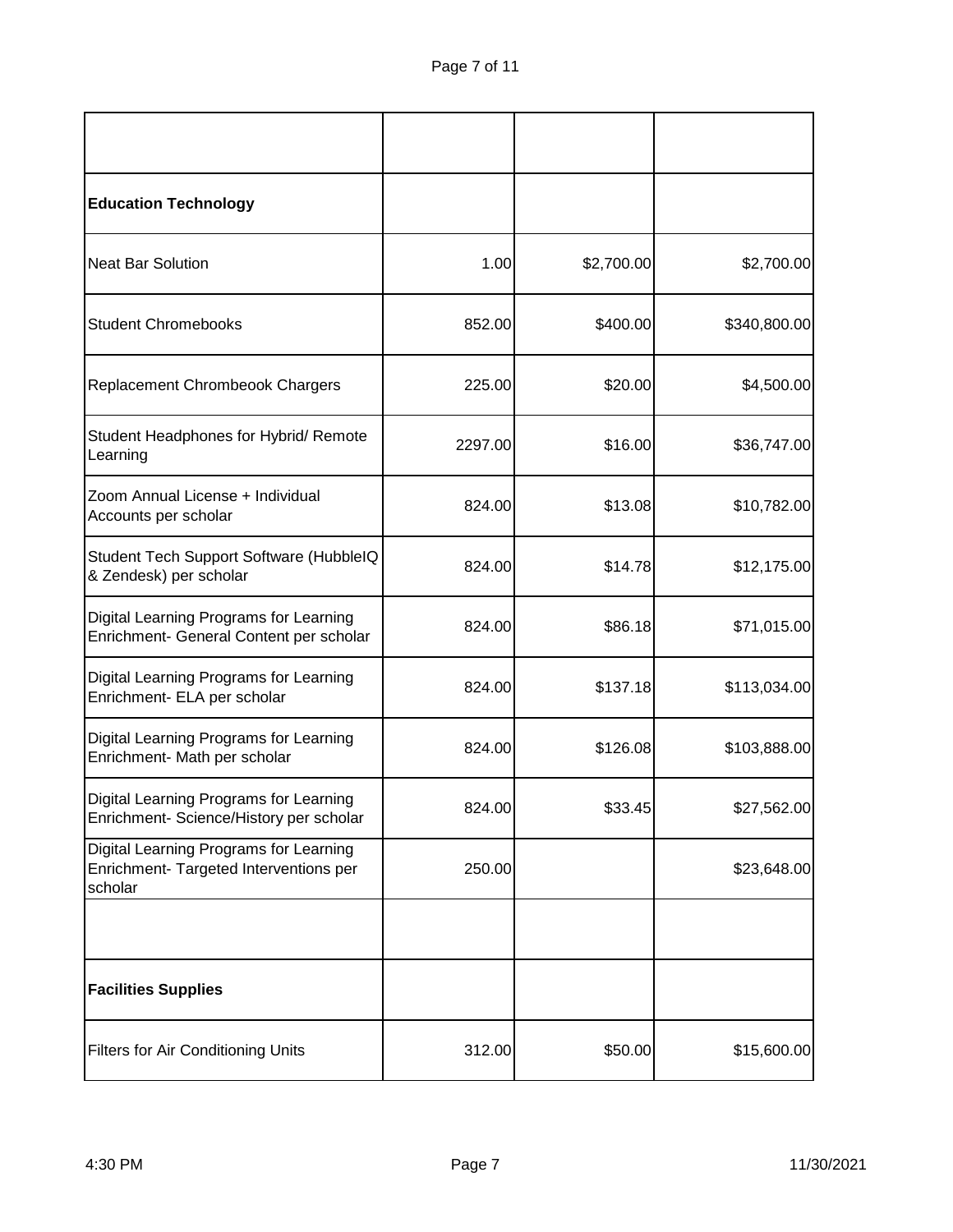| | | | |
|---|---|---|---|
| **Education Technology** | | | |
| Neat Bar Solution | 1.00 | $2,700.00 | $2,700.00 |
| Student Chromebooks | 852.00 | $400.00 | $340,800.00 |
| Replacement Chrombeook Chargers | 225.00 | $20.00 | $4,500.00 |
| Student Headphones for Hybrid/ Remote Learning | 2297.00 | $16.00 | $36,747.00 |
| Zoom Annual License + Individual Accounts per scholar | 824.00 | $13.08 | $10,782.00 |
| Student Tech Support Software (HubbleIQ & Zendesk) per scholar | 824.00 | $14.78 | $12,175.00 |
| Digital Learning Programs for Learning Enrichment- General Content per scholar | 824.00 | $86.18 | $71,015.00 |
| Digital Learning Programs for Learning Enrichment- ELA per scholar | 824.00 | $137.18 | $113,034.00 |
| Digital Learning Programs for Learning Enrichment- Math per scholar | 824.00 | $126.08 | $103,888.00 |
| Digital Learning Programs for Learning Enrichment- Science/History per scholar | 824.00 | $33.45 | $27,562.00 |
| Digital Learning Programs for Learning Enrichment- Targeted Interventions per scholar | 250.00 | | $23,648.00 |
| | | | |
| **Facilities Supplies** | | | |
| Filters for Air Conditioning Units | 312.00 | $50.00 | $15,600.00 |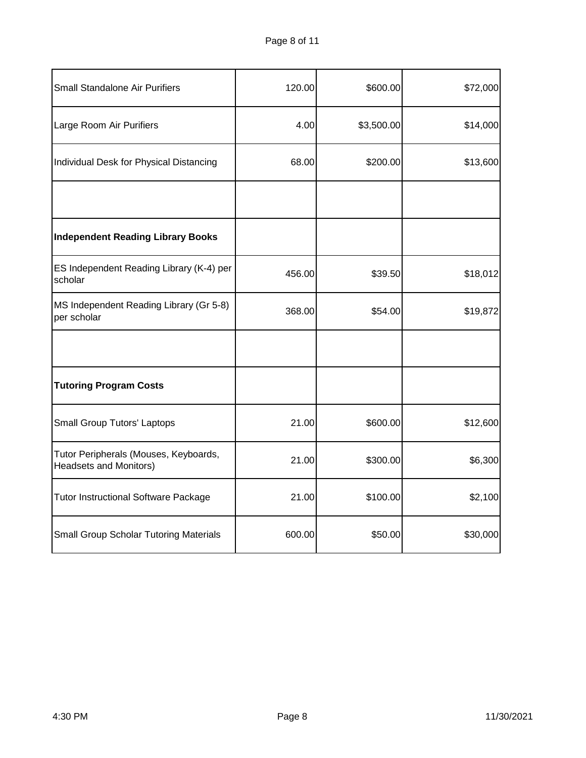| | | | |
|---|---|---|---|
| Small Standalone Air Purifiers | 120.00 | $600.00 | $72,000 |
| Large Room Air Purifiers | 4.00 | $3,500.00 | $14,000 |
| Individual Desk for Physical Distancing | 68.00 | $200.00 | $13,600 |
| | | | |
| **Independent Reading Library Books** | | | |
| ES Independent Reading Library (K-4) per scholar | 456.00 | $39.50 | $18,012 |
| MS Independent Reading Library (Gr 5-8) per scholar | 368.00 | $54.00 | $19,872 |
| | | | |
| **Tutoring Program Costs** | | | |
| Small Group Tutors' Laptops | 21.00 | $600.00 | $12,600 |
| Tutor Peripherals (Mouses, Keyboards, Headsets and Monitors) | 21.00 | $300.00 | $6,300 |
| Tutor Instructional Software Package | 21.00 | $100.00 | $2,100 |
| Small Group Scholar Tutoring Materials | 600.00 | $50.00 | $30,000 |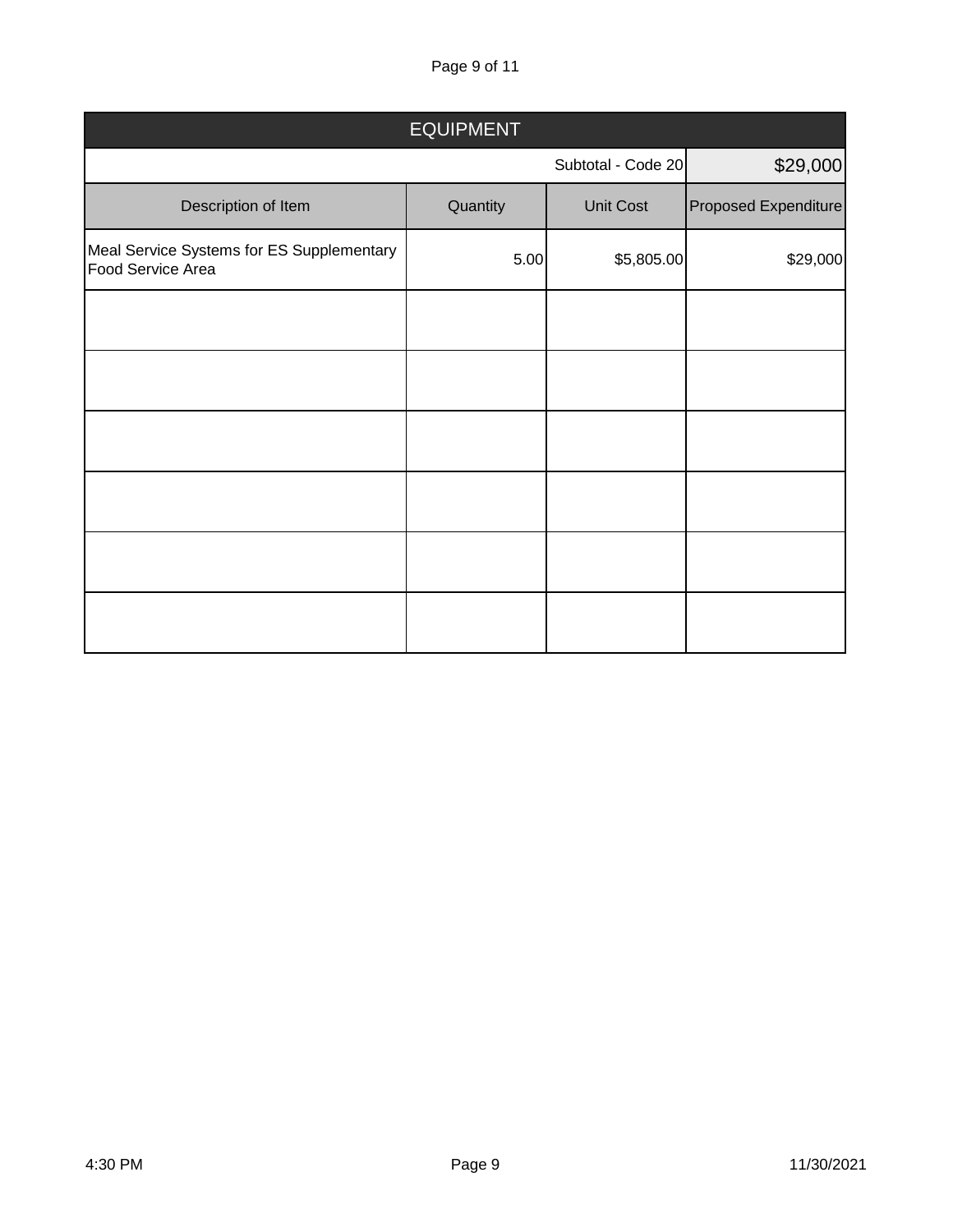| EQUIPMENT | | | |
|---|---|---|---|
| | | Subtotal - Code 20 | $29,000 |
| Description of Item | Quantity | Unit Cost | Proposed Expenditure |
| Meal Service Systems for ES Supplementary Food Service Area | 5.00 | $5,805.00 | $29,000 |
| | | | |
| | | | |
| | | | |
| | | | |
| | | | |
| | | | |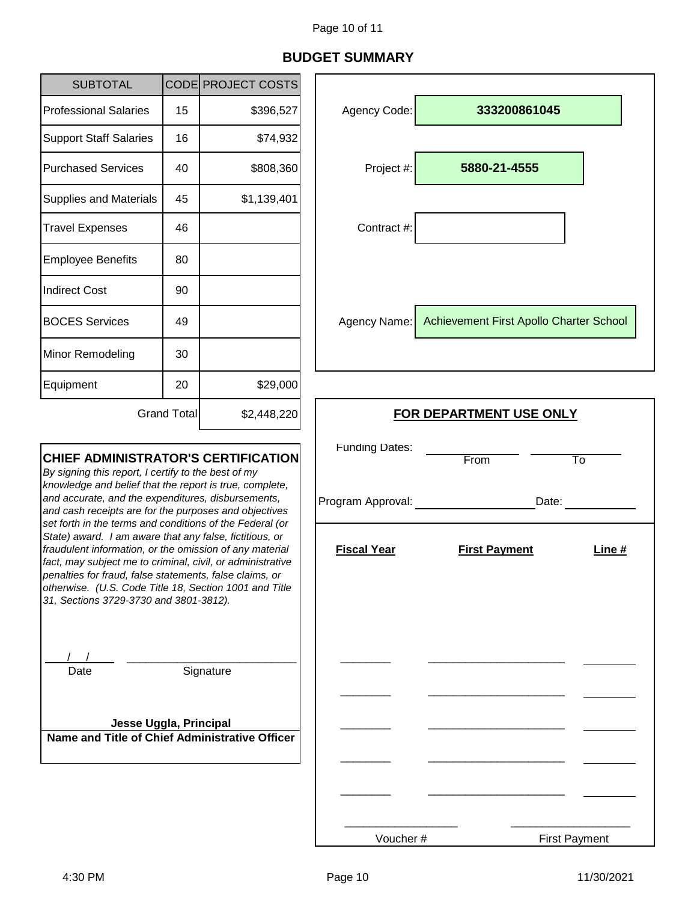## BUDGET SUMMARY

| SUBTOTAL | CODE | PROJECT COSTS |
|---|---|---|
| Professional Salaries | 15 | $396,527 |
| Support Staff Salaries | 16 | $74,932 |
| Purchased Services | 40 | $808,360 |
| Supplies and Materials | 45 | $1,139,401 |
| Travel Expenses | 46 | |
| Employee Benefits | 80 | |
| Indirect Cost | 90 | |
| BOCES Services | 49 | |
| Minor Remodeling | 30 | |
| Equipment | 20 | $29,000 |
| | Grand Total | $2,448,220 |

Agency Code: **333200861045**

Project #: **5880-21-4555**

Contract #:

Agency Name: Achievement First Apollo Charter School

**CHIEF ADMINISTRATOR'S CERTIFICATION**

*By signing this report, I certify to the best of my knowledge and belief that the report is true, complete, and accurate, and the expenditures, disbursements, and cash receipts are for the purposes and objectives set forth in the terms and conditions of the Federal (or State) award. I am aware that any false, fictitious, or fraudulent information, or the omission of any material fact, may subject me to criminal, civil, or administrative penalties for fraud, false statements, false claims, or otherwise. (U.S. Code Title 18, Section 1001 and Title 31, Sections 3729-3730 and 3801-3812).*

\_\_/\_\_/\_\_ Date &nbsp;&nbsp;&nbsp;&nbsp; \_\_\_\_\_\_\_\_\_\_\_\_\_\_\_\_\_\_\_\_ Signature

**Jesse Uggla, Principal**

**Name and Title of Chief Administrative Officer**

### FOR DEPARTMENT USE ONLY

Funding Dates: \_\_\_\_\_\_\_\_ From &nbsp;&nbsp; \_\_\_\_\_\_\_\_ To

Program Approval: \_\_\_\_\_\_\_\_\_\_\_\_ Date: \_\_\_\_\_\_\_\_

| Fiscal Year | First Payment | Line # |
|---|---|---|
| \_\_\_\_\_\_\_\_ | \_\_\_\_\_\_\_\_\_\_\_\_ | \_\_\_\_\_\_ |
| \_\_\_\_\_\_\_\_ | \_\_\_\_\_\_\_\_\_\_\_\_ | \_\_\_\_\_\_ |
| \_\_\_\_\_\_\_\_ | \_\_\_\_\_\_\_\_\_\_\_\_ | \_\_\_\_\_\_ |
| \_\_\_\_\_\_\_\_ | \_\_\_\_\_\_\_\_\_\_\_\_ | \_\_\_\_\_\_ |
| \_\_\_\_\_\_\_\_ | \_\_\_\_\_\_\_\_\_\_\_\_ | \_\_\_\_\_\_ |

\_\_\_\_\_\_\_\_\_\_\_\_ Voucher # &nbsp;&nbsp;&nbsp;&nbsp; \_\_\_\_\_\_\_\_\_\_\_\_ First Payment

4:30 PM &nbsp;&nbsp;&nbsp;&nbsp; 11/30/2021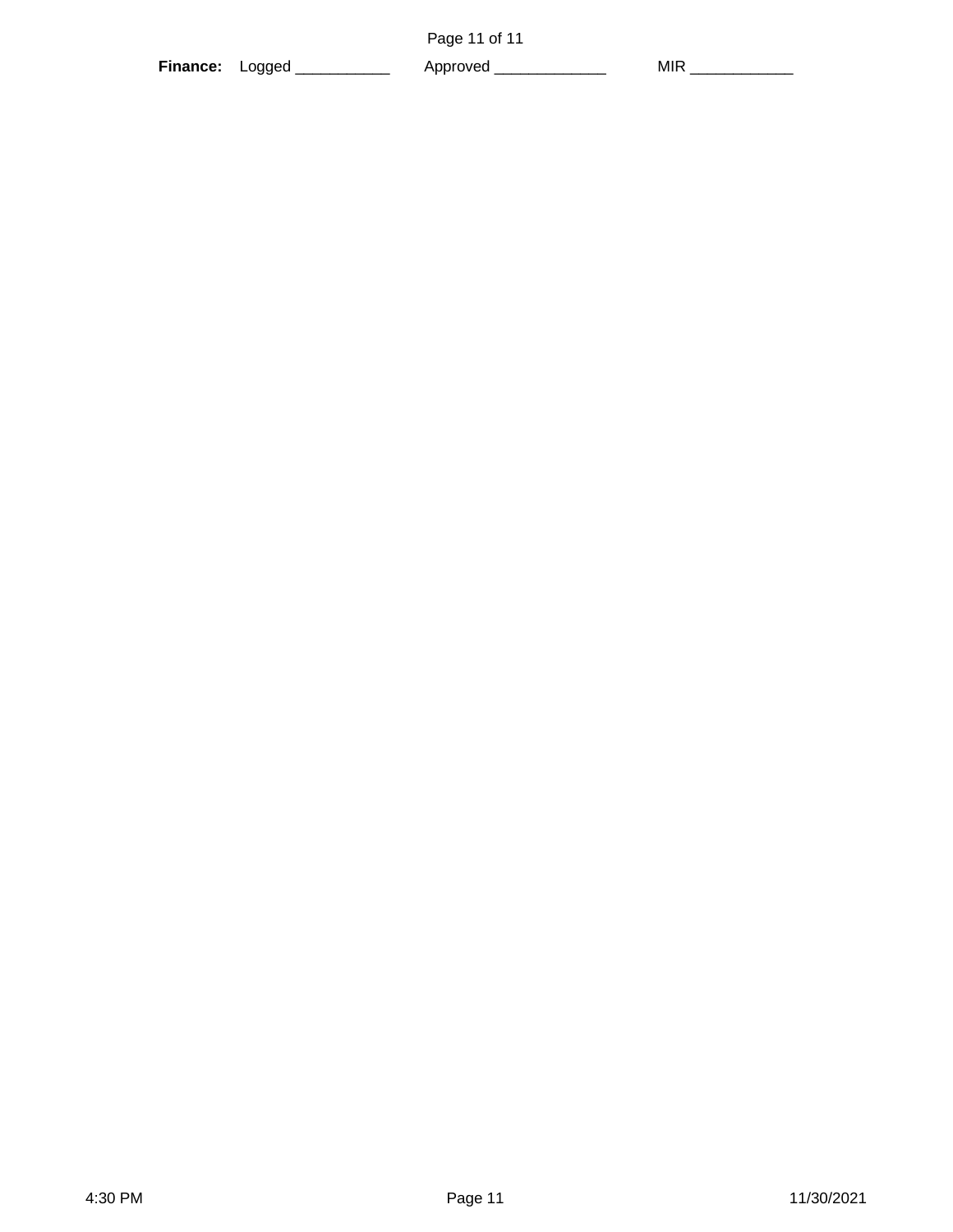**Finance:** Logged ___________ Approved _____________ MIR ____________